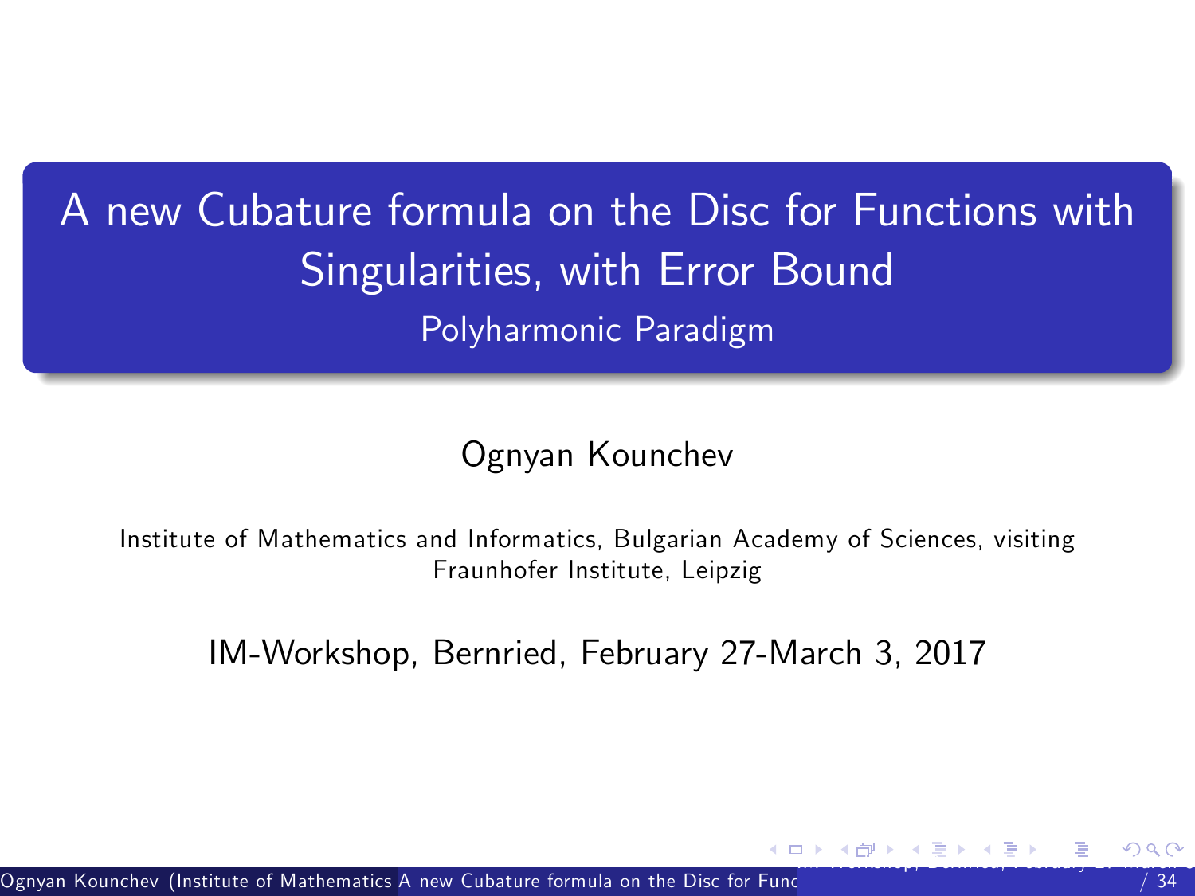# A new Cubature formula on the Disc for Functions with Singularities, with Error Bound

## Polyharmonic Paradigm

Ognyan Kounchev

Institute of Mathematics and Informatics, Bulgarian Academy of Sciences, visiting Fraunhofer Institute, Leipzig

IM-Workshop, Bernried, February 27-March 3, 2017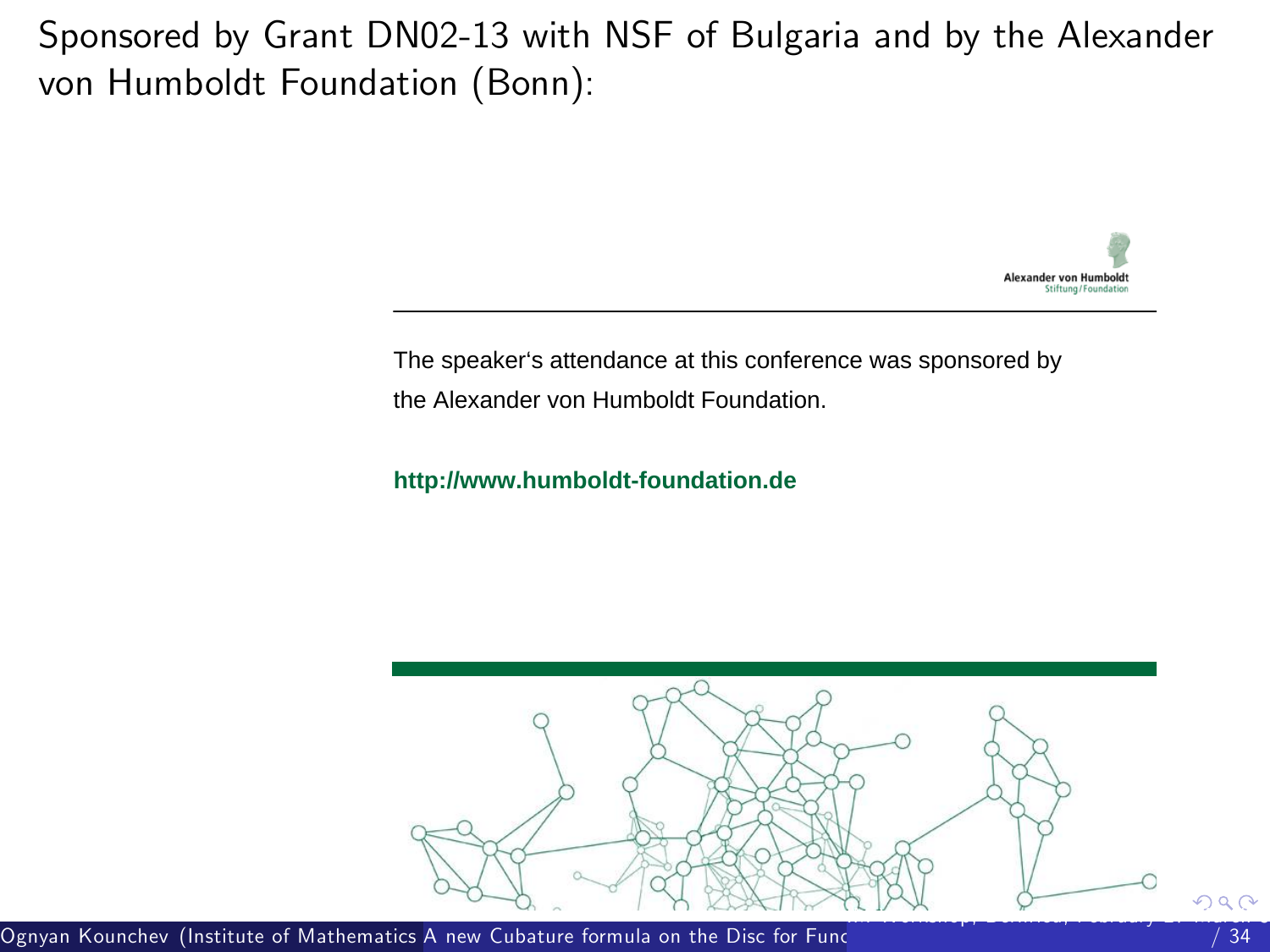Sponsored by Grant DN02-13 with NSF of Bulgaria and by the Alexander von Humboldt Foundation (Bonn):

Alexander von Humboldt
Stiftung/Foundation

The speaker's attendance at this conference was sponsored by the Alexander von Humboldt Foundation.

**http://www.humboldt-foundation.de**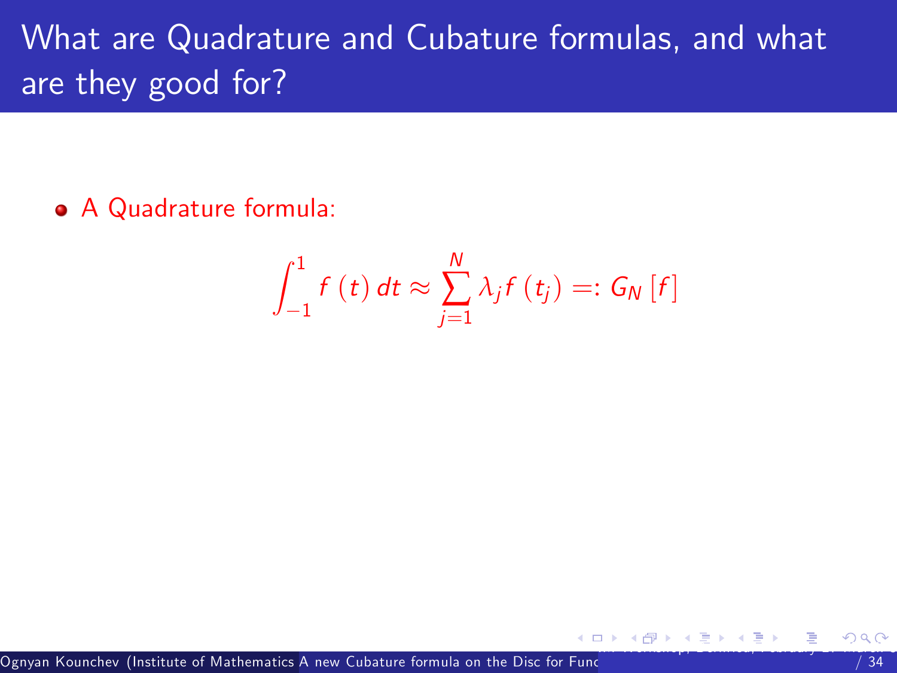# What are Quadrature and Cubature formulas, and what are they good for?

- A Quadrature formula:

$$\int_{-1}^{1} f(t)\, dt \approx \sum_{j=1}^{N} \lambda_j f(t_j) =: G_N[f]$$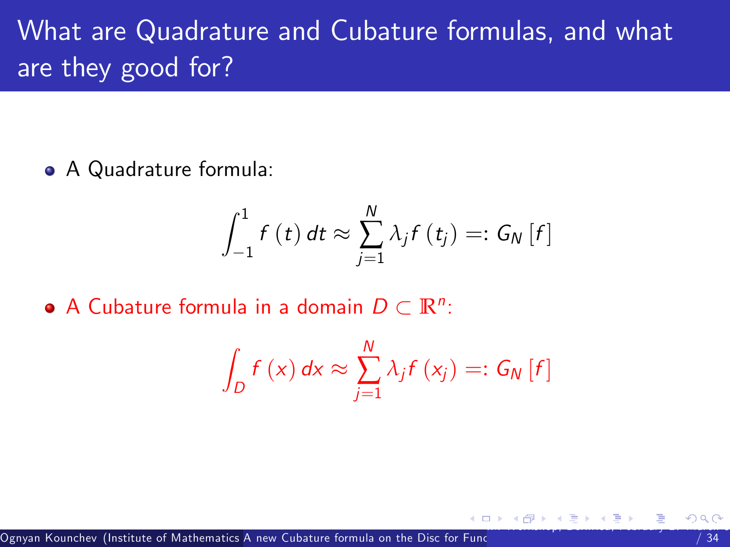# What are Quadrature and Cubature formulas, and what are they good for?

- A Quadrature formula:

$$\int_{-1}^{1} f(t)\, dt \approx \sum_{j=1}^{N} \lambda_j f(t_j) =: G_N[f]$$

- A Cubature formula in a domain $D \subset \mathbb{R}^n$:

$$\int_D f(x)\, dx \approx \sum_{j=1}^{N} \lambda_j f(x_j) =: G_N[f]$$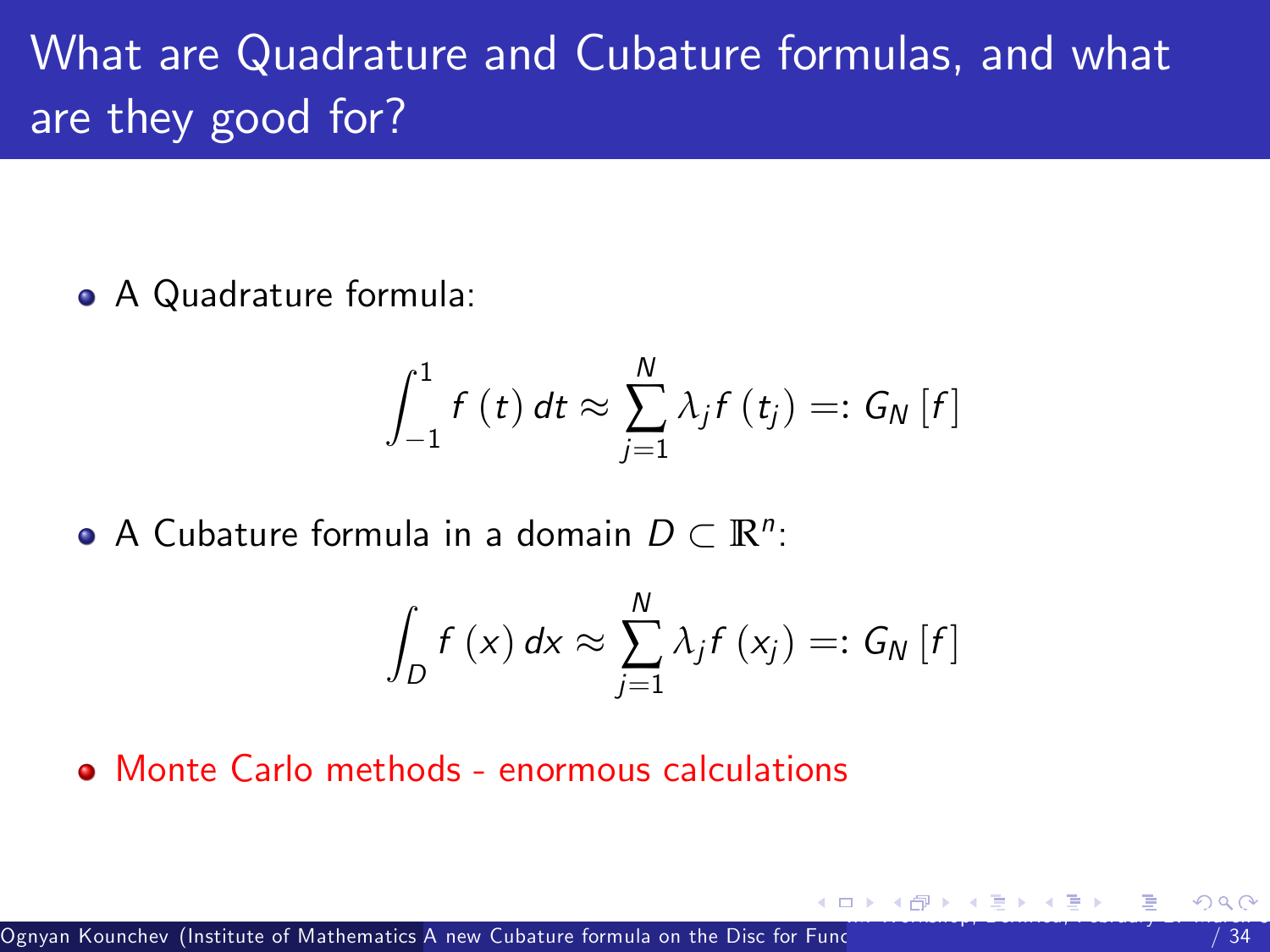# What are Quadrature and Cubature formulas, and what are they good for?

- A Quadrature formula:

$$\int_{-1}^{1} f(t)\, dt \approx \sum_{j=1}^{N} \lambda_j f(t_j) =: G_N[f]$$

- A Cubature formula in a domain $D \subset \mathbb{R}^n$:

$$\int_{D} f(x)\, dx \approx \sum_{j=1}^{N} \lambda_j f(x_j) =: G_N[f]$$

- Monte Carlo methods - enormous calculations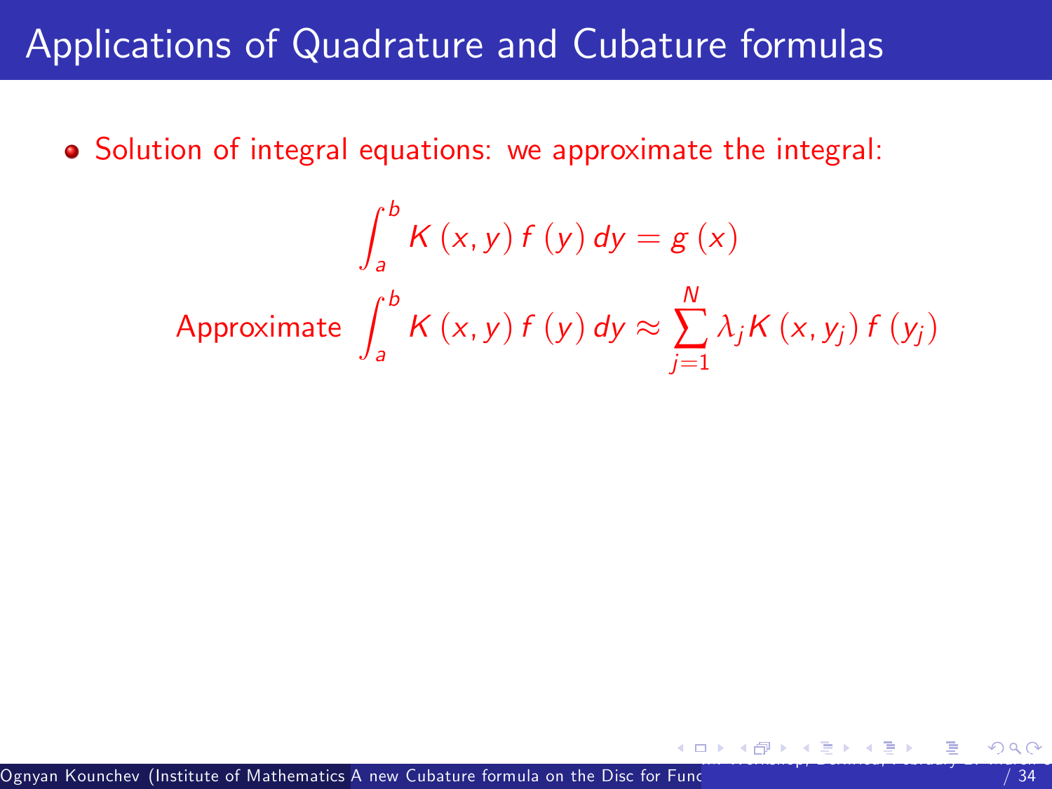# Applications of Quadrature and Cubature formulas

- Solution of integral equations: we approximate the integral:

$$\int_a^b K(x, y) f(y) \, dy = g(x)$$

$$\text{Approximate } \int_a^b K(x, y) f(y) \, dy \approx \sum_{j=1}^{N} \lambda_j K(x, y_j) f(y_j)$$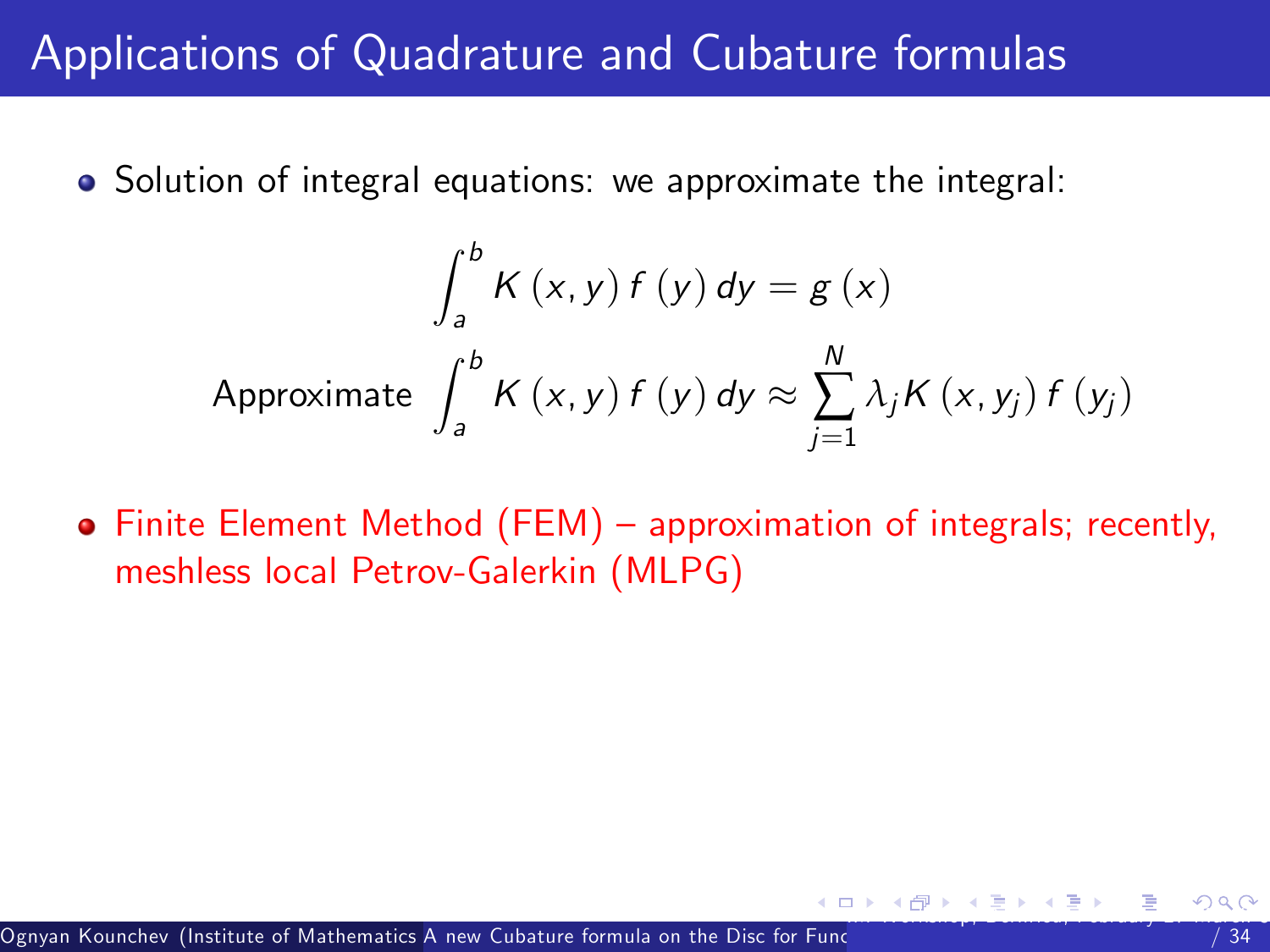# Applications of Quadrature and Cubature formulas

- Solution of integral equations: we approximate the integral:

$$\int_a^b K(x,y)\, f(y)\, dy = g(x)$$

$$\text{Approximate } \int_a^b K(x,y)\, f(y)\, dy \approx \sum_{j=1}^{N} \lambda_j K(x, y_j)\, f(y_j)$$

- Finite Element Method (FEM) – approximation of integrals; recently, meshless local Petrov-Galerkin (MLPG)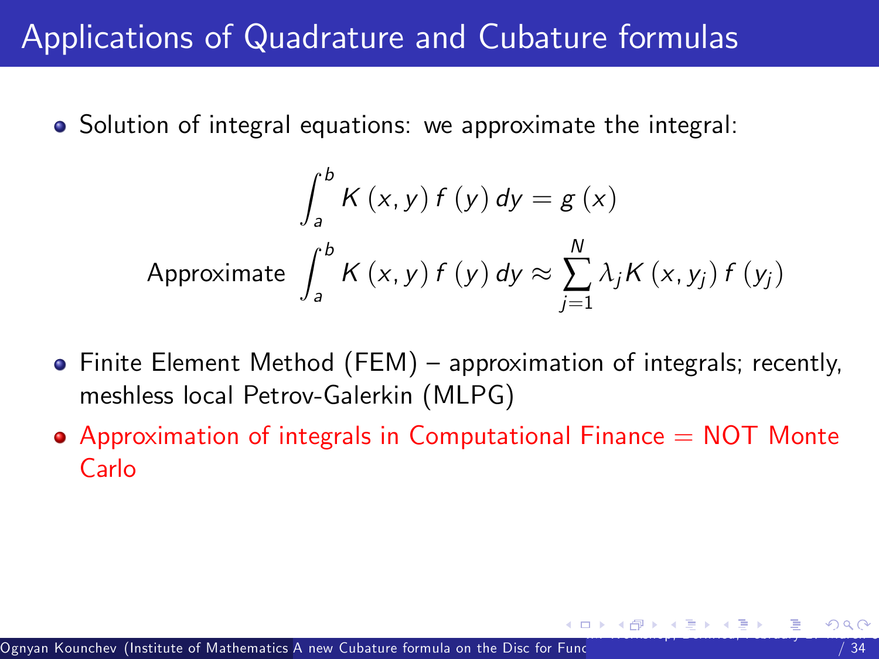# Applications of Quadrature and Cubature formulas

- Solution of integral equations: we approximate the integral:

$$\int_a^b K(x,y) f(y)\, dy = g(x)$$

$$\text{Approximate } \int_a^b K(x,y) f(y)\, dy \approx \sum_{j=1}^{N} \lambda_j K(x, y_j) f(y_j)$$

- Finite Element Method (FEM) – approximation of integrals; recently, meshless local Petrov-Galerkin (MLPG)
- Approximation of integrals in Computational Finance = NOT Monte Carlo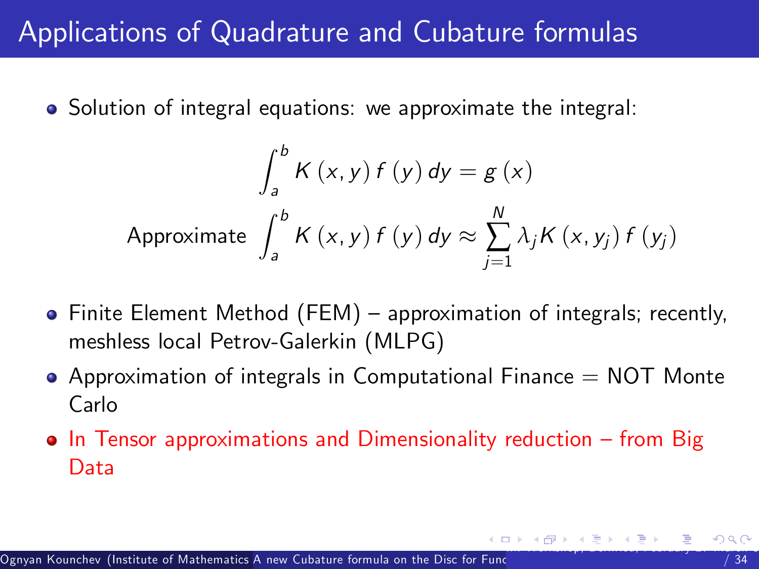# Applications of Quadrature and Cubature formulas

- Solution of integral equations: we approximate the integral:

$$\int_a^b K(x,y) f(y)\, dy = g(x)$$

$$\text{Approximate } \int_a^b K(x,y) f(y)\, dy \approx \sum_{j=1}^{N} \lambda_j K(x, y_j) f(y_j)$$

- Finite Element Method (FEM) – approximation of integrals; recently, meshless local Petrov-Galerkin (MLPG)
- Approximation of integrals in Computational Finance = NOT Monte Carlo
- In Tensor approximations and Dimensionality reduction – from Big Data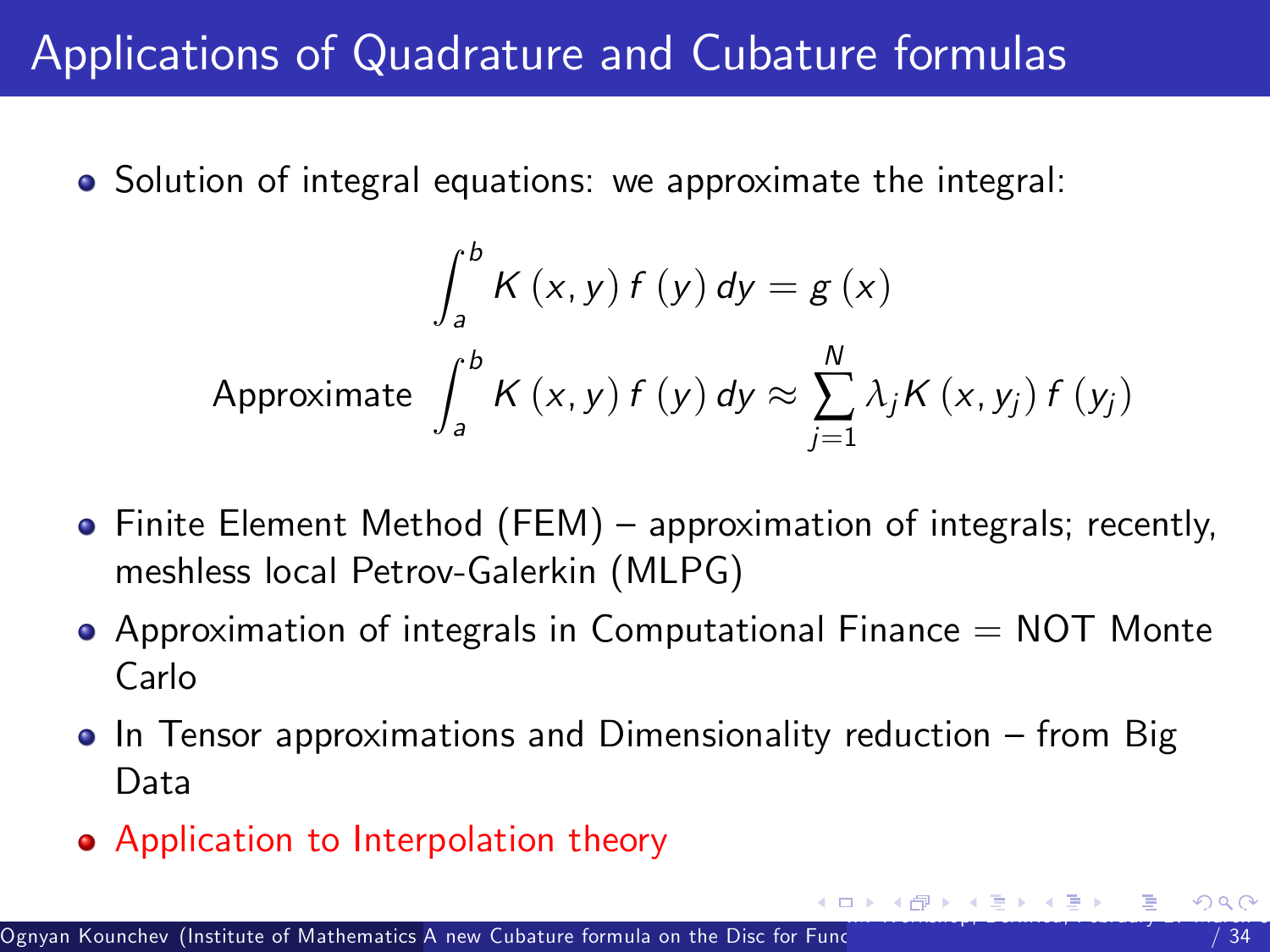# Applications of Quadrature and Cubature formulas

- Solution of integral equations: we approximate the integral:

$$\int_a^b K(x,y)\, f(y)\, dy = g(x)$$

$$\text{Approximate } \int_a^b K(x,y)\, f(y)\, dy \approx \sum_{j=1}^{N} \lambda_j K(x,y_j)\, f(y_j)$$

- Finite Element Method (FEM) – approximation of integrals; recently, meshless local Petrov-Galerkin (MLPG)
- Approximation of integrals in Computational Finance = NOT Monte Carlo
- In Tensor approximations and Dimensionality reduction – from Big Data
- Application to Interpolation theory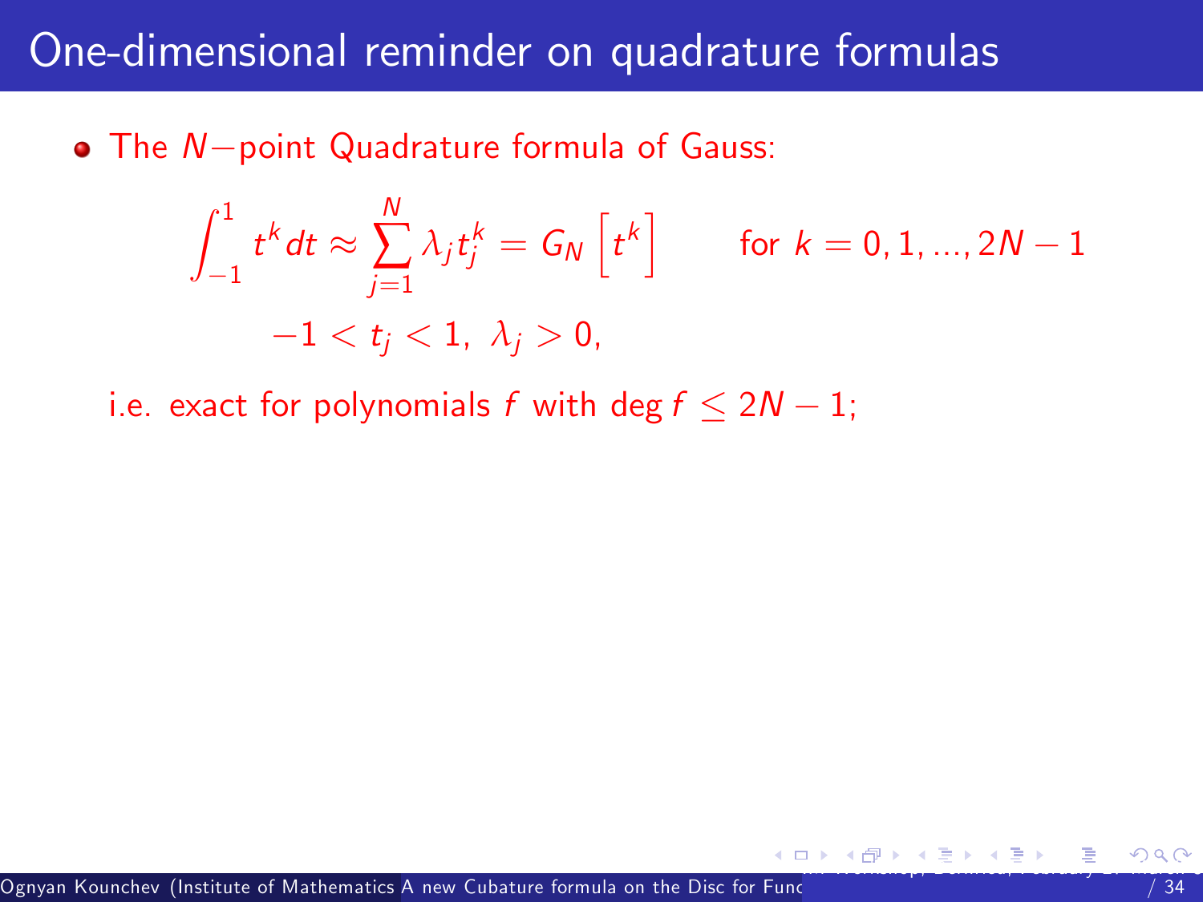# One-dimensional reminder on quadrature formulas

- The $N-$point Quadrature formula of Gauss:

$$\int_{-1}^{1} t^k dt \approx \sum_{j=1}^{N} \lambda_j t_j^k = G_N\left[t^k\right] \qquad \text{for } k = 0, 1, ..., 2N-1$$

$$-1 < t_j < 1, \ \lambda_j > 0,$$

i.e. exact for polynomials $f$ with $\deg f \leq 2N-1$;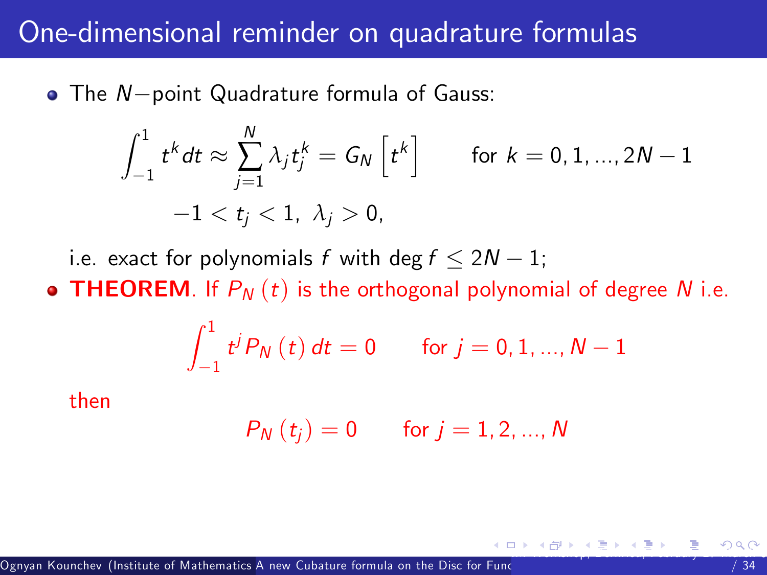# One-dimensional reminder on quadrature formulas

- The $N-$point Quadrature formula of Gauss:

$$\int_{-1}^{1} t^k dt \approx \sum_{j=1}^{N} \lambda_j t_j^k = G_N \left[ t^k \right] \qquad \text{for } k = 0, 1, ..., 2N-1$$

$$-1 < t_j < 1, \ \lambda_j > 0,$$

i.e. exact for polynomials $f$ with $\deg f \leq 2N-1$;

- **THEOREM**. If $P_N(t)$ is the orthogonal polynomial of degree $N$ i.e.

$$\int_{-1}^{1} t^j P_N(t) \, dt = 0 \qquad \text{for } j = 0, 1, ..., N-1$$

then

$$P_N(t_j) = 0 \qquad \text{for } j = 1, 2, ..., N$$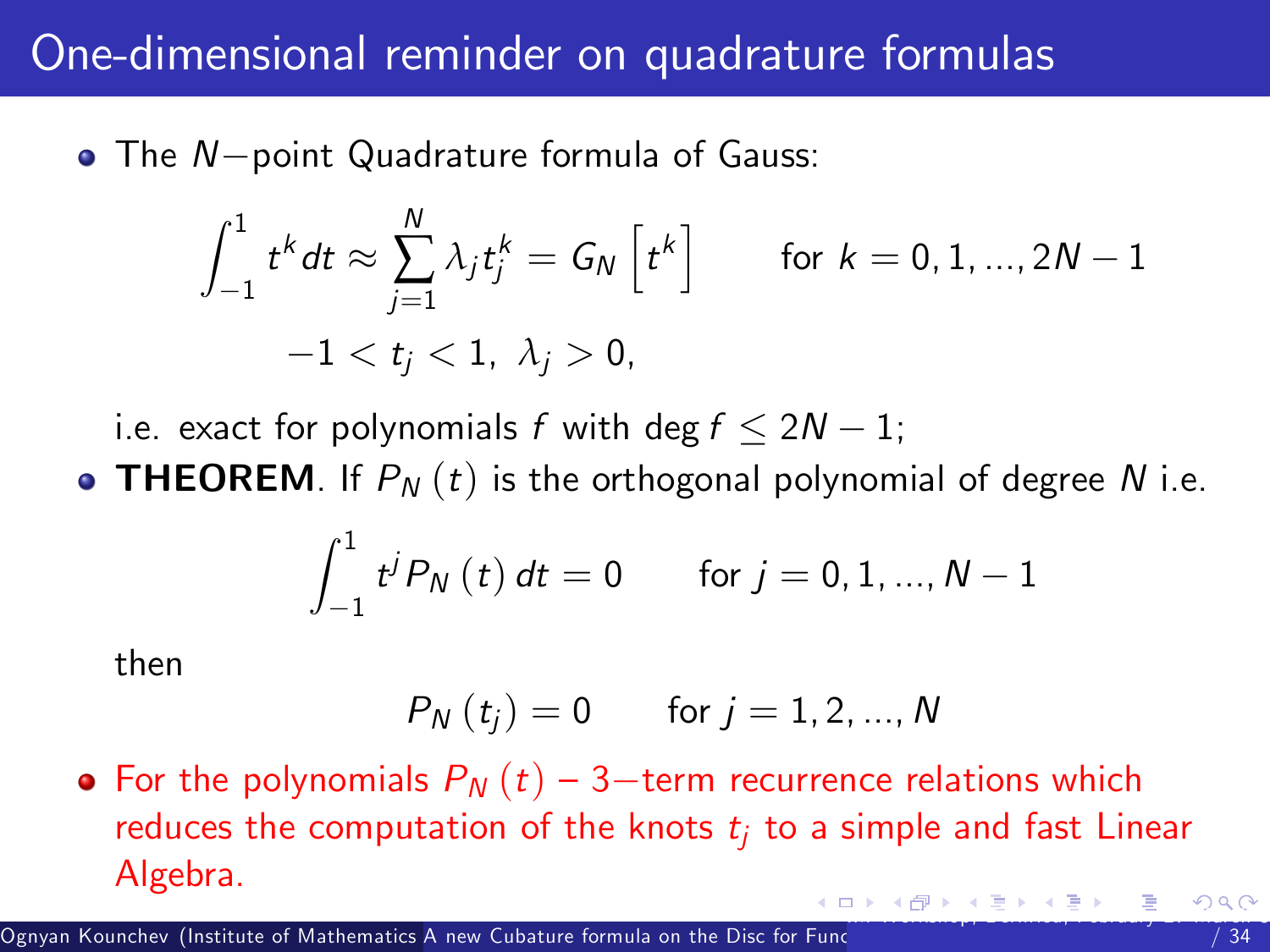# One-dimensional reminder on quadrature formulas

- The $N-$point Quadrature formula of Gauss:

$$\int_{-1}^{1} t^k dt \approx \sum_{j=1}^{N} \lambda_j t_j^k = G_N \left[ t^k \right] \qquad \text{for } k = 0, 1, ..., 2N-1$$

$$-1 < t_j < 1, \ \lambda_j > 0,$$

i.e. exact for polynomials $f$ with $\deg f \leq 2N-1$;

- **THEOREM**. If $P_N(t)$ is the orthogonal polynomial of degree $N$ i.e.

$$\int_{-1}^{1} t^j P_N(t) \, dt = 0 \qquad \text{for } j = 0, 1, ..., N-1$$

then

$$P_N(t_j) = 0 \qquad \text{for } j = 1, 2, ..., N$$

- For the polynomials $P_N(t)$ – $3-$term recurrence relations which reduces the computation of the knots $t_j$ to a simple and fast Linear Algebra.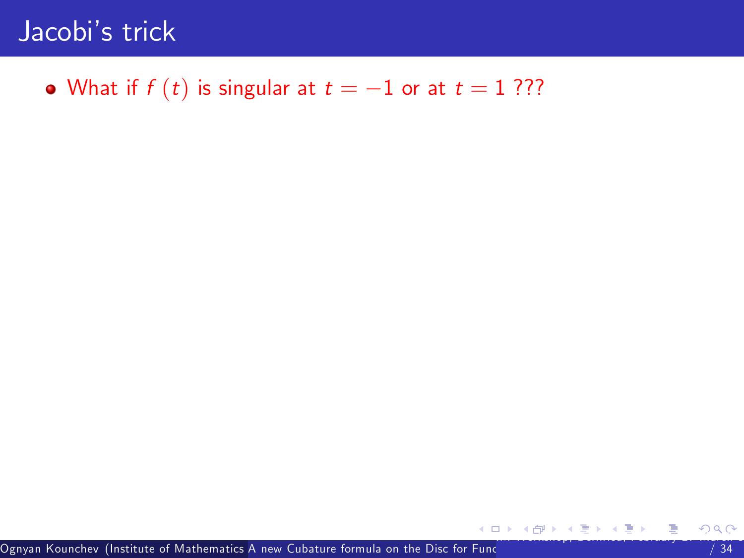# Jacobi's trick

- What if $f(t)$ is singular at $t = -1$ or at $t = 1$ ???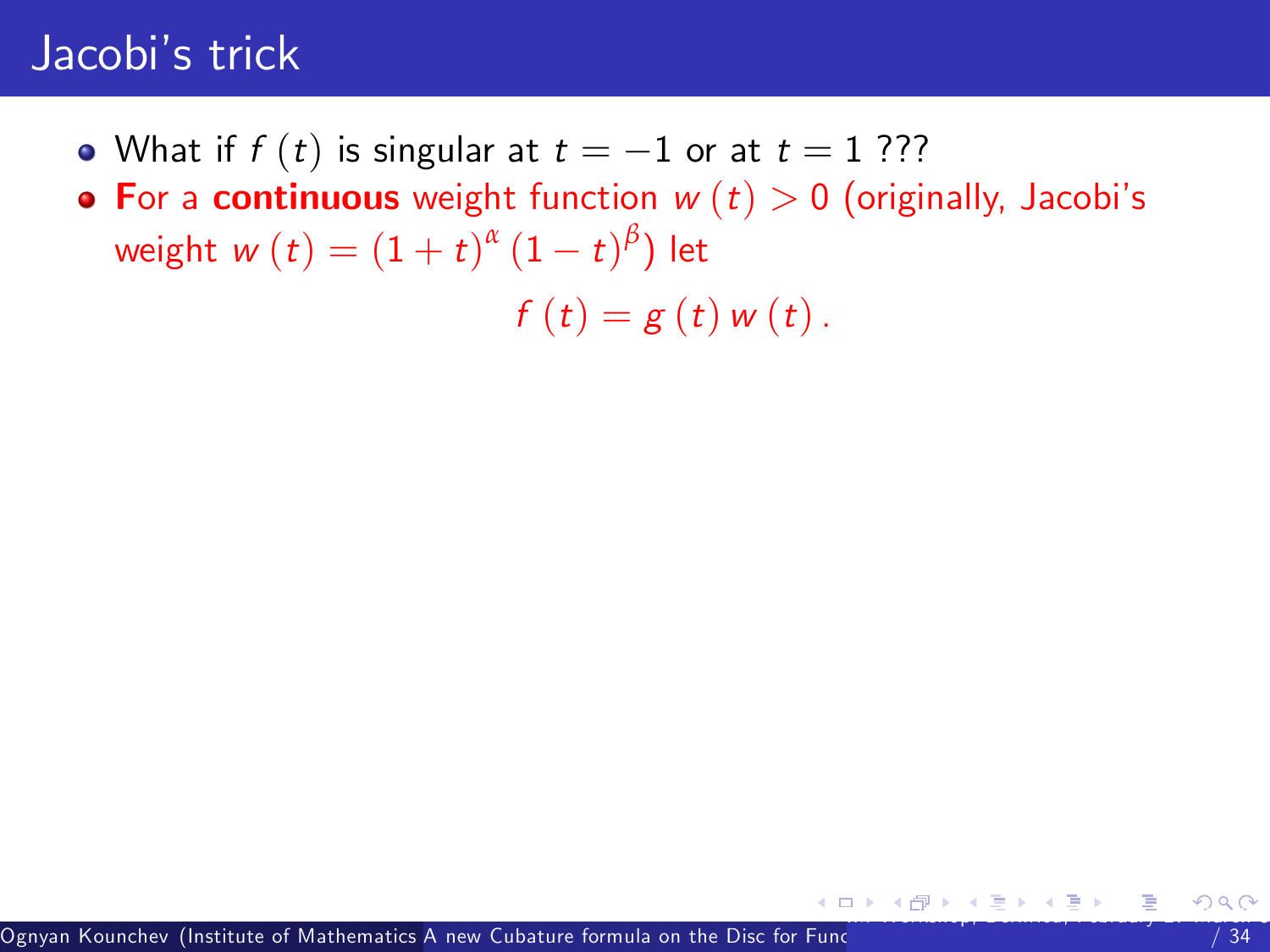# Jacobi's trick

- What if $f(t)$ is singular at $t = -1$ or at $t = 1$ ???
- **For** a **continuous** weight function $w(t) > 0$ (originally, Jacobi's weight $w(t) = (1+t)^{\alpha}(1-t)^{\beta}$) let

$$f(t) = g(t)\, w(t).$$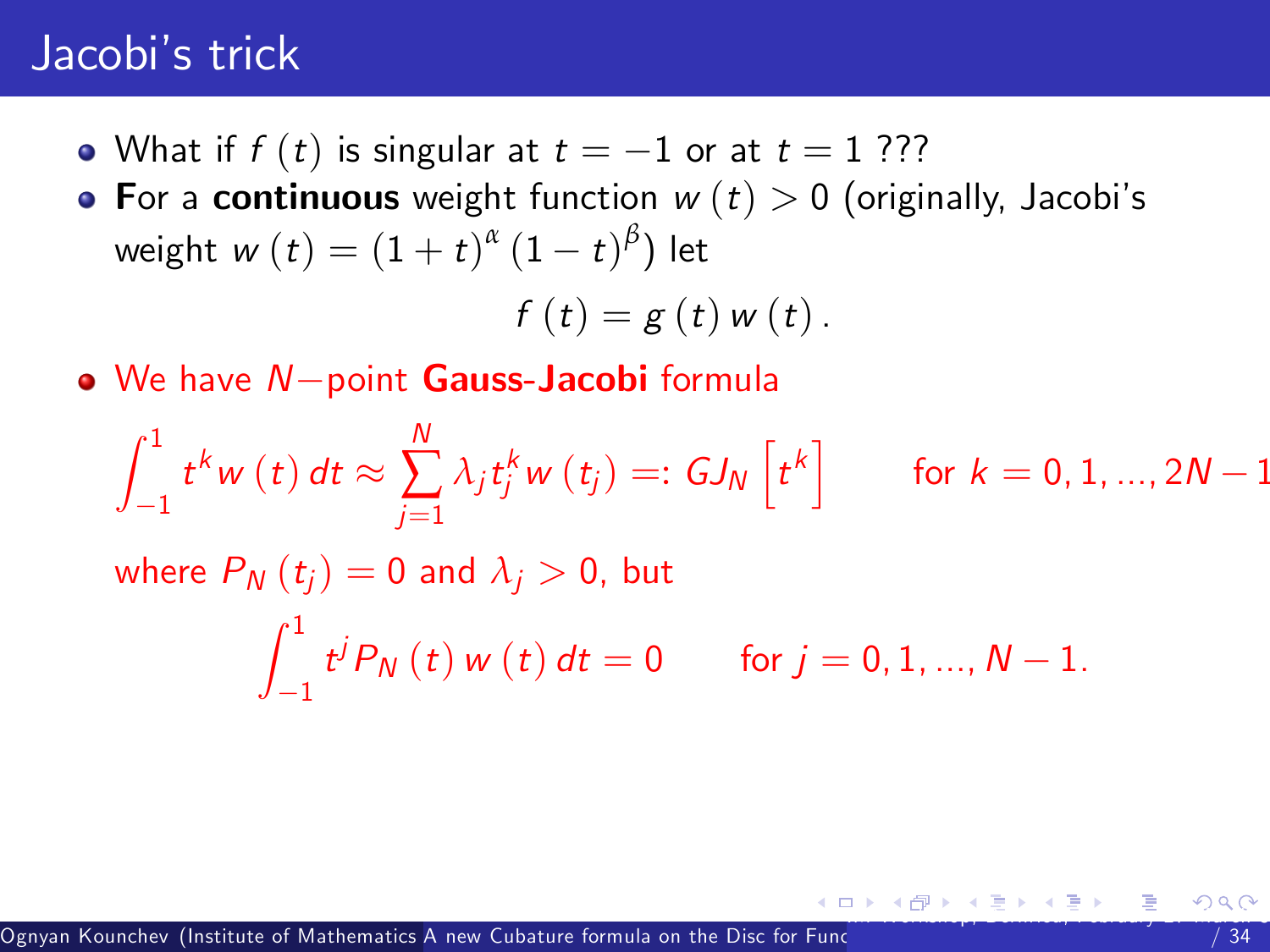# Jacobi's trick

- What if $f(t)$ is singular at $t = -1$ or at $t = 1$ ???
- **F**or a **continuous** weight function $w(t) > 0$ (originally, Jacobi's weight $w(t) = (1+t)^{\alpha}(1-t)^{\beta}$) let

$$f(t) = g(t)\, w(t).$$

- We have $N-$point **Gauss-Jacobi** formula

$$\int_{-1}^{1} t^k w(t)\, dt \approx \sum_{j=1}^{N} \lambda_j t_j^k w(t_j) =: GJ_N\left[t^k\right] \qquad \text{for } k = 0, 1, ..., 2N-1$$

where $P_N(t_j) = 0$ and $\lambda_j > 0$, but

$$\int_{-1}^{1} t^j P_N(t)\, w(t)\, dt = 0 \qquad \text{for } j = 0, 1, ..., N-1.$$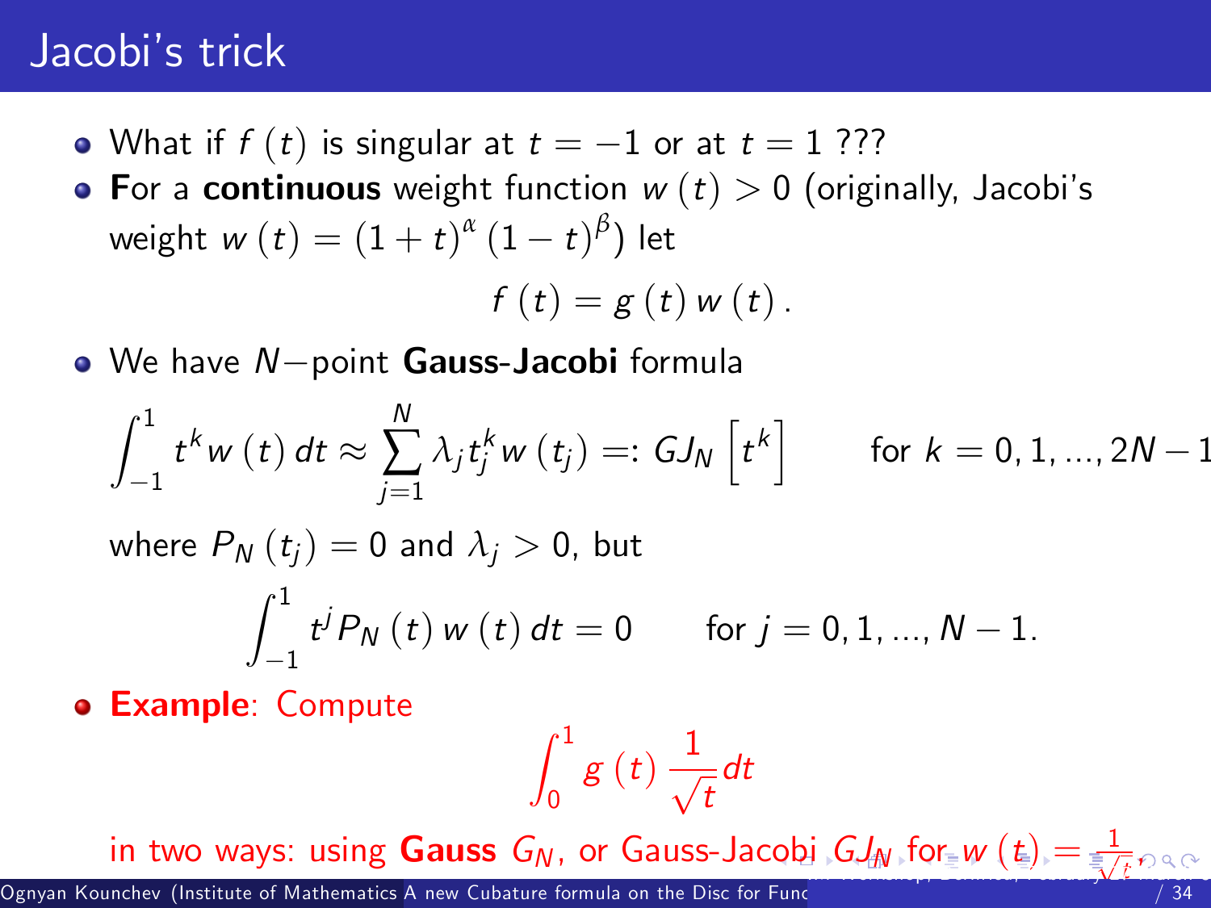# Jacobi's trick

- What if $f(t)$ is singular at $t = -1$ or at $t = 1$ ???
- **F**or a **continuous** weight function $w(t) > 0$ (originally, Jacobi's weight $w(t) = (1+t)^{\alpha}(1-t)^{\beta}$) let

$$f(t) = g(t)\, w(t).$$

- We have $N-$point **Gauss-Jacobi** formula

$$\int_{-1}^{1} t^k w(t)\, dt \approx \sum_{j=1}^{N} \lambda_j t_j^k w(t_j) =: GJ_N\left[t^k\right] \qquad \text{for } k = 0, 1, ..., 2N-1$$

where $P_N(t_j) = 0$ and $\lambda_j > 0$, but

$$\int_{-1}^{1} t^j P_N(t)\, w(t)\, dt = 0 \qquad \text{for } j = 0, 1, ..., N-1.$$

- **Example**: Compute

$$\int_{0}^{1} g(t) \frac{1}{\sqrt{t}} dt$$

in two ways: using **Gauss** $G_N$, or Gauss-Jacobi $GJ_N$ for $w(t) = \frac{1}{\sqrt{t}}$.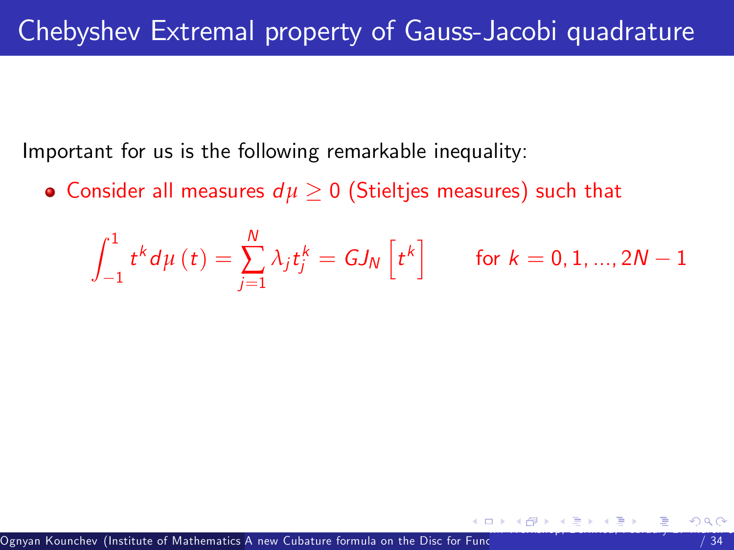# Chebyshev Extremal property of Gauss-Jacobi quadrature

Important for us is the following remarkable inequality:

- Consider all measures $d\mu \geq 0$ (Stieltjes measures) such that

$$\int_{-1}^{1} t^k d\mu(t) = \sum_{j=1}^{N} \lambda_j t_j^k = GJ_N\left[t^k\right] \qquad \text{for } k = 0, 1, ..., 2N-1$$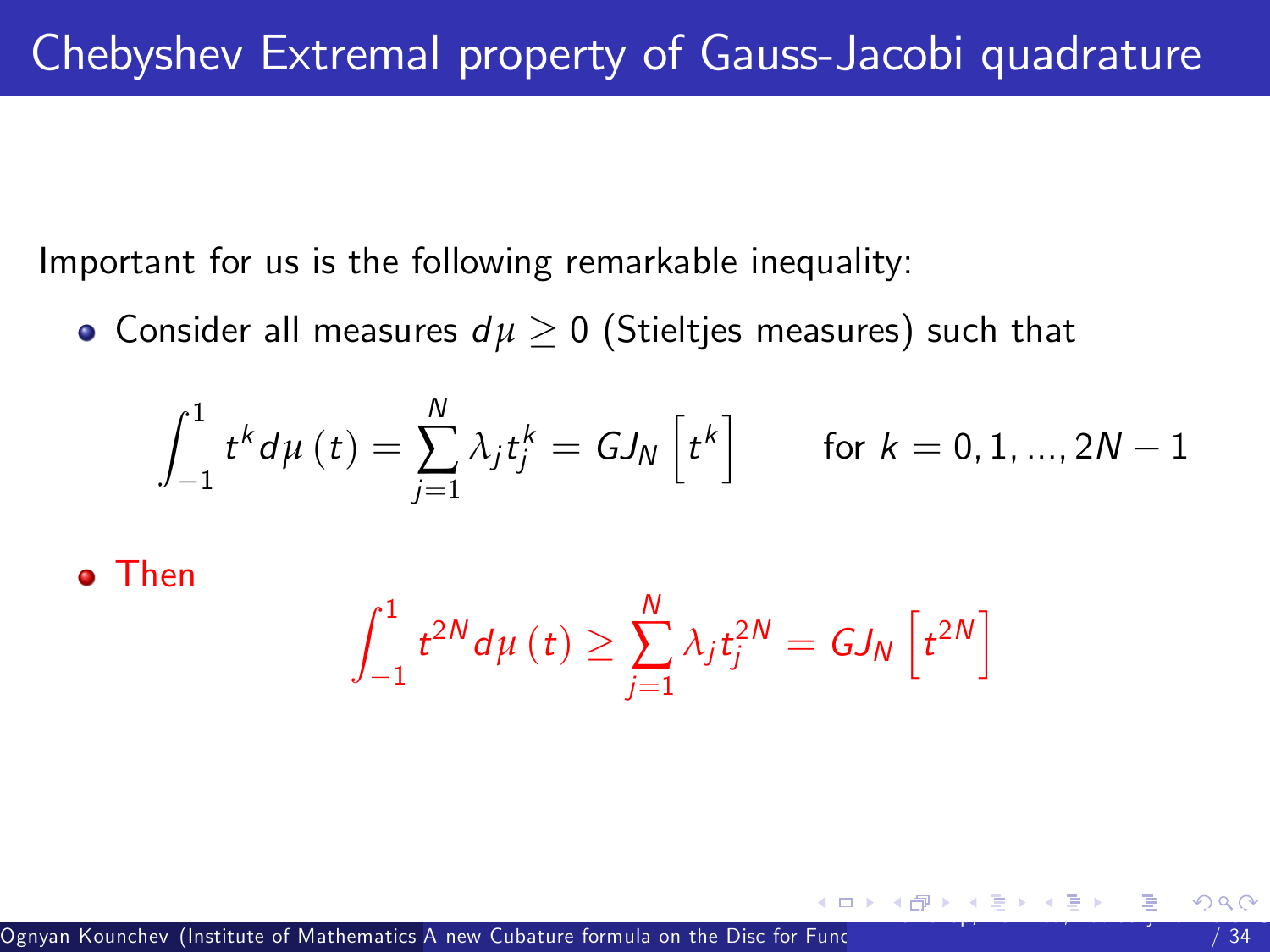# Chebyshev Extremal property of Gauss-Jacobi quadrature

Important for us is the following remarkable inequality:

- Consider all measures $d\mu \geq 0$ (Stieltjes measures) such that

$$\int_{-1}^{1} t^k d\mu(t) = \sum_{j=1}^{N} \lambda_j t_j^k = GJ_N\left[t^k\right] \qquad \text{for } k = 0, 1, ..., 2N-1$$

- Then

$$\int_{-1}^{1} t^{2N} d\mu(t) \geq \sum_{j=1}^{N} \lambda_j t_j^{2N} = GJ_N\left[t^{2N}\right]$$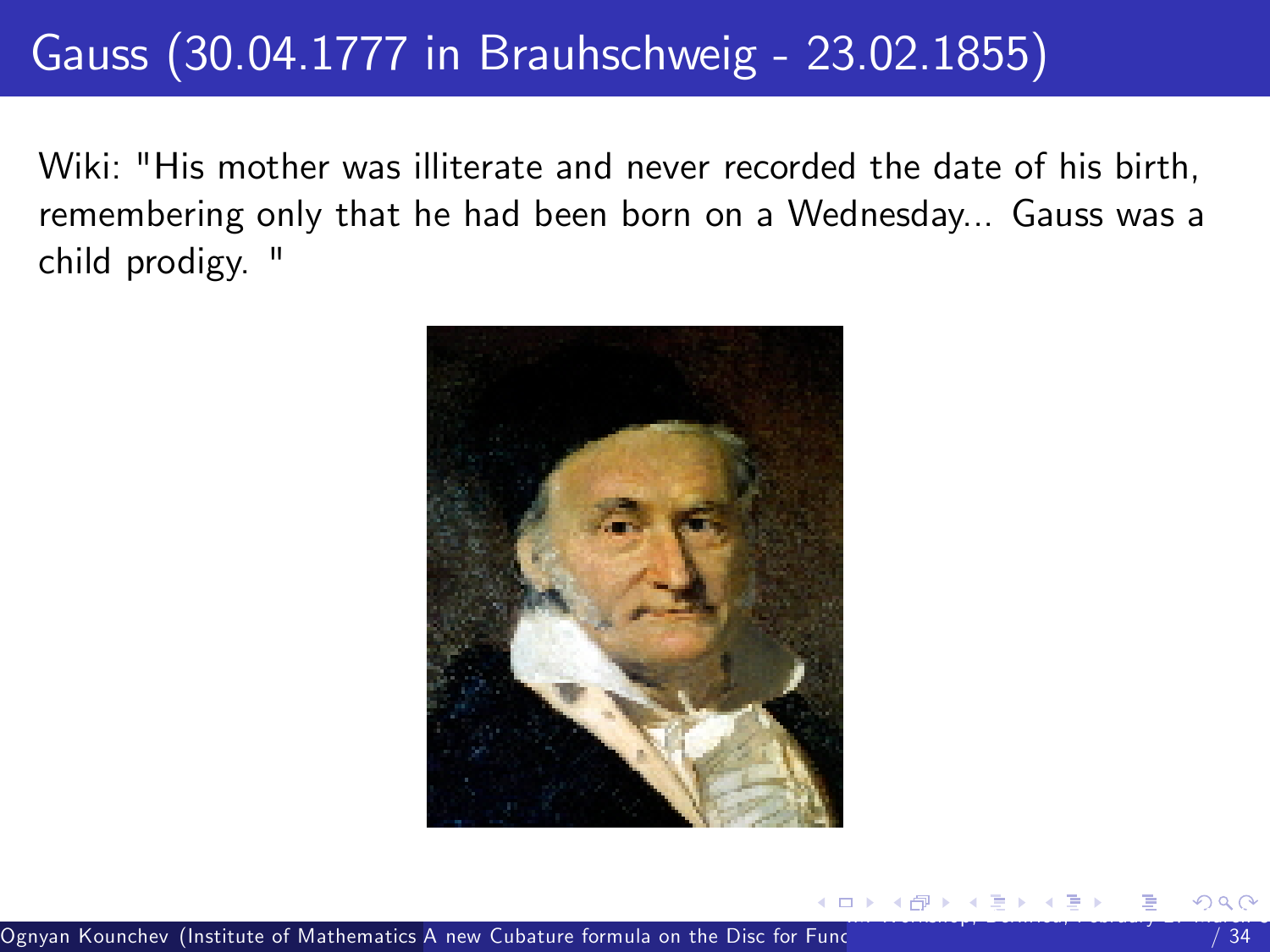# Gauss (30.04.1777 in Brauhschweig - 23.02.1855)

Wiki: "His mother was illiterate and never recorded the date of his birth, remembering only that he had been born on a Wednesday... Gauss was a child prodigy. "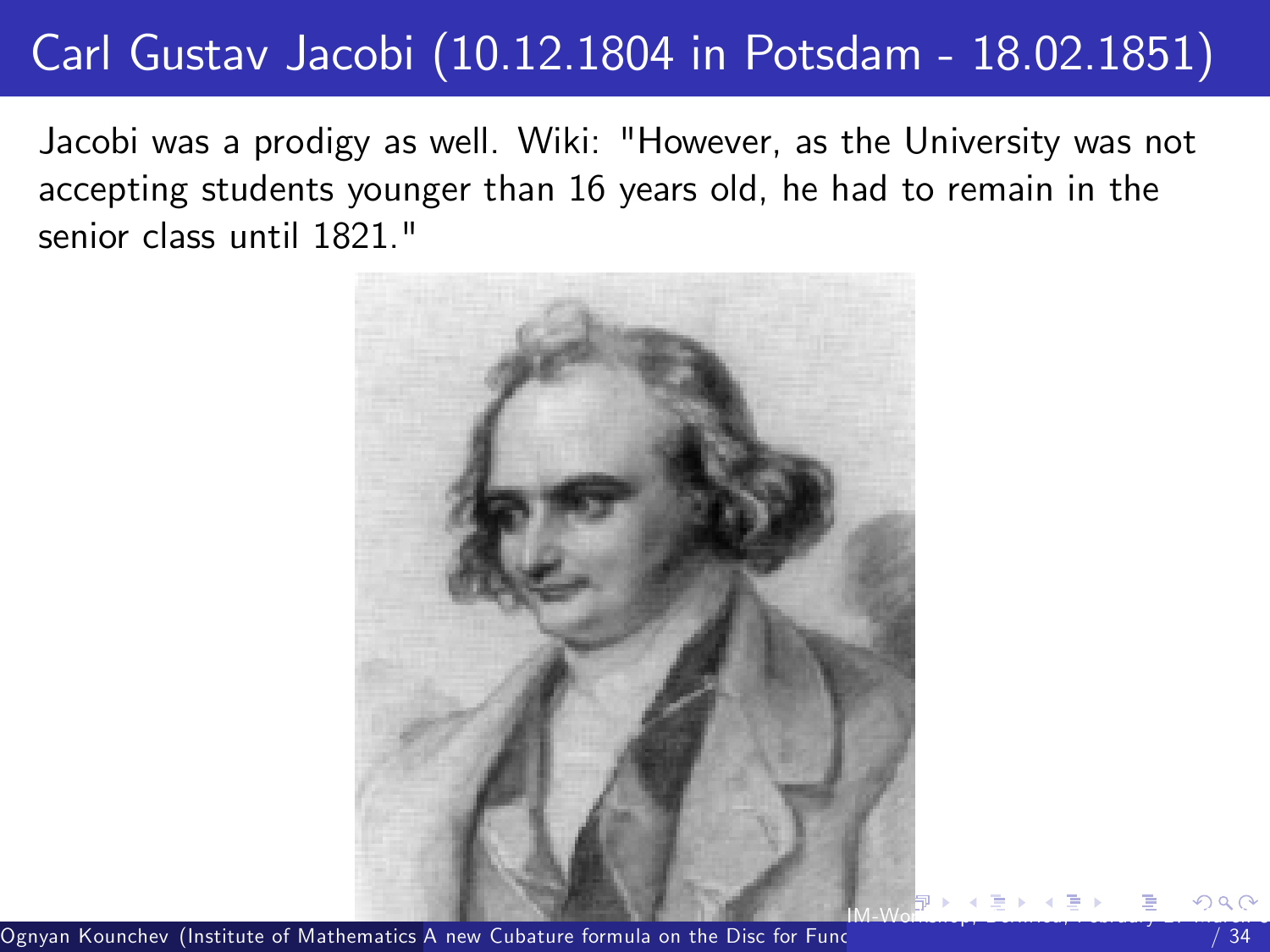# Carl Gustav Jacobi (10.12.1804 in Potsdam - 18.02.1851)

Jacobi was a prodigy as well. Wiki: "However, as the University was not accepting students younger than 16 years old, he had to remain in the senior class until 1821."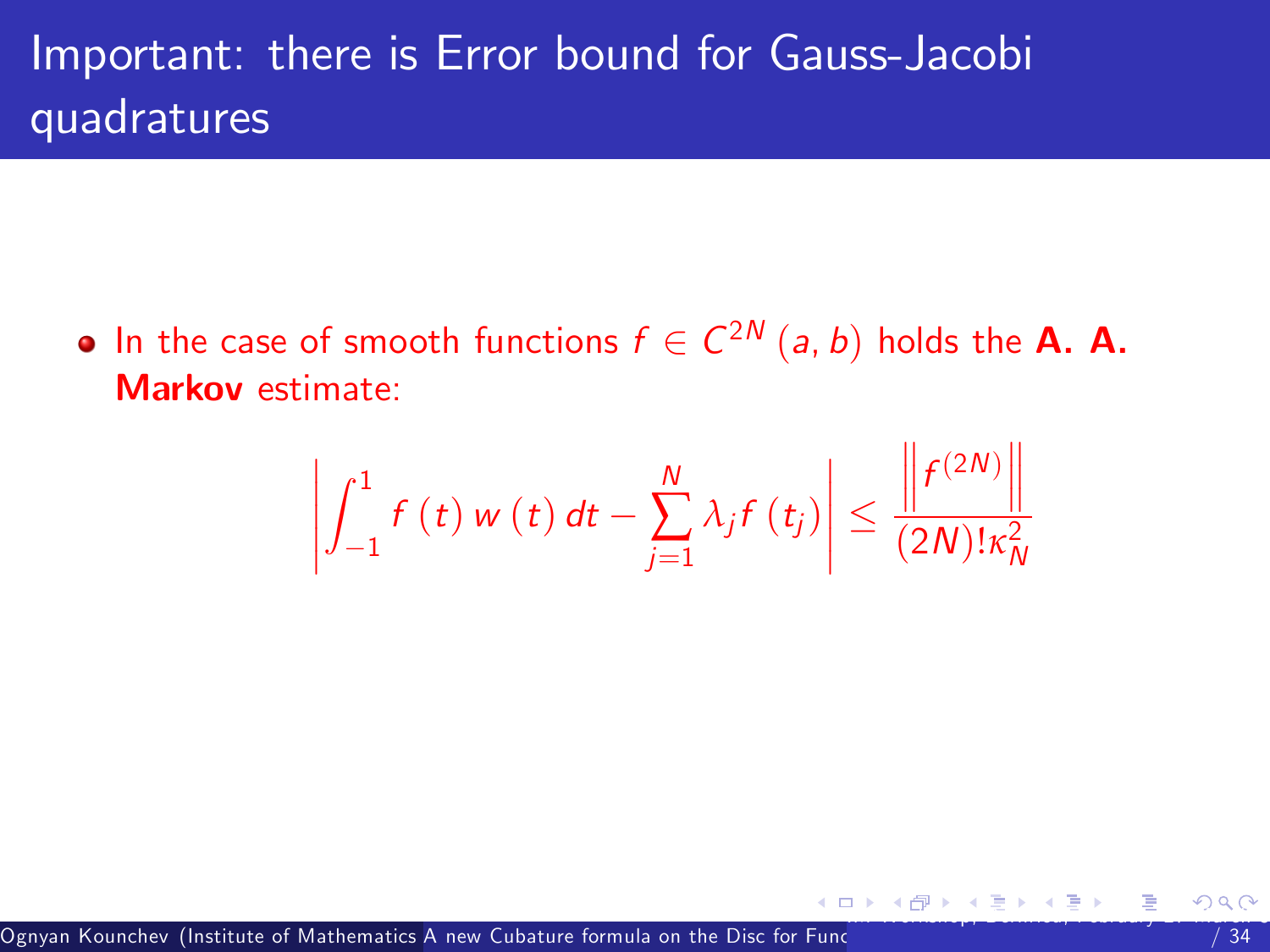# Important: there is Error bound for Gauss-Jacobi quadratures

- In the case of smooth functions $f \in C^{2N}(a, b)$ holds the **A. A. Markov** estimate:

$$\left| \int_{-1}^{1} f(t)\, w(t)\, dt - \sum_{j=1}^{N} \lambda_j f(t_j) \right| \leq \frac{\left\| f^{(2N)} \right\|}{(2N)! \kappa_N^2}$$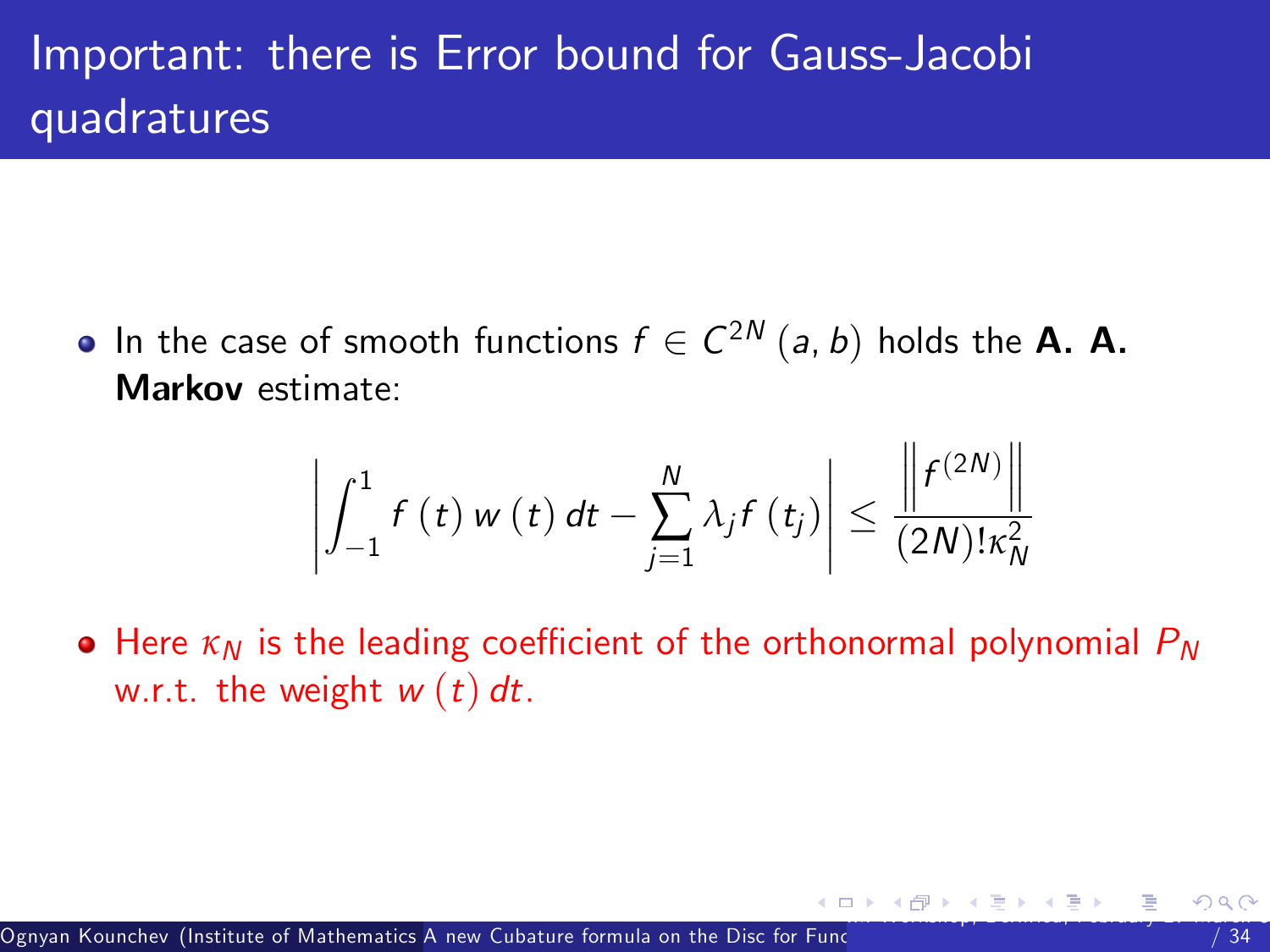# Important: there is Error bound for Gauss-Jacobi quadratures

- In the case of smooth functions $f \in C^{2N}(a, b)$ holds the **A. A. Markov** estimate:

$$\left| \int_{-1}^{1} f(t)\, w(t)\, dt - \sum_{j=1}^{N} \lambda_j f(t_j) \right| \leq \frac{\left\| f^{(2N)} \right\|}{(2N)!\kappa_N^2}$$

- Here $\kappa_N$ is the leading coefficient of the orthonormal polynomial $P_N$ w.r.t. the weight $w(t)\, dt$.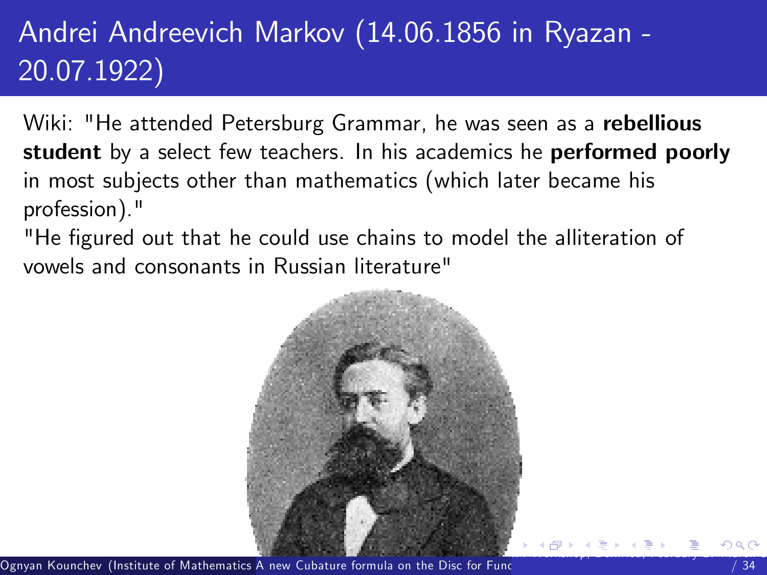# Andrei Andreevich Markov (14.06.1856 in Ryazan - 20.07.1922)

Wiki: "He attended Petersburg Grammar, he was seen as a **rebellious student** by a select few teachers. In his academics he **performed poorly** in most subjects other than mathematics (which later became his profession)."

"He figured out that he could use chains to model the alliteration of vowels and consonants in Russian literature"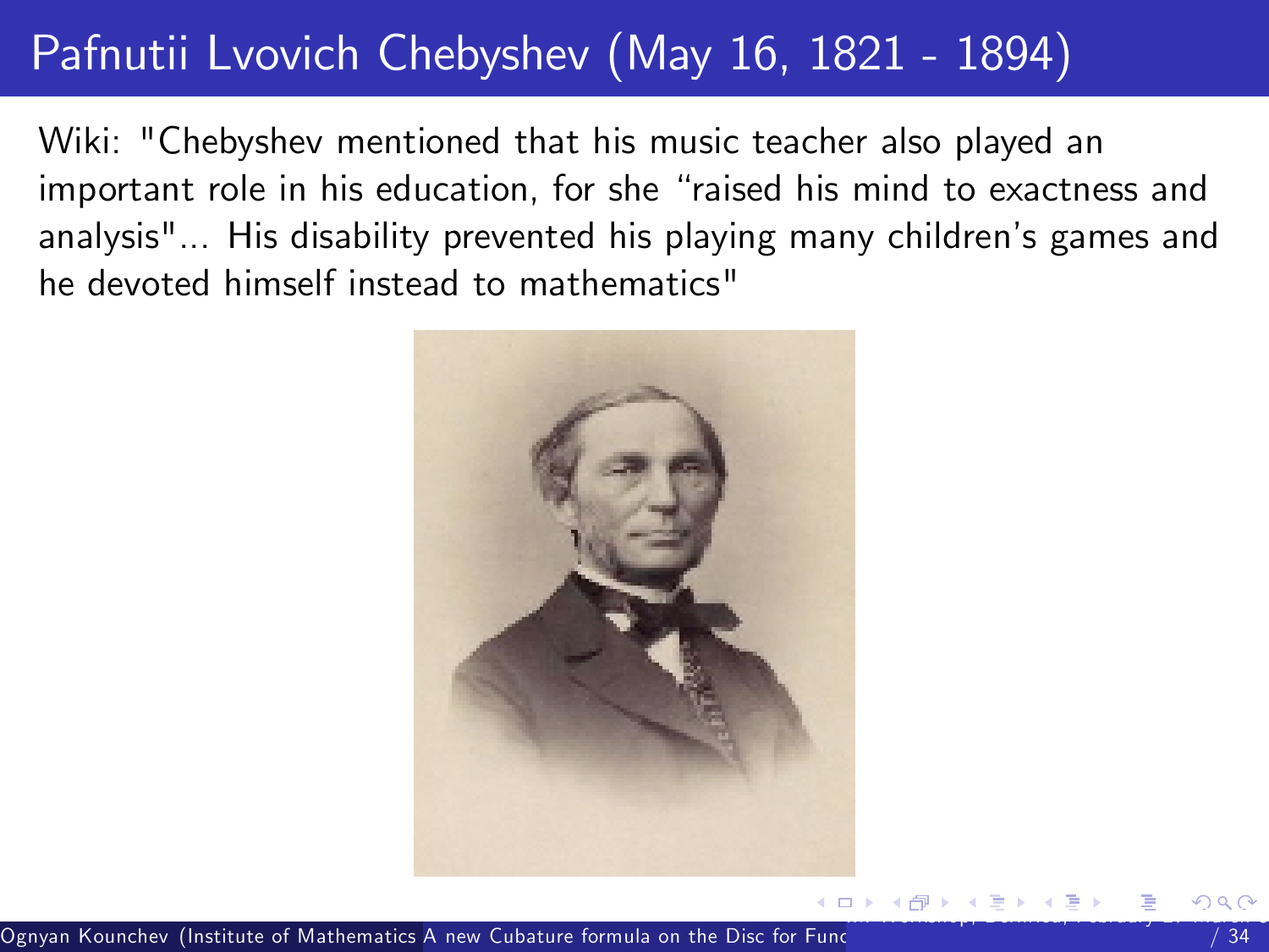# Pafnutii Lvovich Chebyshev (May 16, 1821 - 1894)

Wiki: "Chebyshev mentioned that his music teacher also played an important role in his education, for she “raised his mind to exactness and analysis"... His disability prevented his playing many children's games and he devoted himself instead to mathematics"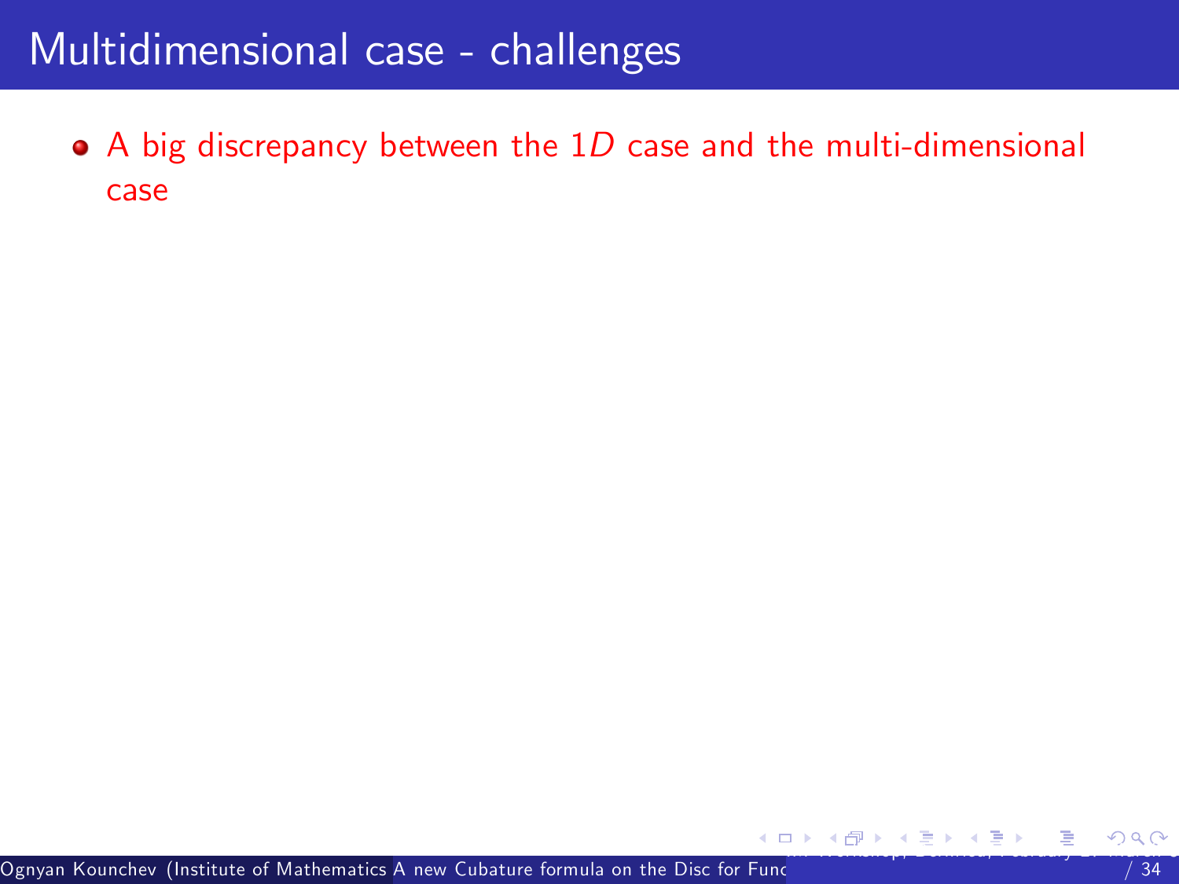# Multidimensional case - challenges

- A big discrepancy between the $1D$ case and the multi-dimensional case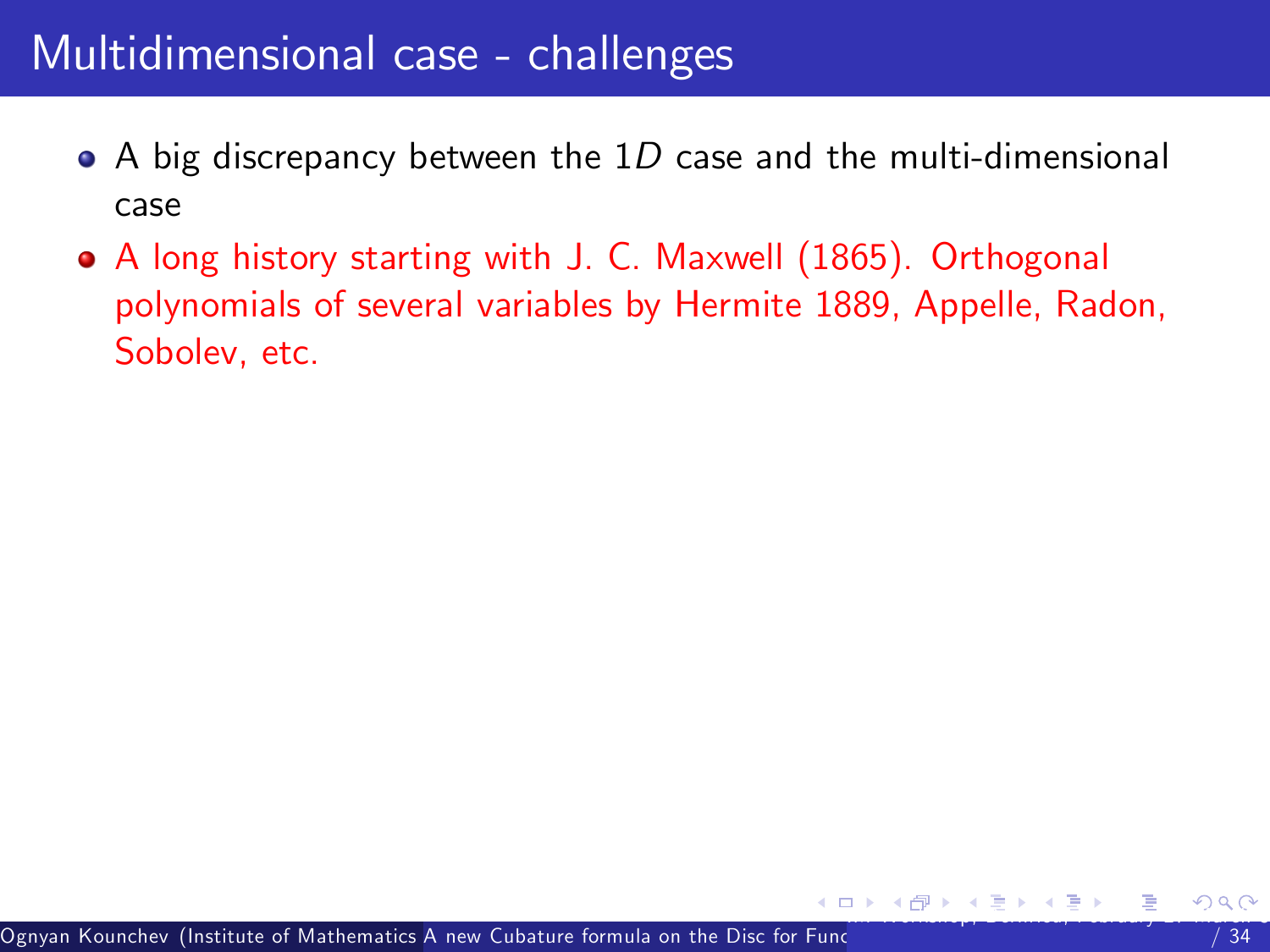# Multidimensional case - challenges

- A big discrepancy between the $1D$ case and the multi-dimensional case
- A long history starting with J. C. Maxwell (1865). Orthogonal polynomials of several variables by Hermite 1889, Appelle, Radon, Sobolev, etc.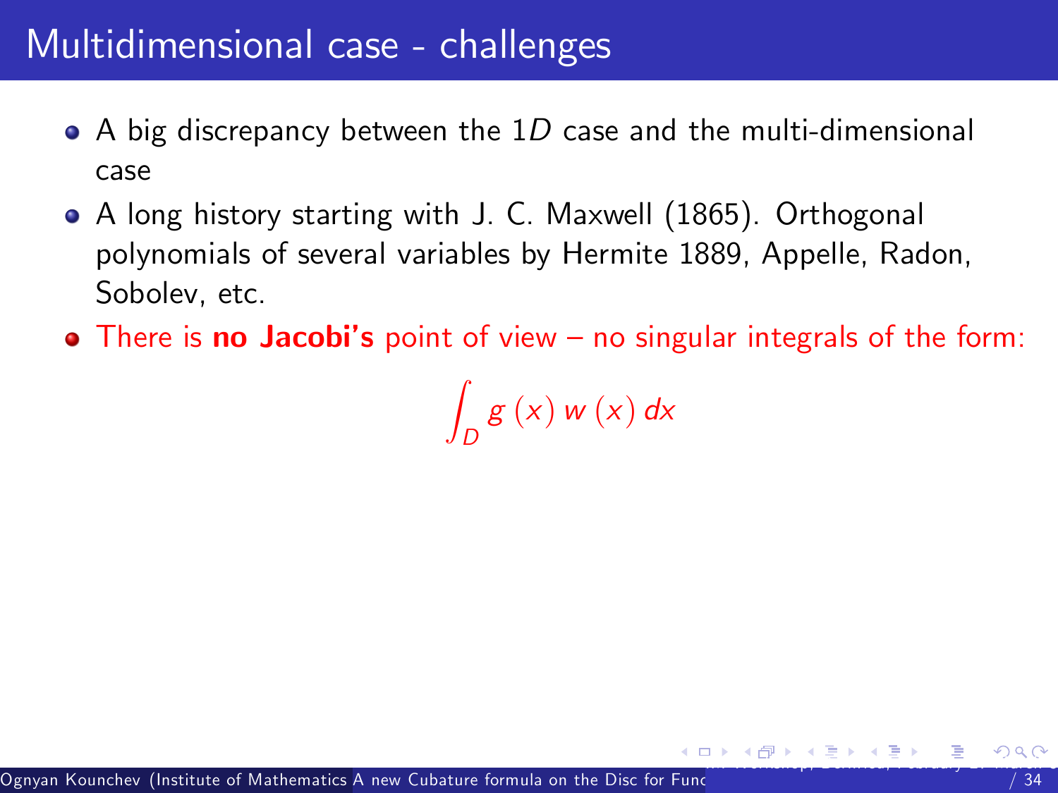# Multidimensional case - challenges

- A big discrepancy between the $1D$ case and the multi-dimensional case
- A long history starting with J. C. Maxwell (1865). Orthogonal polynomials of several variables by Hermite 1889, Appelle, Radon, Sobolev, etc.
- There is **no Jacobi's** point of view – no singular integrals of the form:

$$\int_D g(x)\, w(x)\, dx$$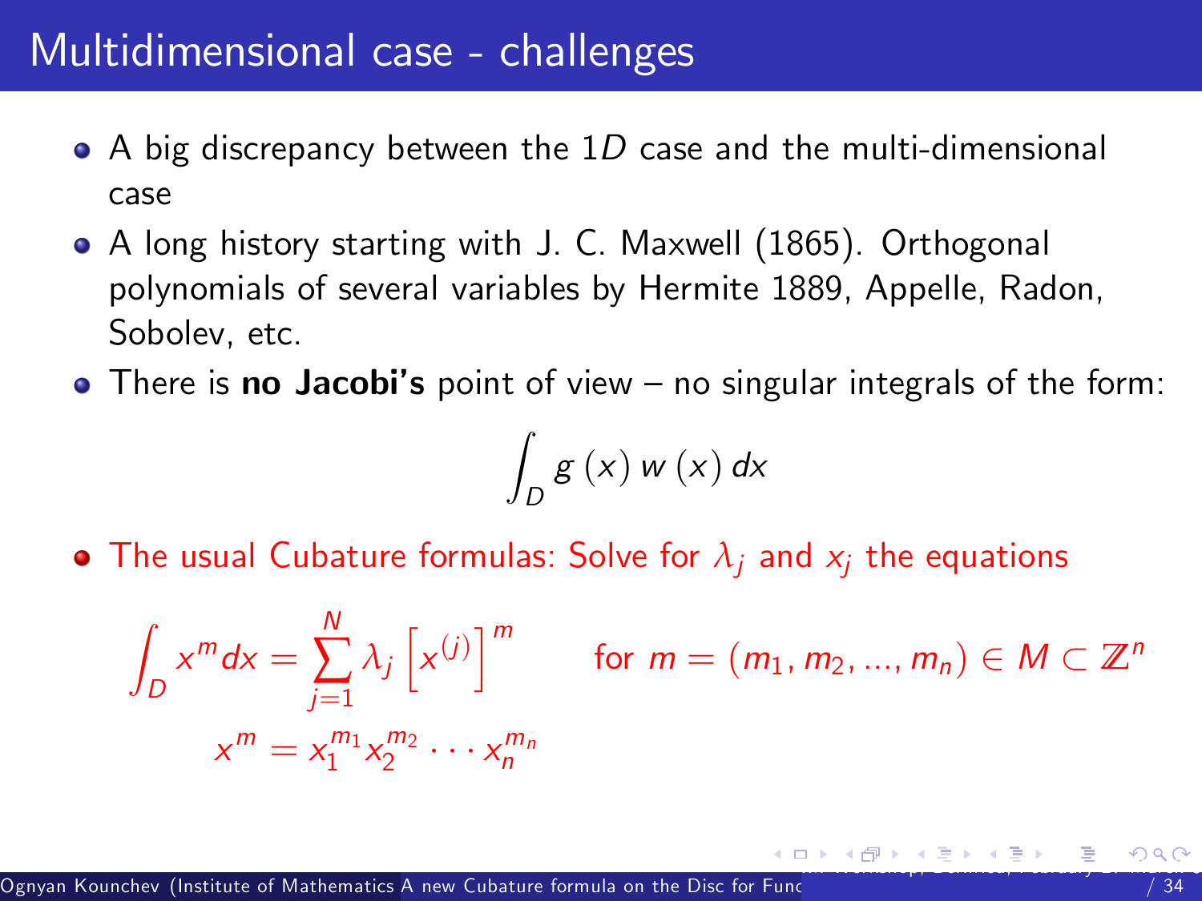# Multidimensional case - challenges

- A big discrepancy between the $1D$ case and the multi-dimensional case
- A long history starting with J. C. Maxwell (1865). Orthogonal polynomials of several variables by Hermite 1889, Appelle, Radon, Sobolev, etc.
- There is **no Jacobi's** point of view – no singular integrals of the form:

$$\int_D g(x) w(x) dx$$

- The usual Cubature formulas: Solve for $\lambda_j$ and $x_j$ the equations

$$\int_D x^m dx = \sum_{j=1}^{N} \lambda_j \left[ x^{(j)} \right]^m \qquad \text{for } m = (m_1, m_2, ..., m_n) \in M \subset \mathbb{Z}^n$$

$$x^m = x_1^{m_1} x_2^{m_2} \cdots x_n^{m_n}$$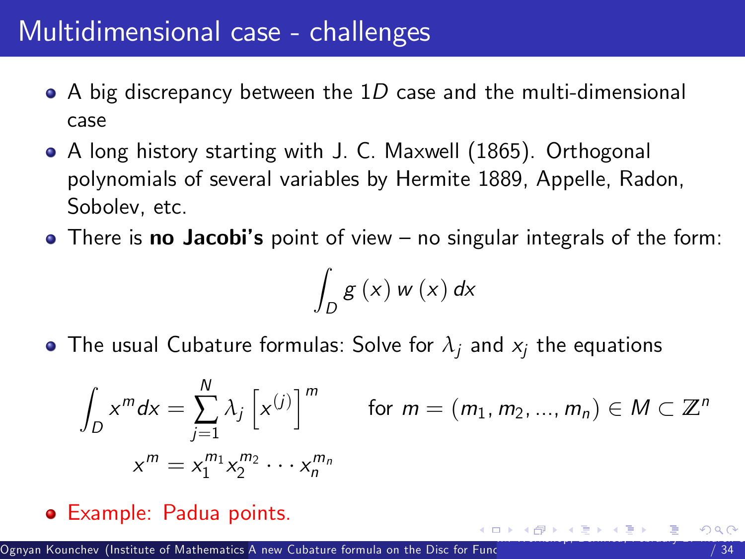# Multidimensional case - challenges

- A big discrepancy between the $1D$ case and the multi-dimensional case
- A long history starting with J. C. Maxwell (1865). Orthogonal polynomials of several variables by Hermite 1889, Appelle, Radon, Sobolev, etc.
- There is **no Jacobi's** point of view – no singular integrals of the form:

$$\int_D g(x)\, w(x)\, dx$$

- The usual Cubature formulas: Solve for $\lambda_j$ and $x_j$ the equations

$$\int_D x^m dx = \sum_{j=1}^{N} \lambda_j \left[ x^{(j)} \right]^m \qquad \text{for } m = (m_1, m_2, ..., m_n) \in M \subset \mathbb{Z}^n$$

$$x^m = x_1^{m_1} x_2^{m_2} \cdots x_n^{m_n}$$

- Example: Padua points.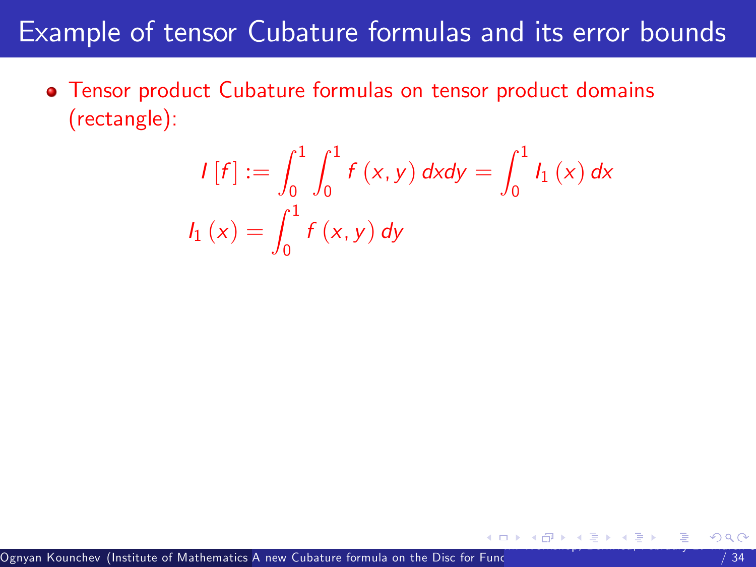# Example of tensor Cubature formulas and its error bounds

- Tensor product Cubature formulas on tensor product domains (rectangle):

$$I\left[f\right] := \int_0^1 \int_0^1 f\left(x,y\right) dxdy = \int_0^1 I_1\left(x\right) dx$$

$$I_1\left(x\right) = \int_0^1 f\left(x,y\right) dy$$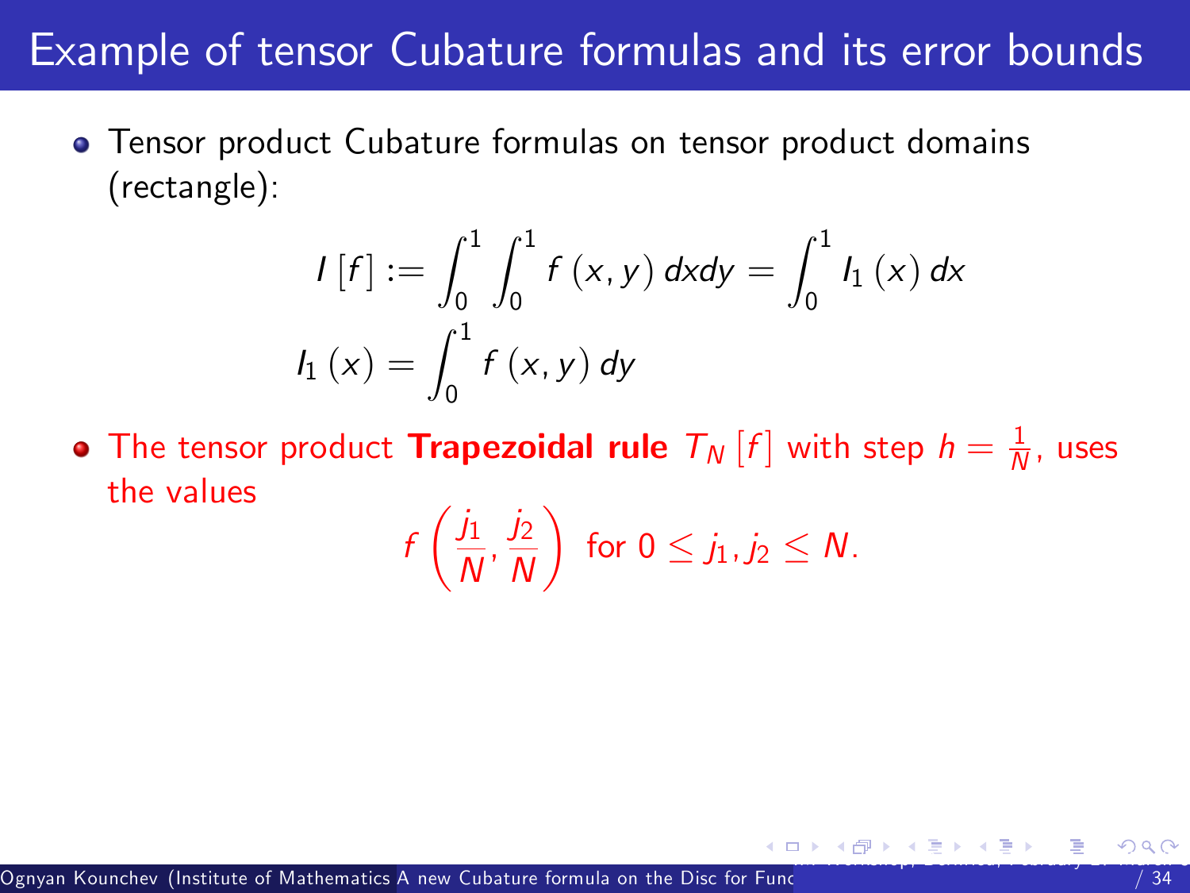# Example of tensor Cubature formulas and its error bounds

- Tensor product Cubature formulas on tensor product domains (rectangle):

$$I[f] := \int_0^1 \int_0^1 f(x, y)\, dxdy = \int_0^1 I_1(x)\, dx$$

$$I_1(x) = \int_0^1 f(x, y)\, dy$$

- The tensor product **Trapezoidal rule** $T_N[f]$ with step $h = \frac{1}{N}$, uses the values

$$f\left(\frac{j_1}{N}, \frac{j_2}{N}\right) \text{ for } 0 \leq j_1, j_2 \leq N.$$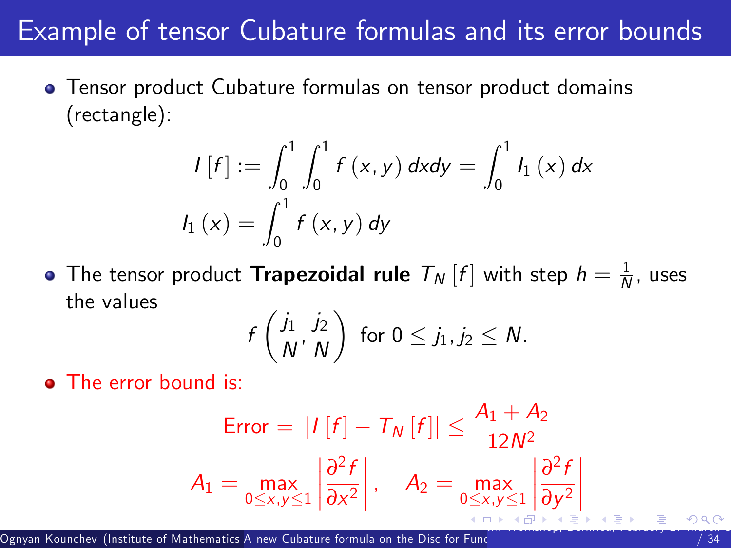# Example of tensor Cubature formulas and its error bounds

- Tensor product Cubature formulas on tensor product domains (rectangle):

$$I\left[f\right] := \int_0^1 \int_0^1 f\left(x,y\right) dxdy = \int_0^1 I_1\left(x\right) dx$$

$$I_1\left(x\right) = \int_0^1 f\left(x,y\right) dy$$

- The tensor product **Trapezoidal rule** $T_N\left[f\right]$ with step $h = \frac{1}{N}$, uses the values

$$f\left(\frac{j_1}{N}, \frac{j_2}{N}\right) \text{ for } 0 \leq j_1, j_2 \leq N.$$

- The error bound is:

$$\text{Error } = \left|I\left[f\right] - T_N\left[f\right]\right| \leq \frac{A_1 + A_2}{12N^2}$$

$$A_1 = \max_{0 \leq x,y \leq 1} \left|\frac{\partial^2 f}{\partial x^2}\right|, \quad A_2 = \max_{0 \leq x,y \leq 1} \left|\frac{\partial^2 f}{\partial y^2}\right|$$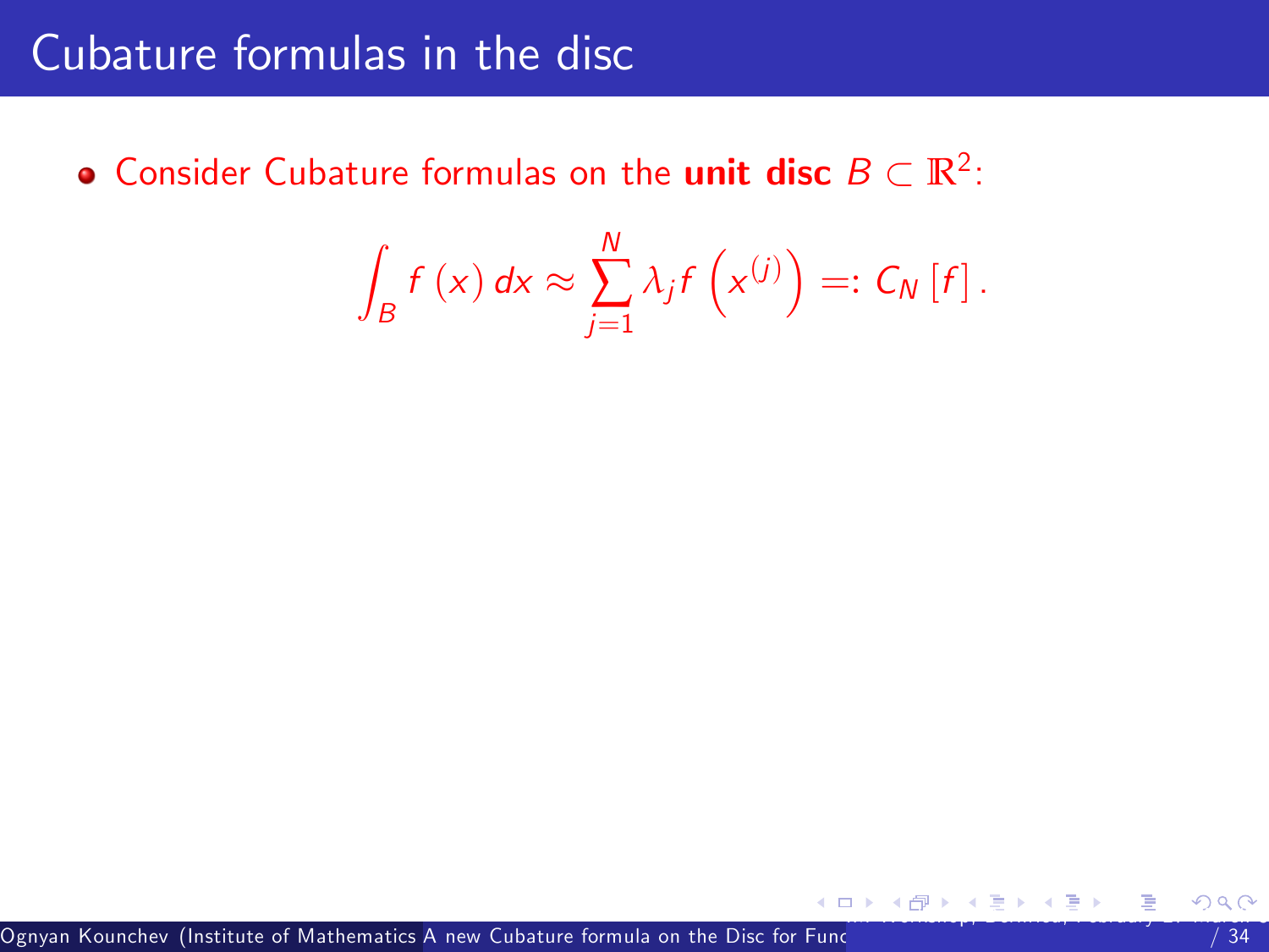# Cubature formulas in the disc

- Consider Cubature formulas on the **unit disc** $B \subset \mathbb{R}^2$:

$$\int_B f(x)\, dx \approx \sum_{j=1}^{N} \lambda_j f\left(x^{(j)}\right) =: C_N[f].$$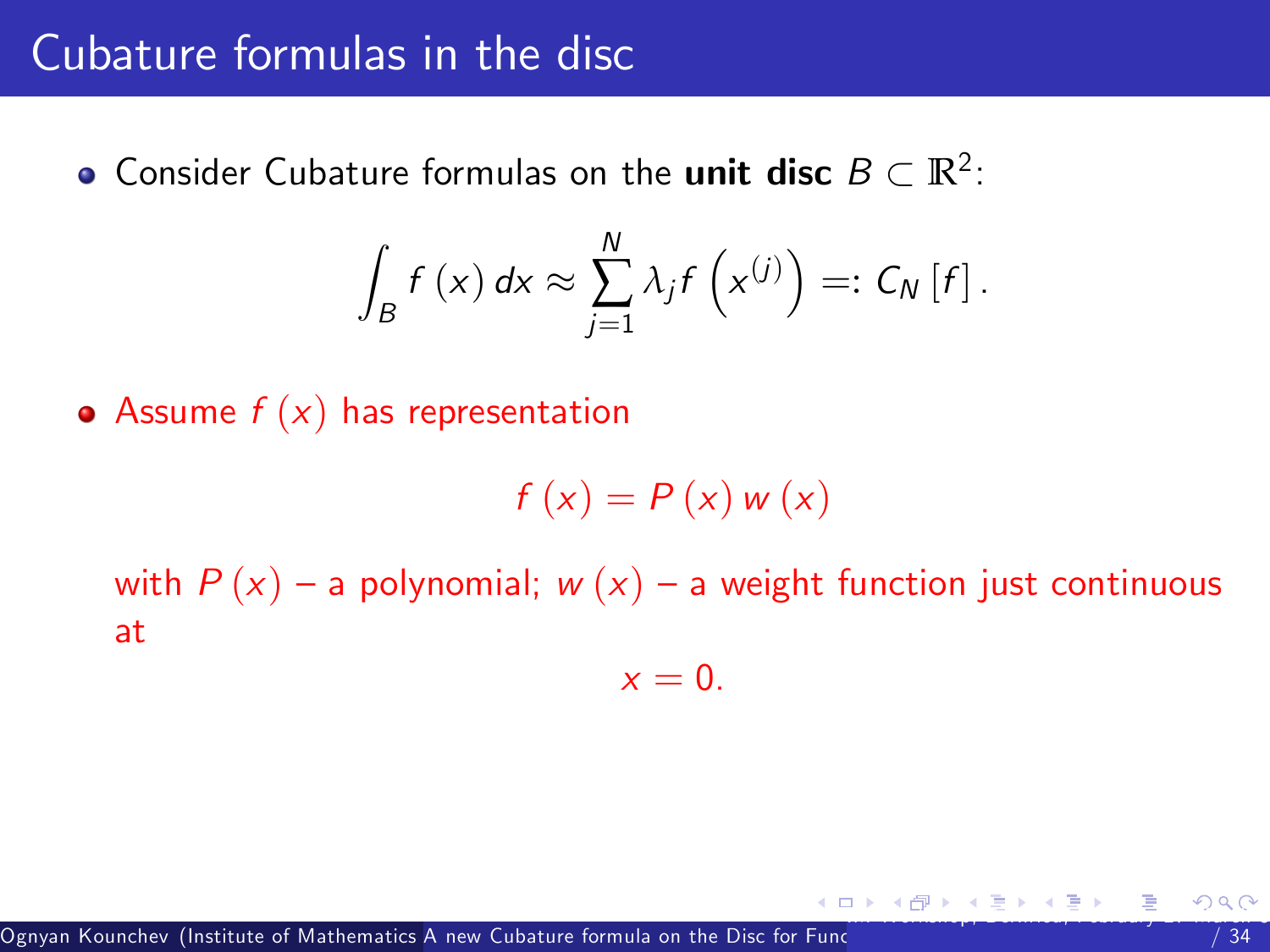# Cubature formulas in the disc

- Consider Cubature formulas on the **unit disc** $B \subset \mathbb{R}^2$:

$$\int_B f(x)\, dx \approx \sum_{j=1}^{N} \lambda_j f\left(x^{(j)}\right) =: C_N[f].$$

- Assume $f(x)$ has representation

$$f(x) = P(x)\, w(x)$$

with $P(x)$ – a polynomial; $w(x)$ – a weight function just continuous at

$$x = 0.$$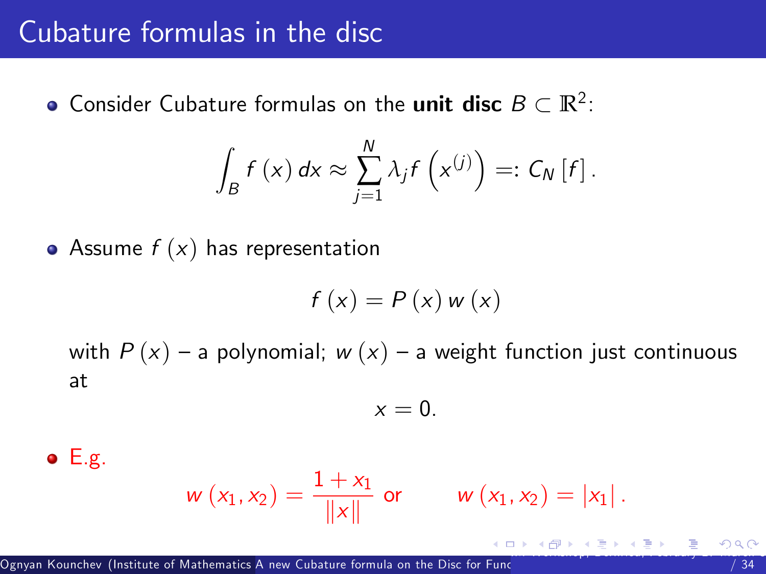# Cubature formulas in the disc

- Consider Cubature formulas on the **unit disc** $B \subset \mathbb{R}^2$:

$$\int_B f(x)\, dx \approx \sum_{j=1}^{N} \lambda_j f\left(x^{(j)}\right) =: C_N[f].$$

- Assume $f(x)$ has representation

$$f(x) = P(x)\, w(x)$$

with $P(x)$ – a polynomial; $w(x)$ – a weight function just continuous at

$$x = 0.$$

- E.g.

$$w(x_1, x_2) = \frac{1 + x_1}{\|x\|} \text{ or } \qquad w(x_1, x_2) = |x_1|.$$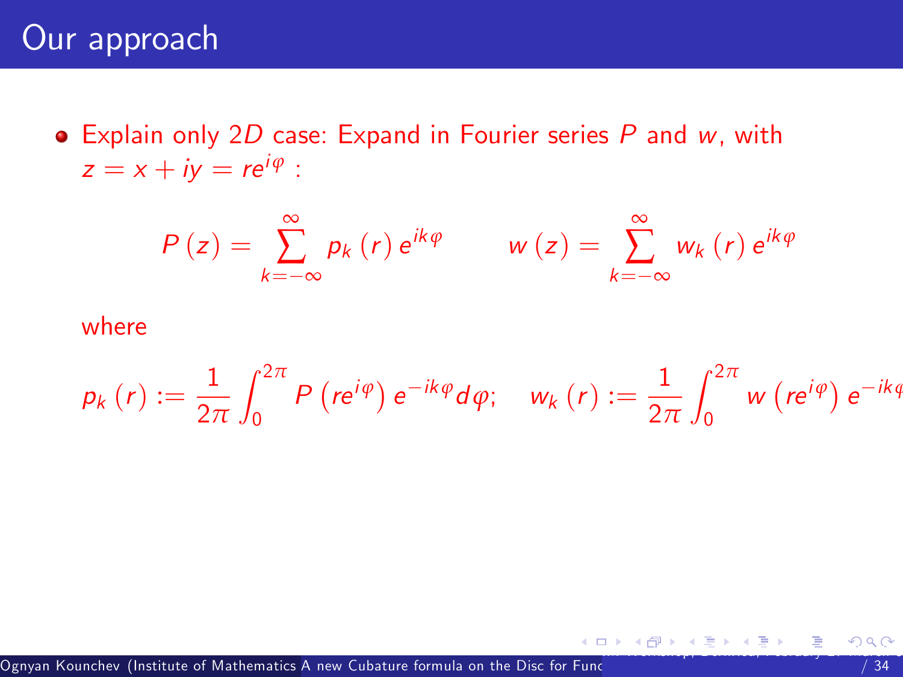# Our approach

- Explain only $2D$ case: Expand in Fourier series $P$ and $w$, with $z = x + iy = re^{i\varphi}$ :

$$P(z) = \sum_{k=-\infty}^{\infty} p_k(r) e^{ik\varphi} \qquad w(z) = \sum_{k=-\infty}^{\infty} w_k(r) e^{ik\varphi}$$

where

$$p_k(r) := \frac{1}{2\pi} \int_0^{2\pi} P\left(re^{i\varphi}\right) e^{-ik\varphi} d\varphi; \quad w_k(r) := \frac{1}{2\pi} \int_0^{2\pi} w\left(re^{i\varphi}\right) e^{-ik\varphi}$$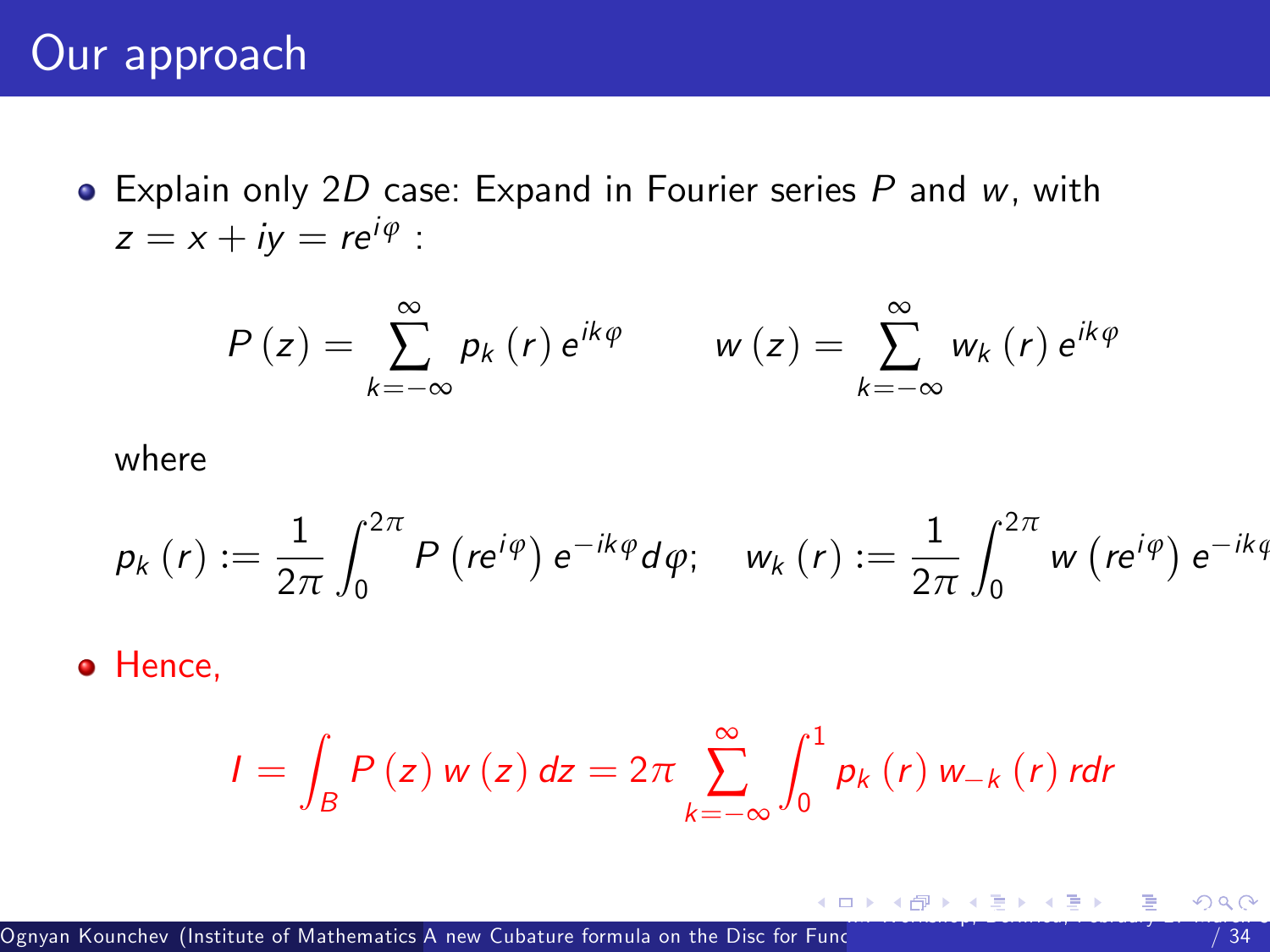# Our approach

- Explain only $2D$ case: Expand in Fourier series $P$ and $w$, with $z = x + iy = re^{i\varphi}$ :

$$P(z) = \sum_{k=-\infty}^{\infty} p_k(r) e^{ik\varphi} \qquad w(z) = \sum_{k=-\infty}^{\infty} w_k(r) e^{ik\varphi}$$

where

$$p_k(r) := \frac{1}{2\pi} \int_0^{2\pi} P\left(re^{i\varphi}\right) e^{-ik\varphi} d\varphi; \quad w_k(r) := \frac{1}{2\pi} \int_0^{2\pi} w\left(re^{i\varphi}\right) e^{-ik\varphi}$$

- Hence,

$$I = \int_B P(z) w(z) dz = 2\pi \sum_{k=-\infty}^{\infty} \int_0^1 p_k(r) w_{-k}(r) r dr$$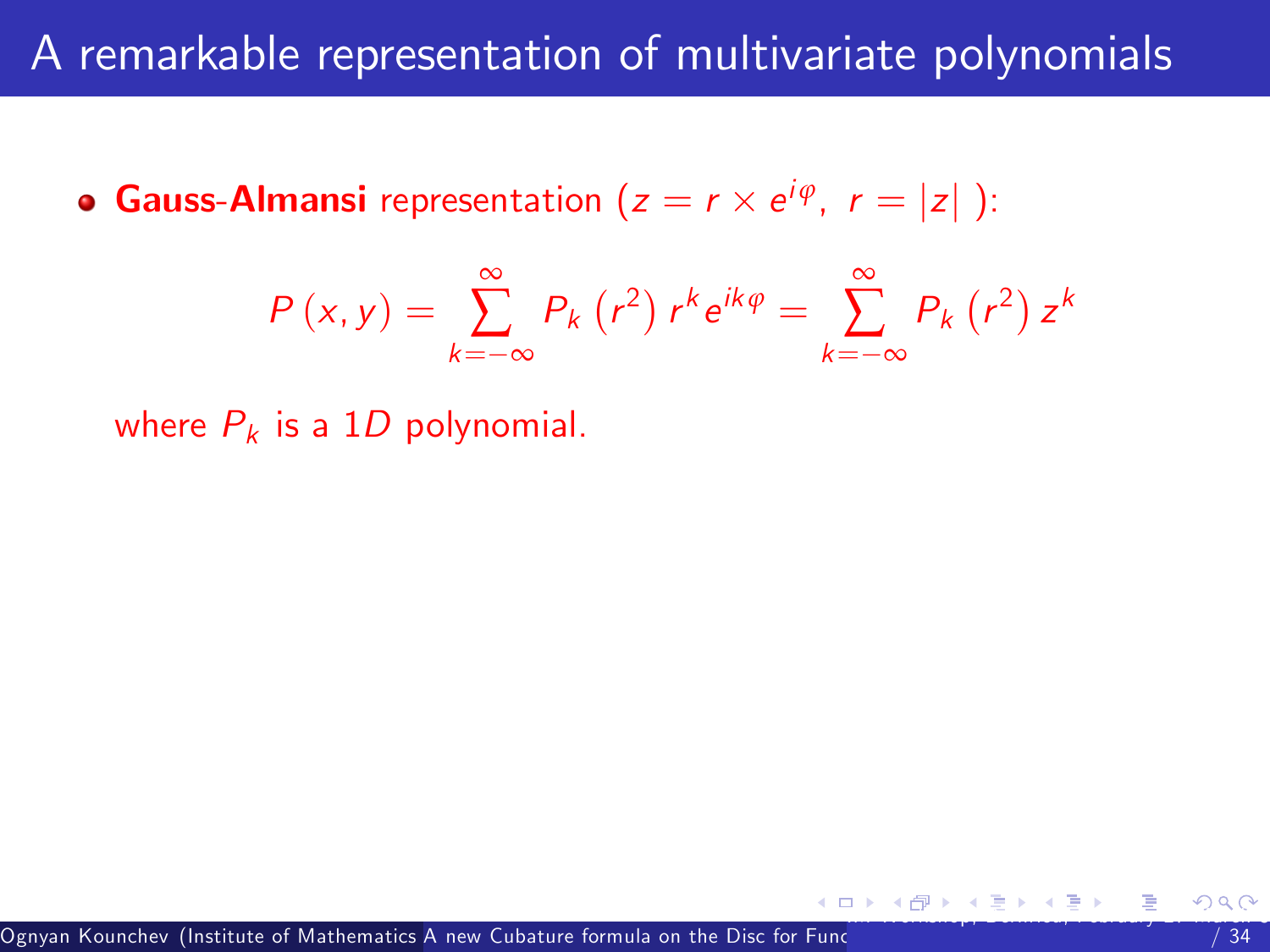# A remarkable representation of multivariate polynomials

- **Gauss-Almansi** representation ($z = r \times e^{i\varphi},\ r = |z|$ ):

$$P(x, y) = \sum_{k=-\infty}^{\infty} P_k\left(r^2\right) r^k e^{ik\varphi} = \sum_{k=-\infty}^{\infty} P_k\left(r^2\right) z^k$$

where $P_k$ is a $1D$ polynomial.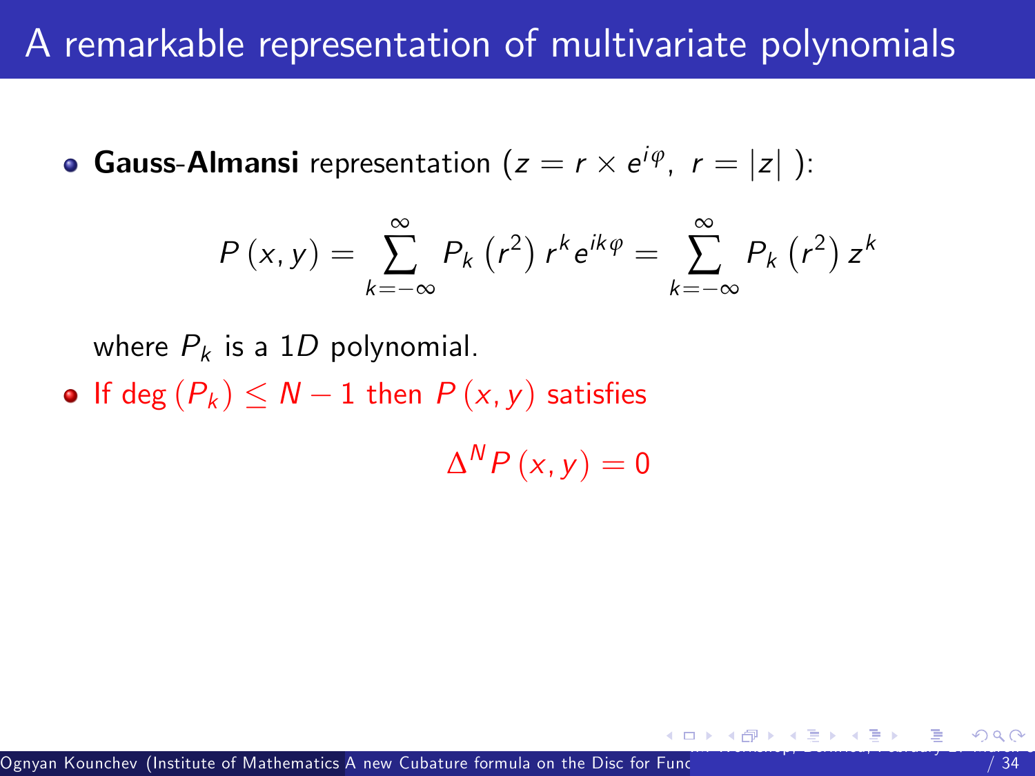# A remarkable representation of multivariate polynomials

- **Gauss-Almansi** representation ($z = r \times e^{i\varphi},\ r = |z|$ ):

$$P(x,y) = \sum_{k=-\infty}^{\infty} P_k\left(r^2\right) r^k e^{ik\varphi} = \sum_{k=-\infty}^{\infty} P_k\left(r^2\right) z^k$$

where $P_k$ is a $1D$ polynomial.

- If $\deg(P_k) \leq N-1$ then $P(x,y)$ satisfies

$$\Delta^N P(x,y) = 0$$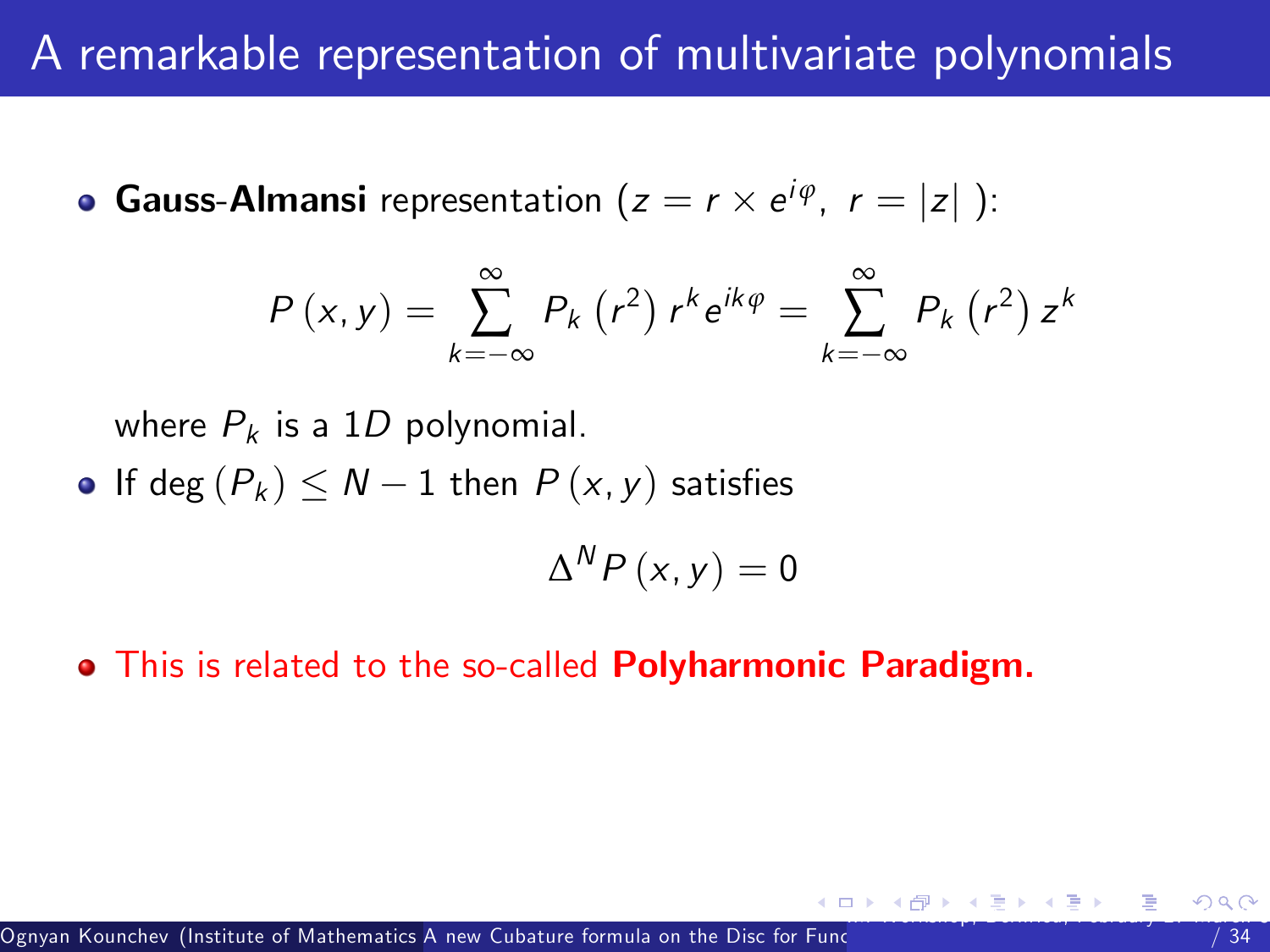# A remarkable representation of multivariate polynomials

- **Gauss-Almansi** representation ($z = r \times e^{i\varphi}, \ r = |z|$ ):

$$P(x, y) = \sum_{k=-\infty}^{\infty} P_k(r^2) r^k e^{ik\varphi} = \sum_{k=-\infty}^{\infty} P_k(r^2) z^k$$

  where $P_k$ is a $1D$ polynomial.

- If $\deg(P_k) \leq N - 1$ then $P(x, y)$ satisfies

$$\Delta^N P(x, y) = 0$$

- This is related to the so-called **Polyharmonic Paradigm.**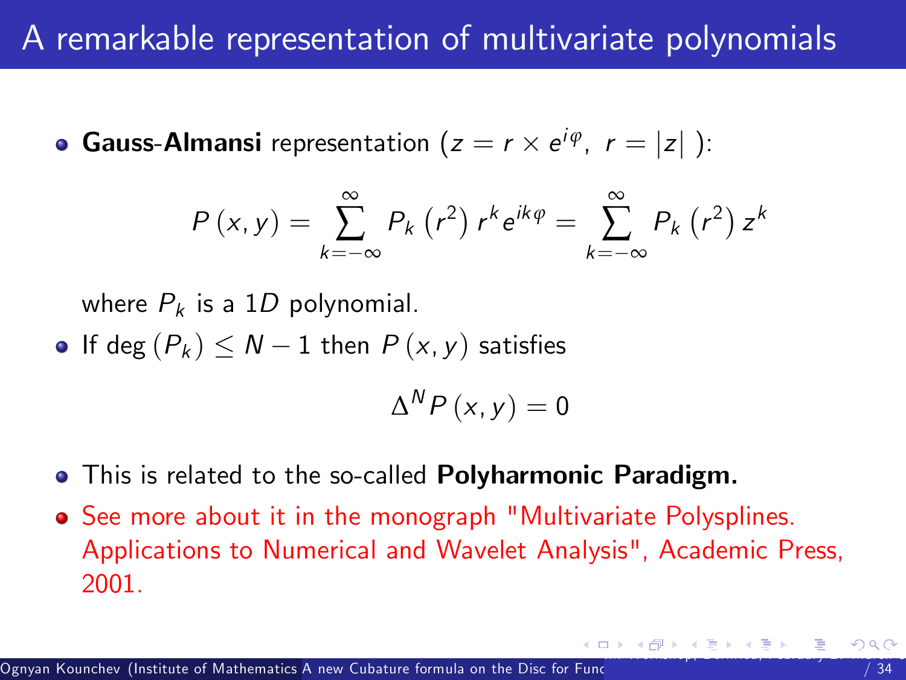# A remarkable representation of multivariate polynomials

- **Gauss-Almansi** representation ($z = r \times e^{i\varphi}, \ r = |z|$ ):

$$P(x, y) = \sum_{k=-\infty}^{\infty} P_k(r^2) r^k e^{ik\varphi} = \sum_{k=-\infty}^{\infty} P_k(r^2) z^k$$

  where $P_k$ is a $1D$ polynomial.

- If $\deg(P_k) \leq N - 1$ then $P(x, y)$ satisfies

$$\Delta^N P(x, y) = 0$$

- This is related to the so-called **Polyharmonic Paradigm.**
- See more about it in the monograph "Multivariate Polysplines. Applications to Numerical and Wavelet Analysis", Academic Press, 2001.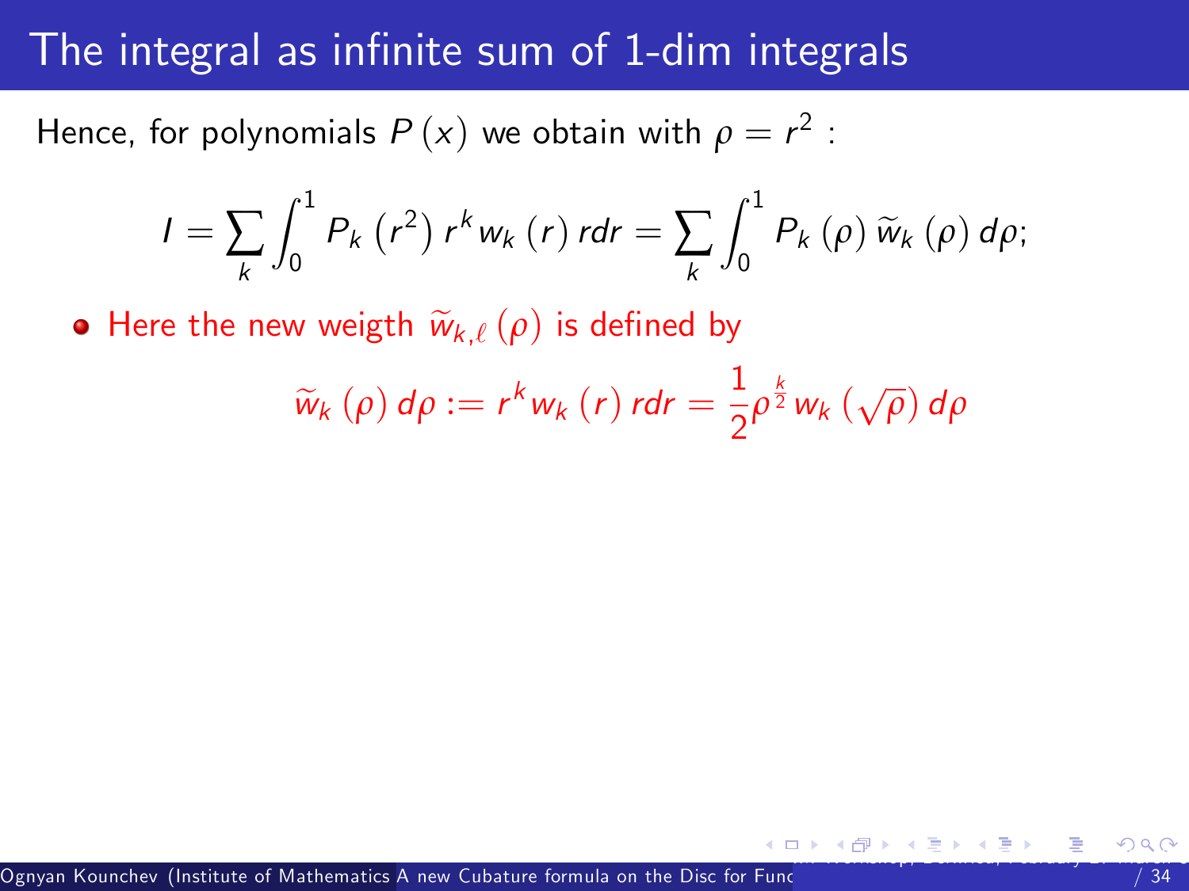# The integral as infinite sum of 1-dim integrals

Hence, for polynomials $P(x)$ we obtain with $\rho = r^2$ :

$$I = \sum_k \int_0^1 P_k\left(r^2\right) r^k w_k(r)\, r dr = \sum_k \int_0^1 P_k(\rho)\, \widetilde{w}_k(\rho)\, d\rho;$$

- Here the new weigth $\widetilde{w}_{k,\ell}(\rho)$ is defined by

$$\widetilde{w}_k(\rho)\, d\rho := r^k w_k(r)\, r dr = \frac{1}{2}\rho^{\frac{k}{2}} w_k(\sqrt{\rho})\, d\rho$$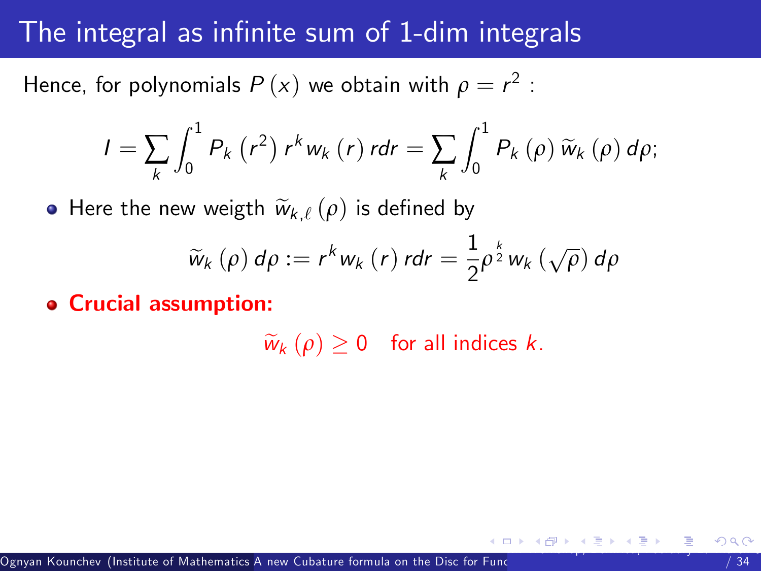# The integral as infinite sum of 1-dim integrals

Hence, for polynomials $P(x)$ we obtain with $\rho = r^2$ :

$$I = \sum_k \int_0^1 P_k\left(r^2\right) r^k w_k(r)\, r dr = \sum_k \int_0^1 P_k(\rho)\, \widetilde{w}_k(\rho)\, d\rho;$$

- Here the new weigth $\widetilde{w}_{k,\ell}(\rho)$ is defined by

$$\widetilde{w}_k(\rho)\, d\rho := r^k w_k(r)\, r dr = \frac{1}{2}\rho^{\frac{k}{2}} w_k\left(\sqrt{\rho}\right) d\rho$$

- **Crucial assumption:**

$$\widetilde{w}_k(\rho) \geq 0 \quad \text{for all indices } k.$$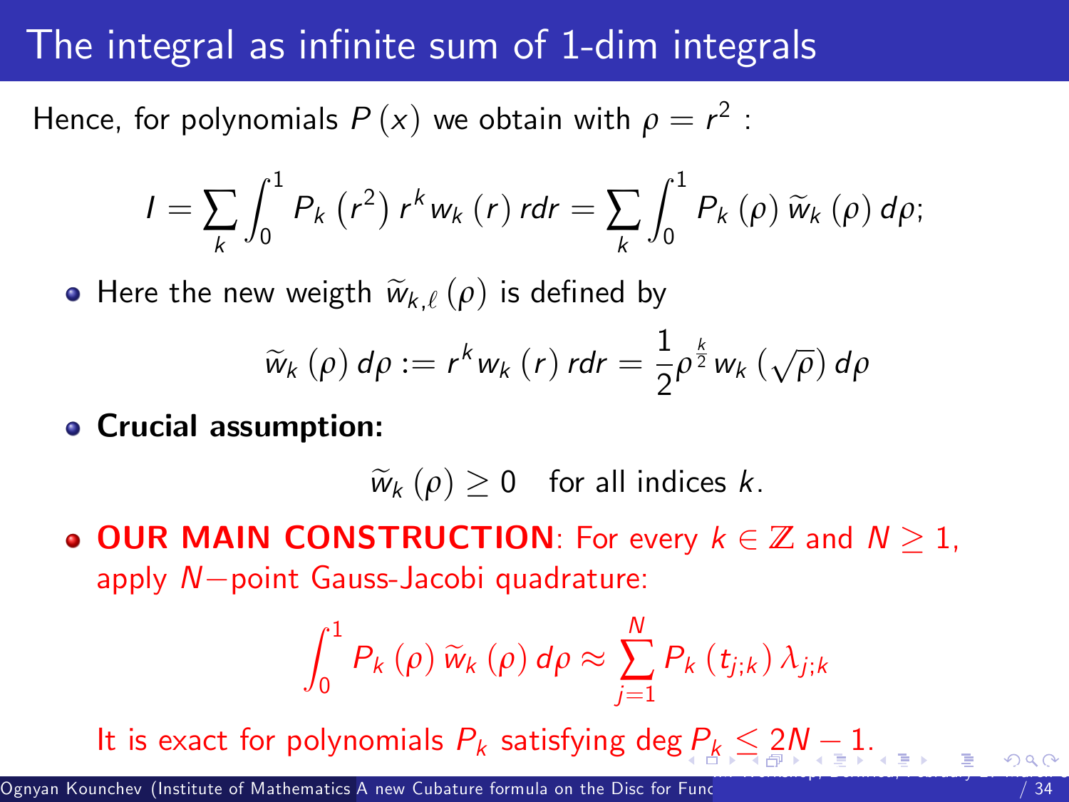# The integral as infinite sum of 1-dim integrals

Hence, for polynomials $P(x)$ we obtain with $\rho = r^2$ :

$$I = \sum_k \int_0^1 P_k\left(r^2\right) r^k w_k(r)\, r dr = \sum_k \int_0^1 P_k(\rho)\, \widetilde{w}_k(\rho)\, d\rho;$$

- Here the new weigth $\widetilde{w}_{k,\ell}(\rho)$ is defined by

$$\widetilde{w}_k(\rho)\, d\rho := r^k w_k(r)\, r dr = \frac{1}{2}\rho^{\frac{k}{2}} w_k(\sqrt{\rho})\, d\rho$$

- **Crucial assumption:**

$$\widetilde{w}_k(\rho) \geq 0 \quad \text{for all indices } k.$$

- **OUR MAIN CONSTRUCTION**: For every $k \in \mathbb{Z}$ and $N \geq 1$, apply $N-$point Gauss-Jacobi quadrature:

$$\int_0^1 P_k(\rho)\, \widetilde{w}_k(\rho)\, d\rho \approx \sum_{j=1}^{N} P_k\left(t_{j;k}\right) \lambda_{j;k}$$

It is exact for polynomials $P_k$ satisfying $\deg P_k \leq 2N-1$.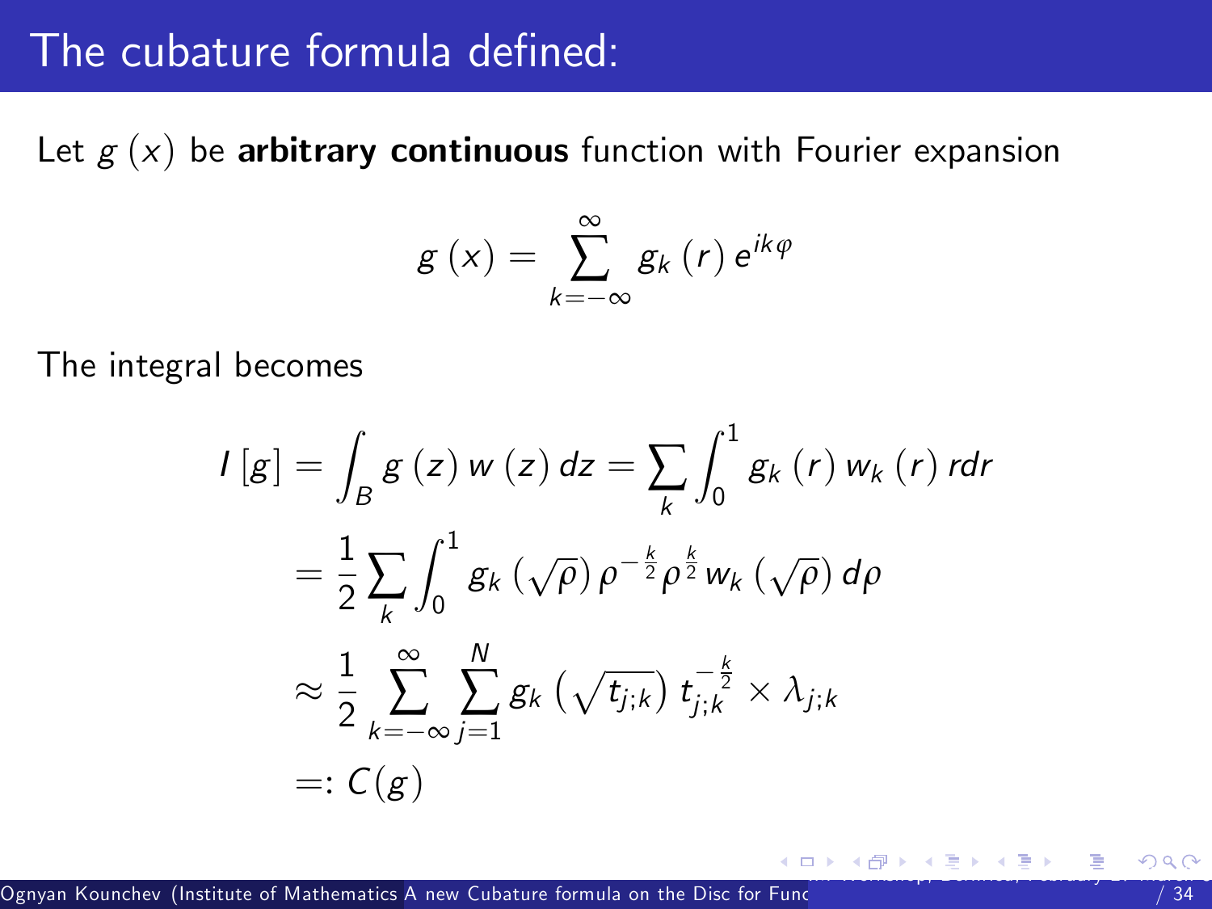# The cubature formula defined:

Let $g(x)$ be **arbitrary continuous** function with Fourier expansion

$$g(x) = \sum_{k=-\infty}^{\infty} g_k(r) e^{ik\varphi}$$

The integral becomes

$$\begin{aligned}
I[g] &= \int_B g(z) w(z) dz = \sum_k \int_0^1 g_k(r) w_k(r) r dr \\
&= \frac{1}{2} \sum_k \int_0^1 g_k(\sqrt{\rho}) \rho^{-\frac{k}{2}} \rho^{\frac{k}{2}} w_k(\sqrt{\rho}) d\rho \\
&\approx \frac{1}{2} \sum_{k=-\infty}^{\infty} \sum_{j=1}^{N} g_k\left(\sqrt{t_{j;k}}\right) t_{j;k}^{-\frac{k}{2}} \times \lambda_{j;k} \\
&=: C(g)
\end{aligned}$$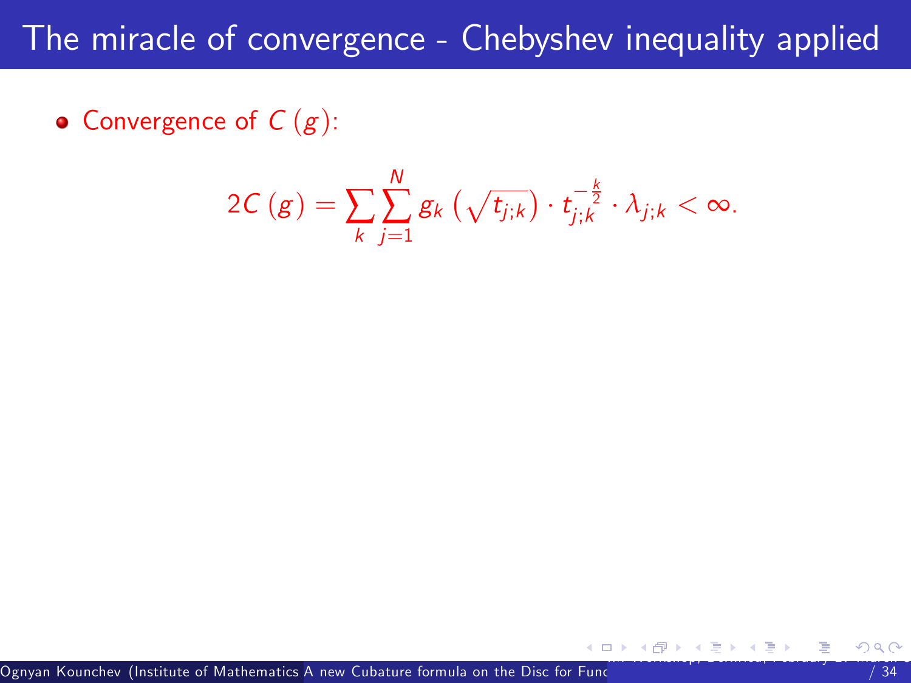# The miracle of convergence - Chebyshev inequality applied

- Convergence of $C(g)$:

$$2C(g) = \sum_{k} \sum_{j=1}^{N} g_k \left( \sqrt{t_{j;k}} \right) \cdot t_{j;k}^{-\frac{k}{2}} \cdot \lambda_{j;k} < \infty.$$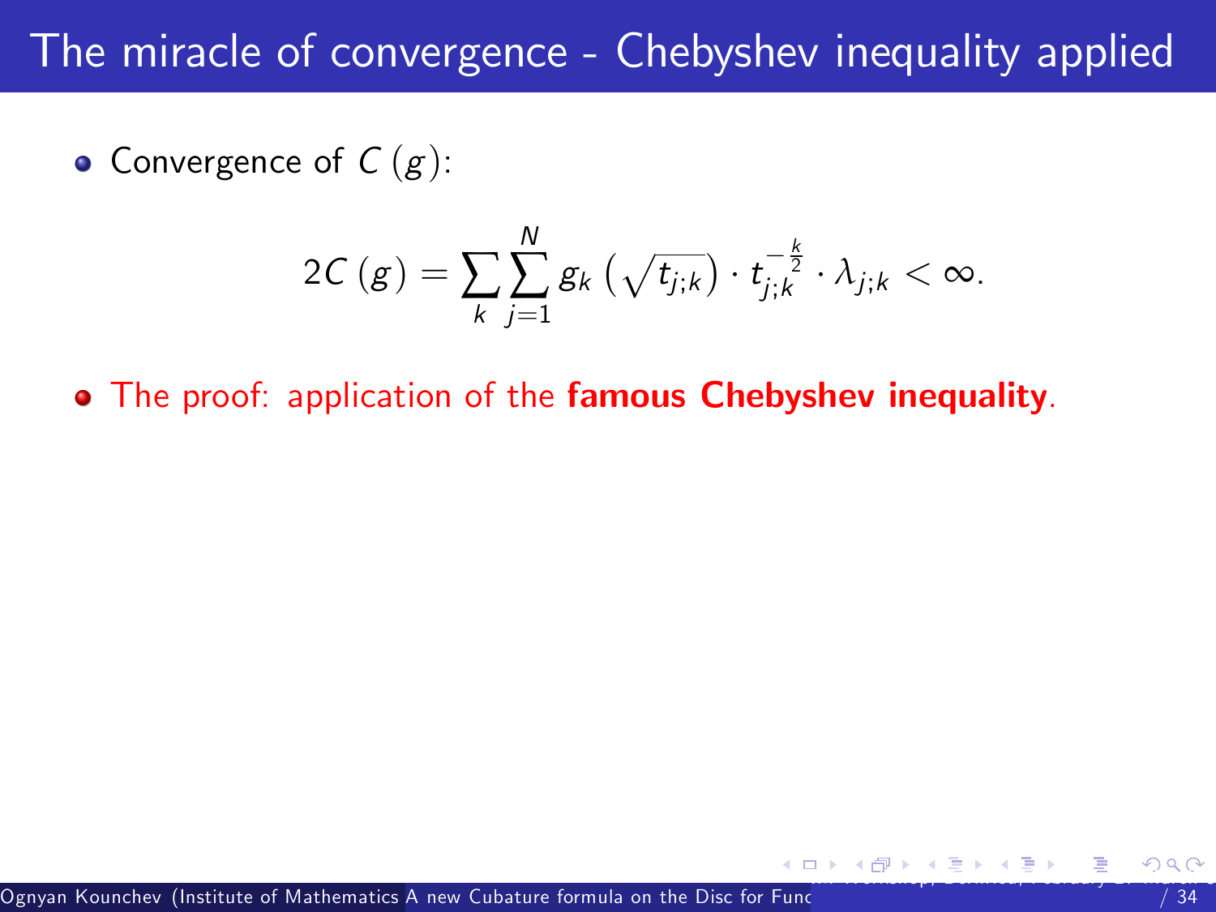# The miracle of convergence - Chebyshev inequality applied

- Convergence of $C(g)$:

$$2C(g) = \sum_{k} \sum_{j=1}^{N} g_k\left(\sqrt{t_{j;k}}\right) \cdot t_{j;k}^{-\frac{k}{2}} \cdot \lambda_{j;k} < \infty.$$

- The proof: application of the **famous Chebyshev inequality**.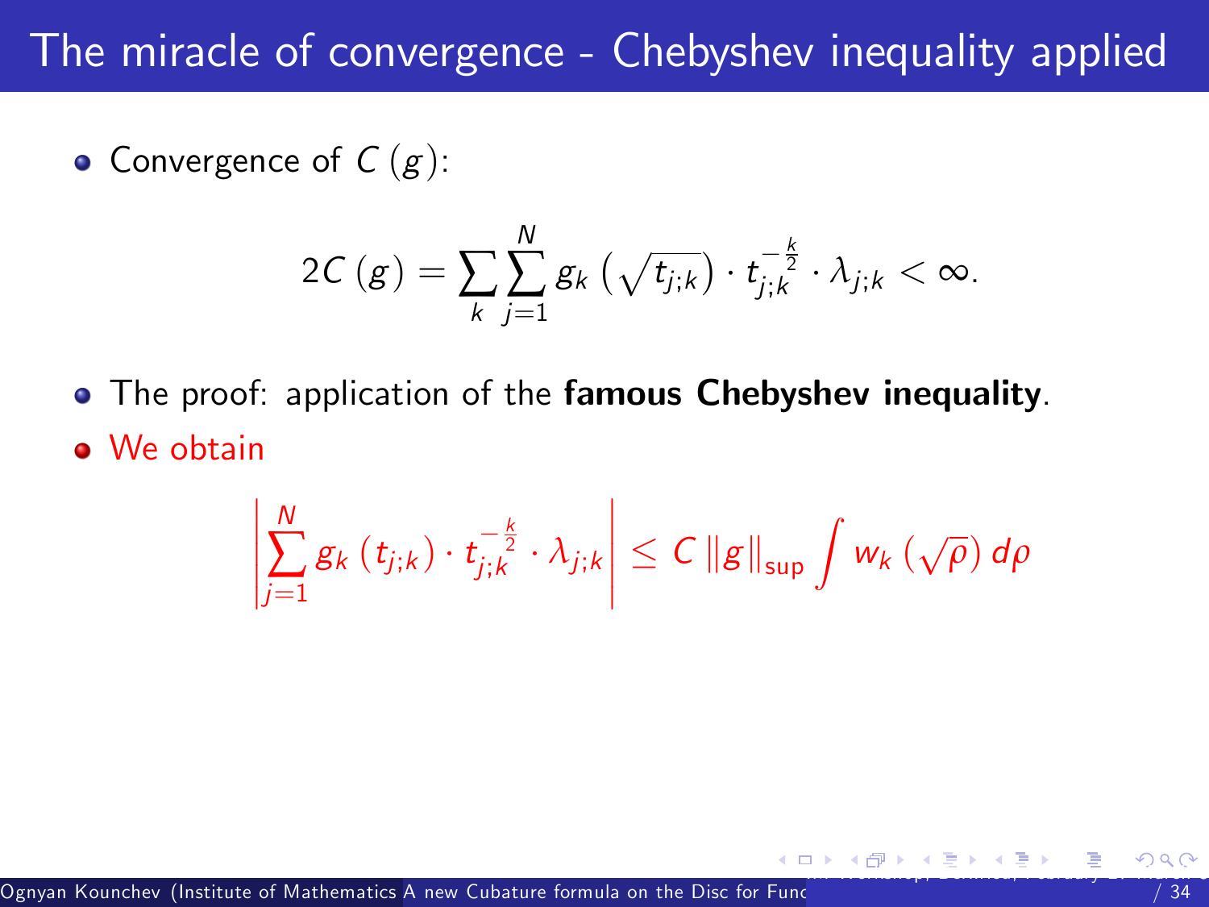# The miracle of convergence - Chebyshev inequality applied

- Convergence of $C(g)$:

$$2C(g) = \sum_{k} \sum_{j=1}^{N} g_k\left(\sqrt{t_{j;k}}\right) \cdot t_{j;k}^{-\frac{k}{2}} \cdot \lambda_{j;k} < \infty.$$

- The proof: application of the **famous Chebyshev inequality**.
- We obtain

$$\left| \sum_{j=1}^{N} g_k\left(t_{j;k}\right) \cdot t_{j;k}^{-\frac{k}{2}} \cdot \lambda_{j;k} \right| \leq C \left\| g \right\|_{\sup} \int w_k\left(\sqrt{\rho}\right) d\rho$$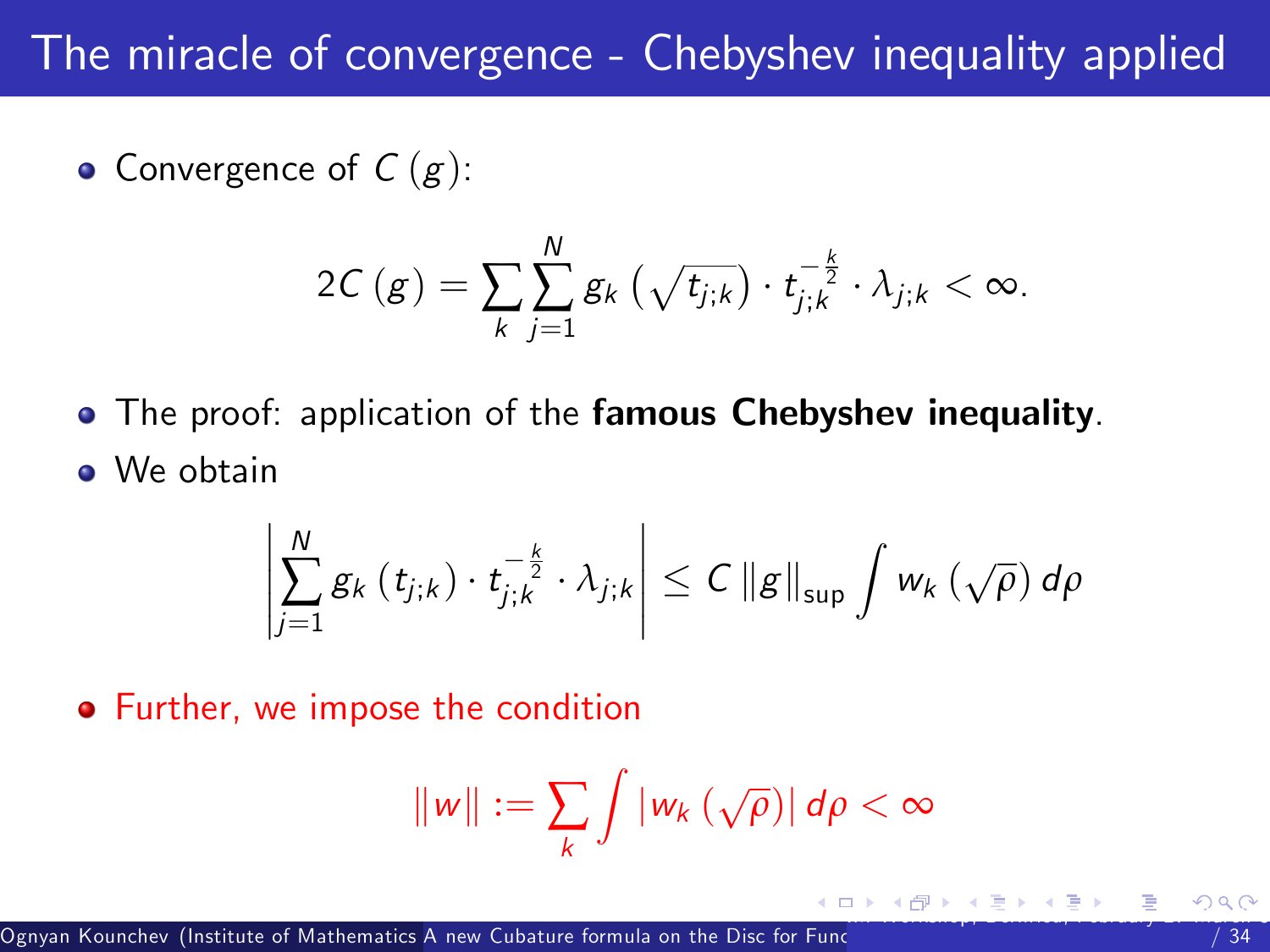# The miracle of convergence - Chebyshev inequality applied

- Convergence of $C(g)$:

$$2C(g) = \sum_k \sum_{j=1}^{N} g_k\left(\sqrt{t_{j;k}}\right) \cdot t_{j;k}^{-\frac{k}{2}} \cdot \lambda_{j;k} < \infty.$$

- The proof: application of the **famous Chebyshev inequality**.
- We obtain

$$\left| \sum_{j=1}^{N} g_k\left(t_{j;k}\right) \cdot t_{j;k}^{-\frac{k}{2}} \cdot \lambda_{j;k} \right| \leq C \left\|g\right\|_{\sup} \int w_k\left(\sqrt{\rho}\right) d\rho$$

- Further, we impose the condition

$$\left\|w\right\| := \sum_k \int \left|w_k\left(\sqrt{\rho}\right)\right| d\rho < \infty$$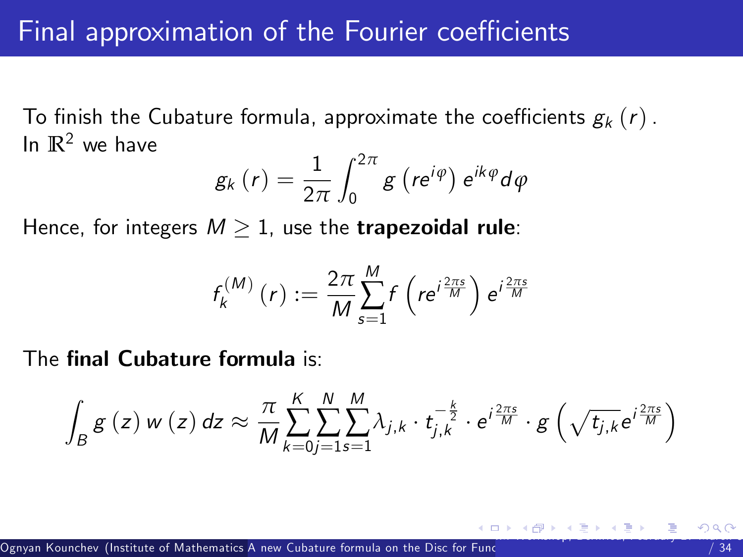# Final approximation of the Fourier coefficients

To finish the Cubature formula, approximate the coefficients $g_k(r)$. In $\mathbb{R}^2$ we have

$$g_k(r) = \frac{1}{2\pi} \int_0^{2\pi} g\left(re^{i\varphi}\right) e^{ik\varphi} d\varphi$$

Hence, for integers $M \geq 1$, use the **trapezoidal rule**:

$$f_k^{(M)}(r) := \frac{2\pi}{M} \sum_{s=1}^{M} f\left(re^{i\frac{2\pi s}{M}}\right) e^{i\frac{2\pi s}{M}}$$

The **final Cubature formula** is:

$$\int_B g(z)\, w(z)\, dz \approx \frac{\pi}{M} \sum_{k=0}^{K} \sum_{j=1}^{N} \sum_{s=1}^{M} \lambda_{j,k} \cdot t_{j,k}^{-\frac{k}{2}} \cdot e^{i\frac{2\pi s}{M}} \cdot g\left(\sqrt{t_{j,k}} e^{i\frac{2\pi s}{M}}\right)$$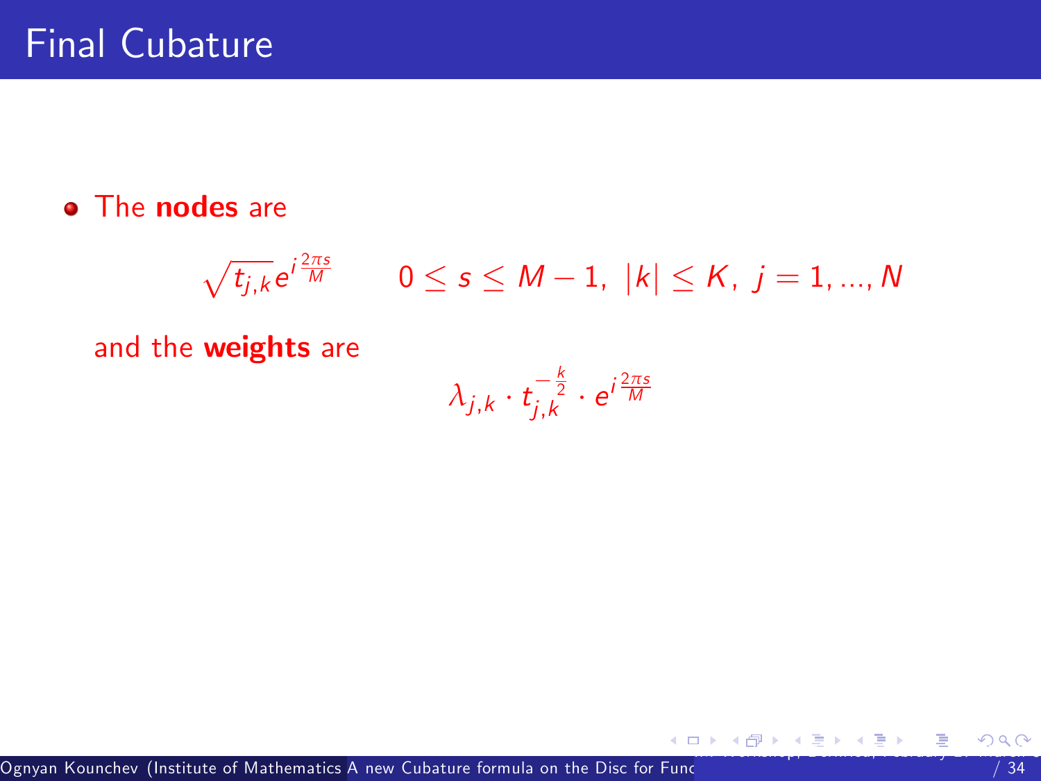# Final Cubature

- The **nodes** are

$$\sqrt{t_{j,k}}e^{i\frac{2\pi s}{M}} \qquad 0 \leq s \leq M-1,\ |k| \leq K,\ j = 1, ..., N$$

and the **weights** are

$$\lambda_{j,k} \cdot t_{j,k}^{-\frac{k}{2}} \cdot e^{i\frac{2\pi s}{M}}$$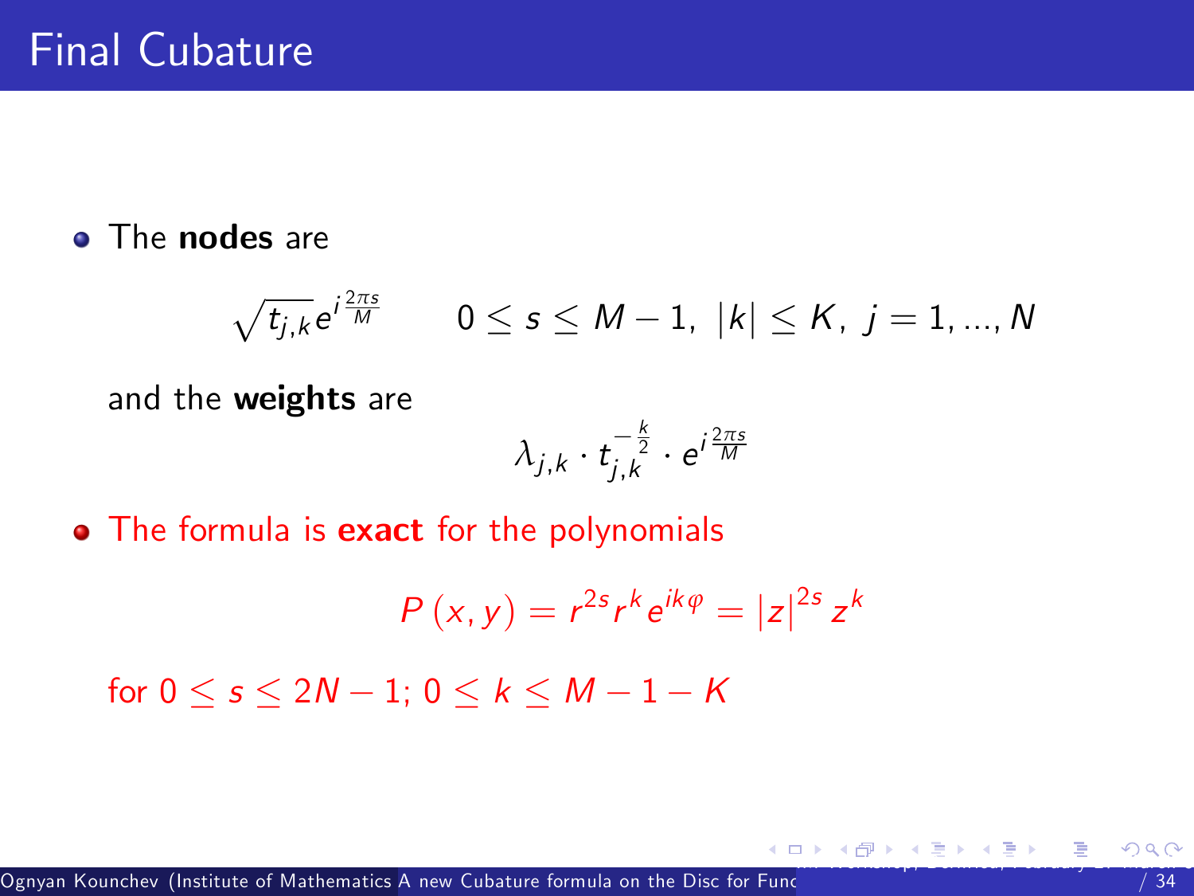# Final Cubature

- The **nodes** are

$$\sqrt{t_{j,k}} e^{i\frac{2\pi s}{M}} \qquad 0 \leq s \leq M-1, \ |k| \leq K, \ j = 1, ..., N$$

and the **weights** are

$$\lambda_{j,k} \cdot t_{j,k}^{-\frac{k}{2}} \cdot e^{i\frac{2\pi s}{M}}$$

- The formula is **exact** for the polynomials

$$P(x, y) = r^{2s} r^k e^{ik\varphi} = |z|^{2s} z^k$$

for $0 \leq s \leq 2N-1$; $0 \leq k \leq M-1-K$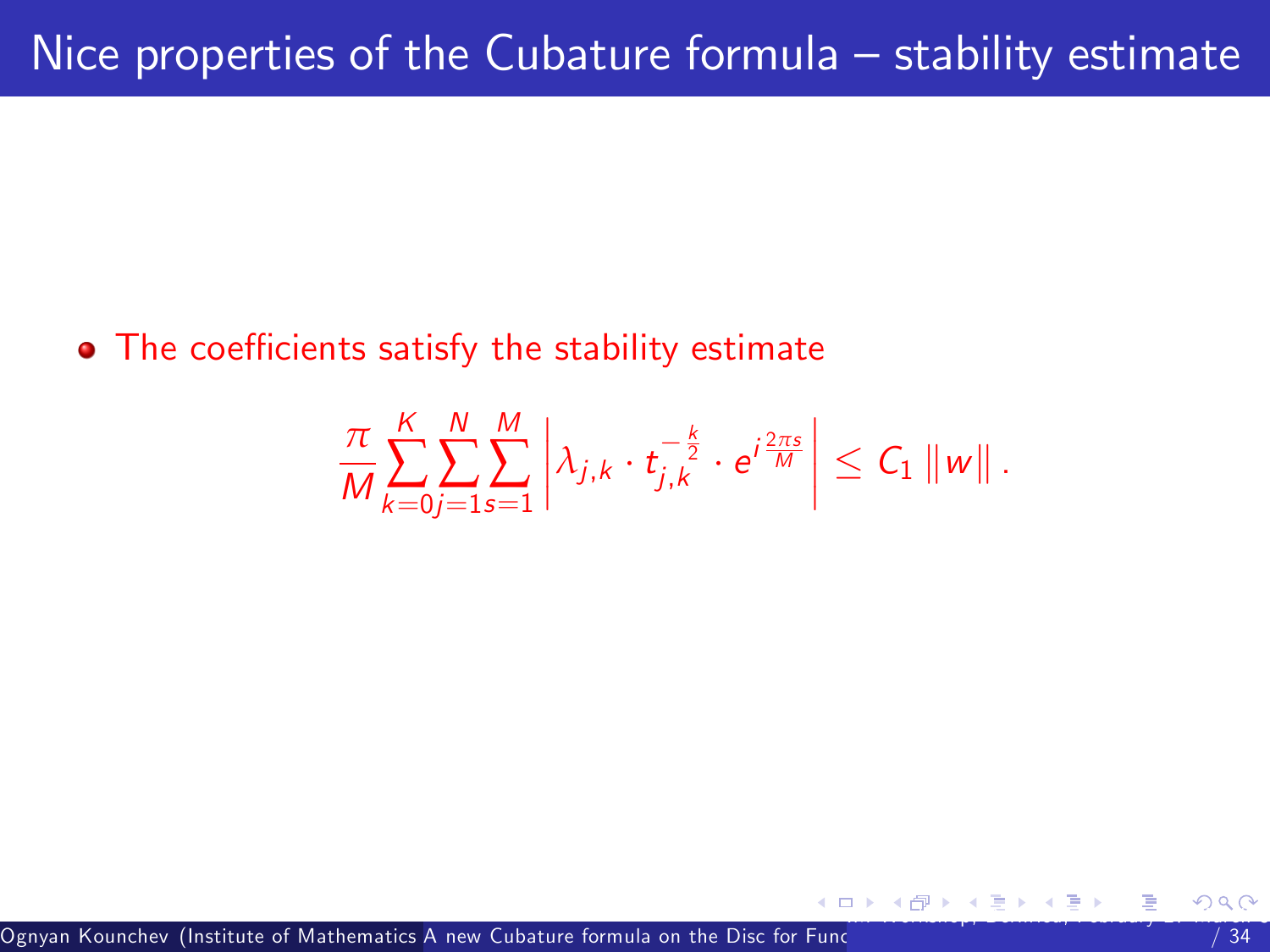## Nice properties of the Cubature formula – stability estimate

- The coefficients satisfy the stability estimate

$$\frac{\pi}{M}\sum_{k=0}^{K}\sum_{j=1}^{N}\sum_{s=1}^{M}\left|\lambda_{j,k}\cdot t_{j,k}^{-\frac{k}{2}}\cdot e^{i\frac{2\pi s}{M}}\right|\leq C_1\left\|w\right\|.$$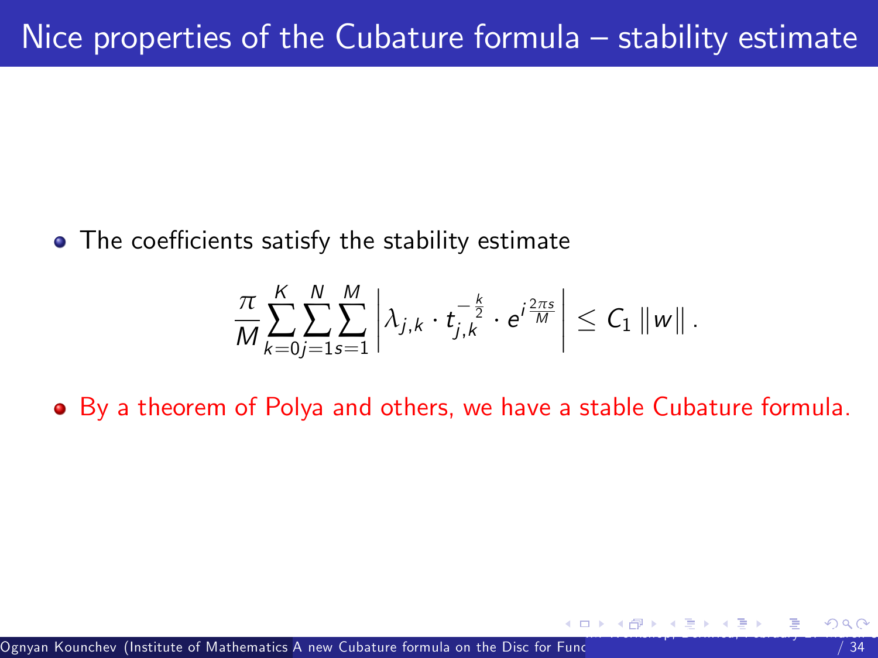# Nice properties of the Cubature formula – stability estimate

- The coefficients satisfy the stability estimate

$$\frac{\pi}{M}\sum_{k=0}^{K}\sum_{j=1}^{N}\sum_{s=1}^{M}\left|\lambda_{j,k}\cdot t_{j,k}^{-\frac{k}{2}}\cdot e^{i\frac{2\pi s}{M}}\right|\leq C_1\left\|w\right\|.$$

- By a theorem of Polya and others, we have a stable Cubature formula.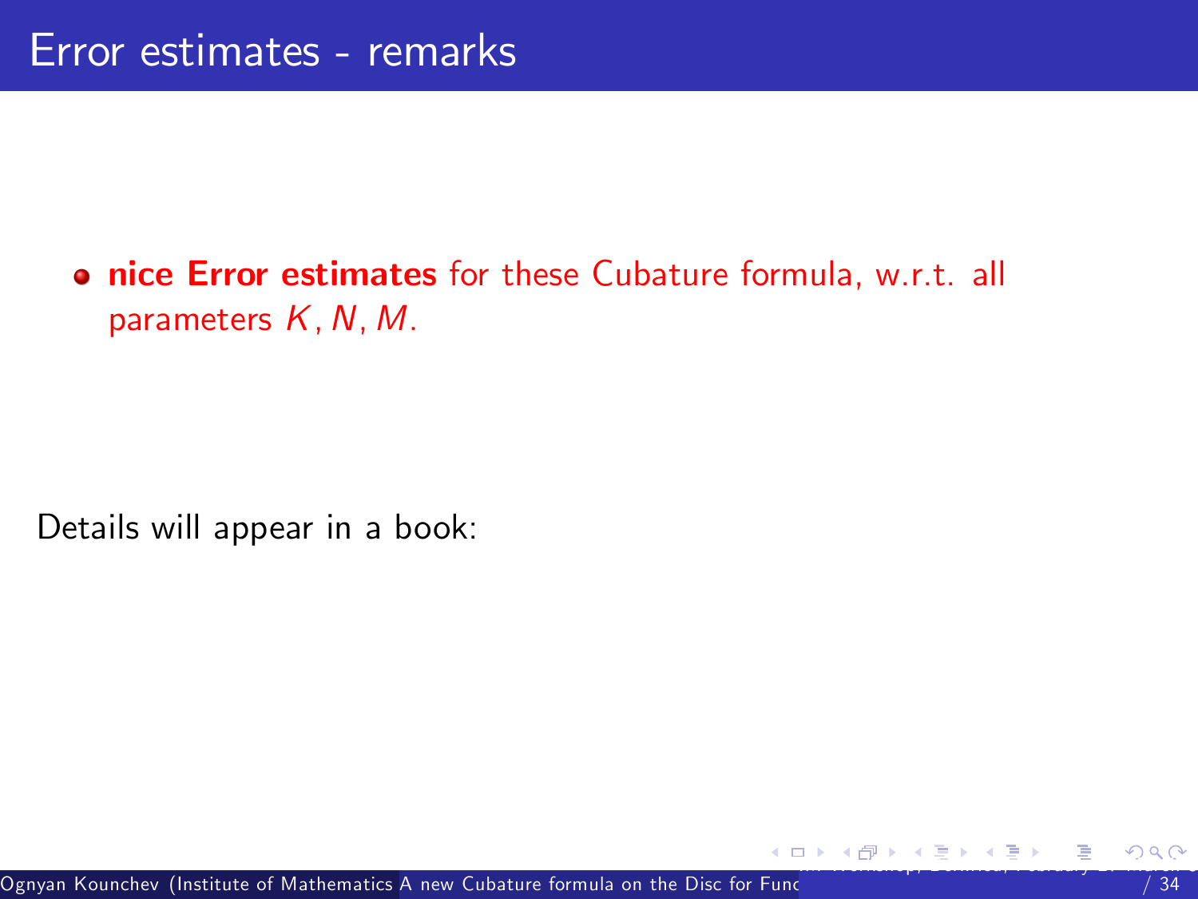# Error estimates - remarks

- **nice Error estimates** for these Cubature formula, w.r.t. all parameters $K, N, M$.

Details will appear in a book: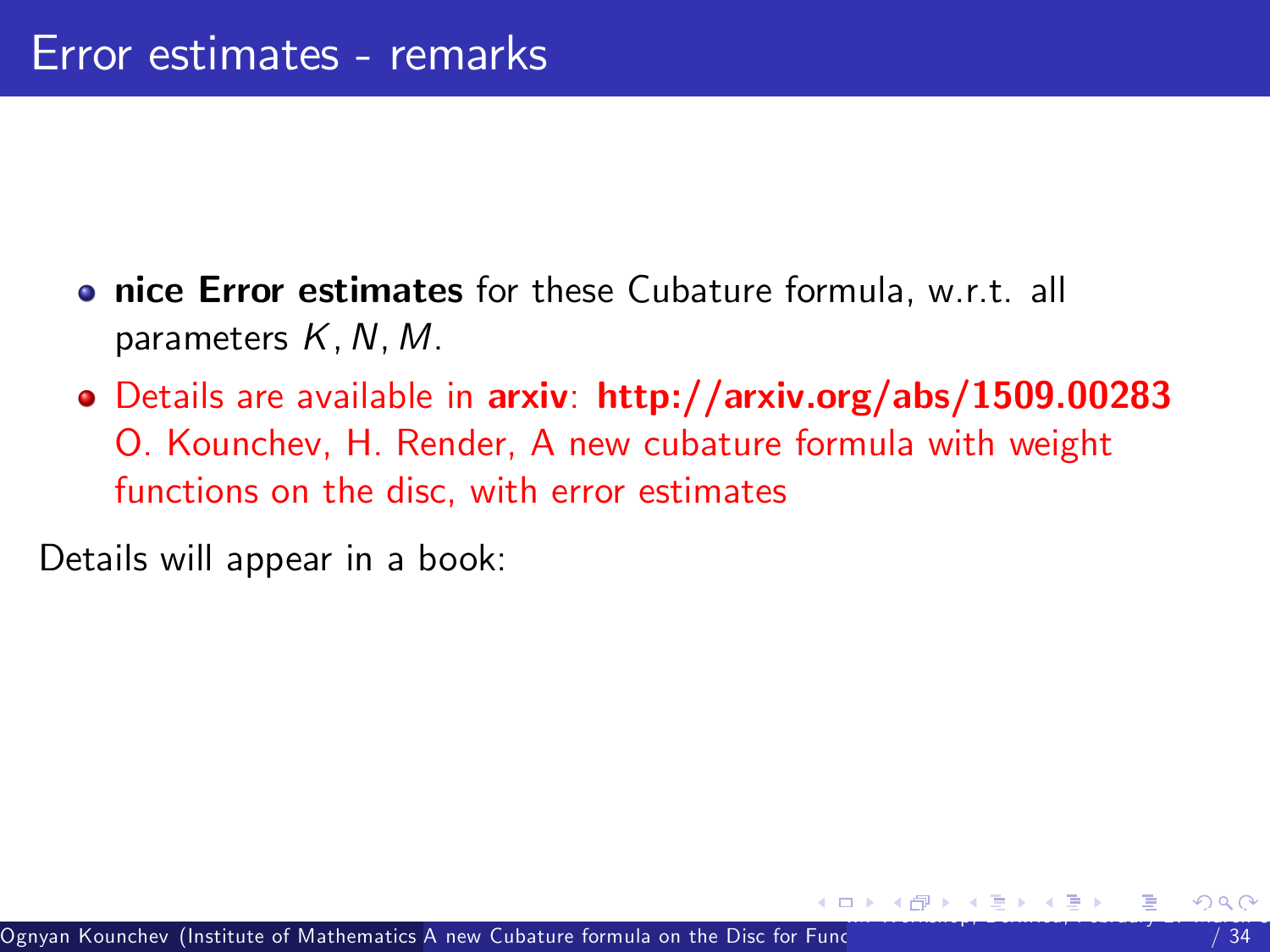# Error estimates - remarks

- **nice Error estimates** for these Cubature formula, w.r.t. all parameters $K, N, M$.
- Details are available in **arxiv**: **http://arxiv.org/abs/1509.00283** O. Kounchev, H. Render, A new cubature formula with weight functions on the disc, with error estimates

Details will appear in a book: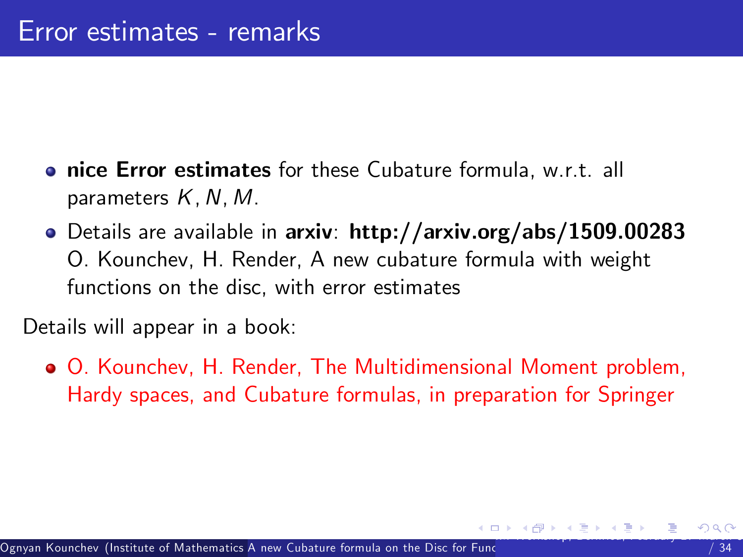# Error estimates - remarks

- **nice Error estimates** for these Cubature formula, w.r.t. all parameters $K, N, M$.
- Details are available in **arxiv**: **http://arxiv.org/abs/1509.00283** O. Kounchev, H. Render, A new cubature formula with weight functions on the disc, with error estimates

Details will appear in a book:

- O. Kounchev, H. Render, The Multidimensional Moment problem, Hardy spaces, and Cubature formulas, in preparation for Springer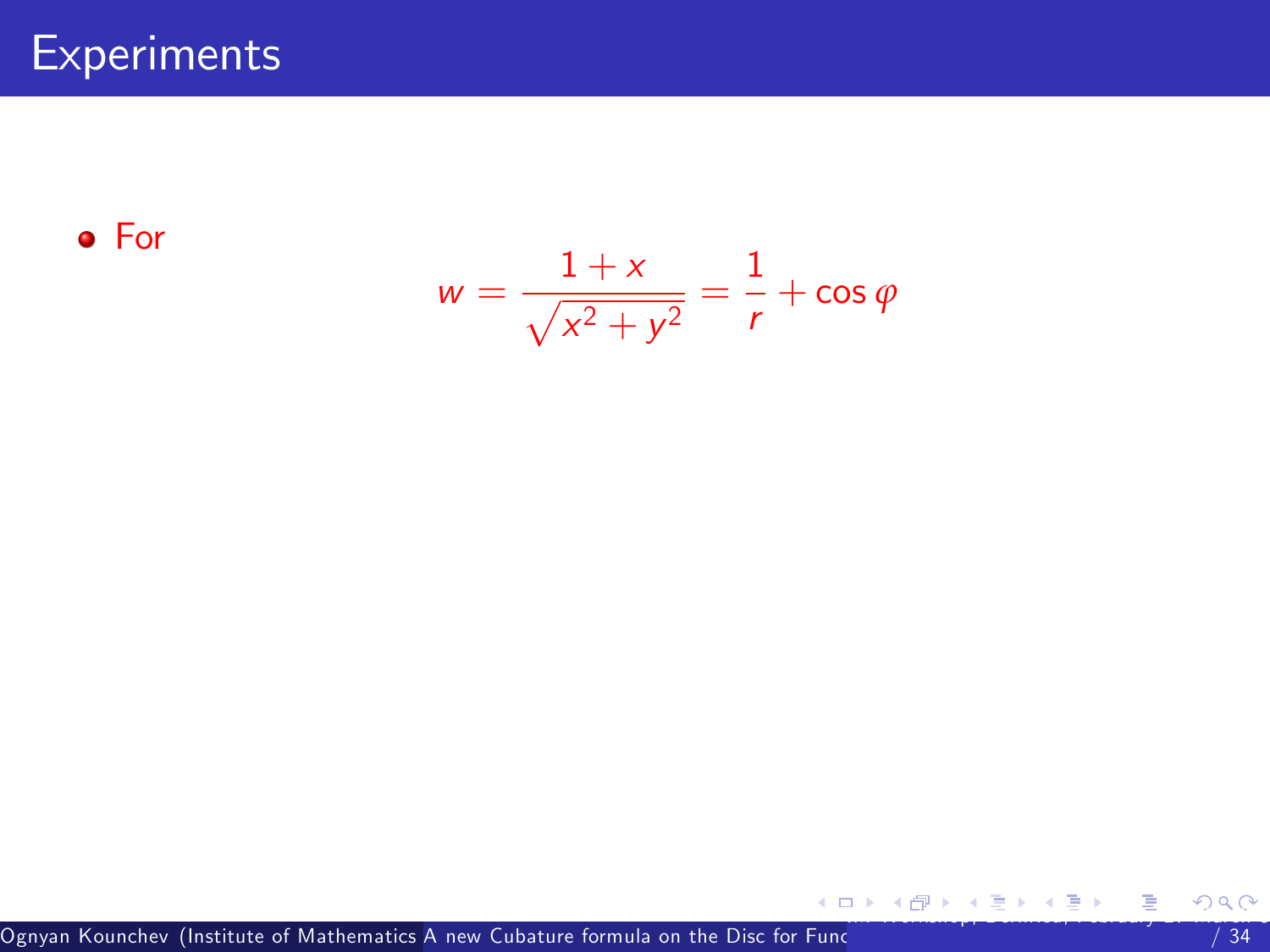# Experiments

- For

$$w = \frac{1+x}{\sqrt{x^2+y^2}} = \frac{1}{r} + \cos\varphi$$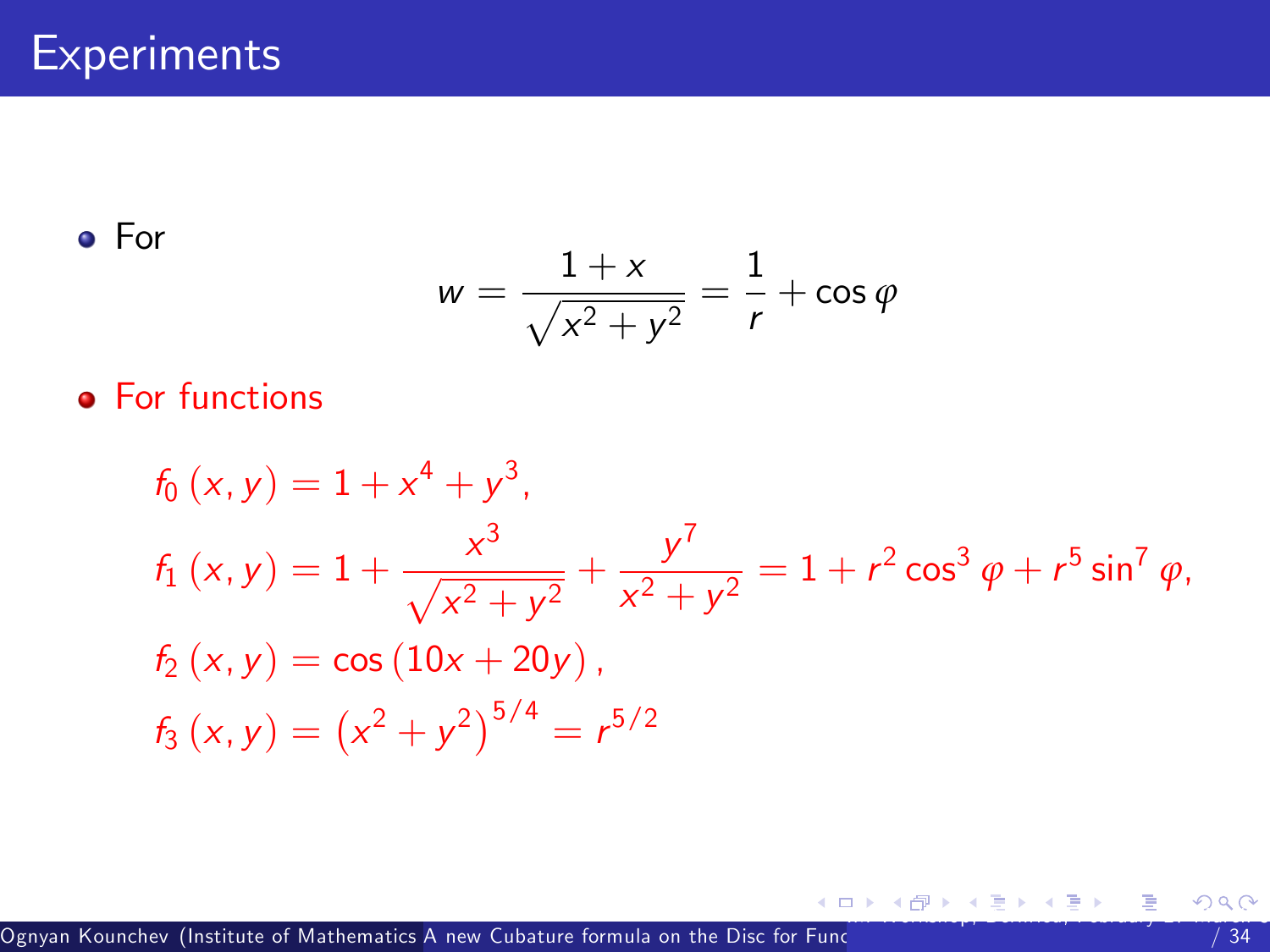# Experiments

- For

$$w = \frac{1+x}{\sqrt{x^2+y^2}} = \frac{1}{r} + \cos\varphi$$

- For functions

$$f_0(x,y) = 1 + x^4 + y^3,$$

$$f_1(x,y) = 1 + \frac{x^3}{\sqrt{x^2+y^2}} + \frac{y^7}{x^2+y^2} = 1 + r^2\cos^3\varphi + r^5\sin^7\varphi,$$

$$f_2(x,y) = \cos(10x + 20y),$$

$$f_3(x,y) = \left(x^2+y^2\right)^{5/4} = r^{5/2}$$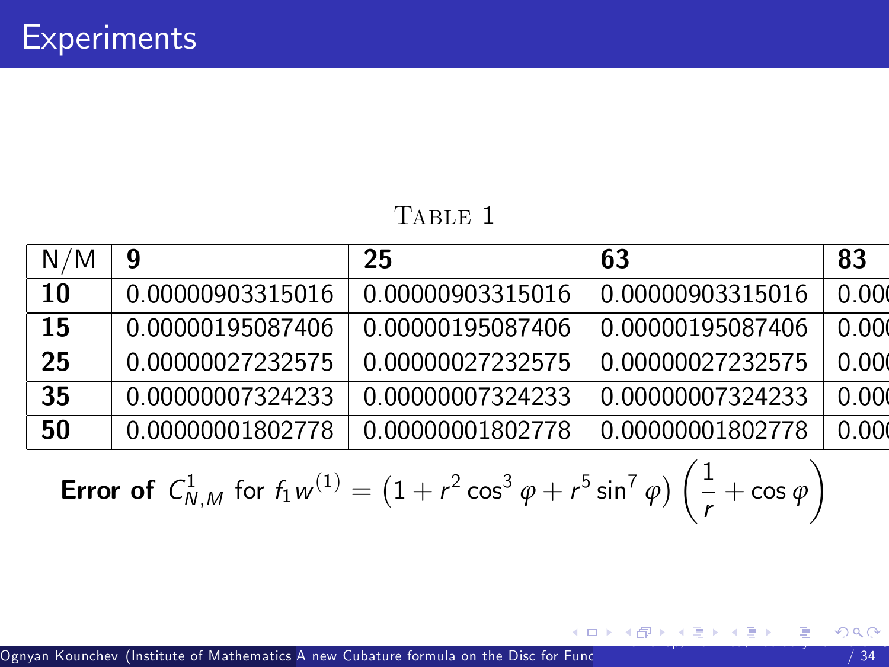# Experiments

TABLE 1

| N/M | **9** | **25** | **63** | **83** |
|---|---|---|---|---|
| **10** | 0.00000903315016 | 0.00000903315016 | 0.00000903315016 | 0.000 |
| **15** | 0.00000195087406 | 0.00000195087406 | 0.00000195087406 | 0.000 |
| **25** | 0.00000027232575 | 0.00000027232575 | 0.00000027232575 | 0.000 |
| **35** | 0.00000007324233 | 0.00000007324233 | 0.00000007324233 | 0.000 |
| **50** | 0.00000001802778 | 0.00000001802778 | 0.00000001802778 | 0.000 |

**Error of** $C^1_{N,M}$ for $f_1 w^{(1)} = \left(1 + r^2 \cos^3 \varphi + r^5 \sin^7 \varphi\right) \left(\frac{1}{r} + \cos \varphi\right)$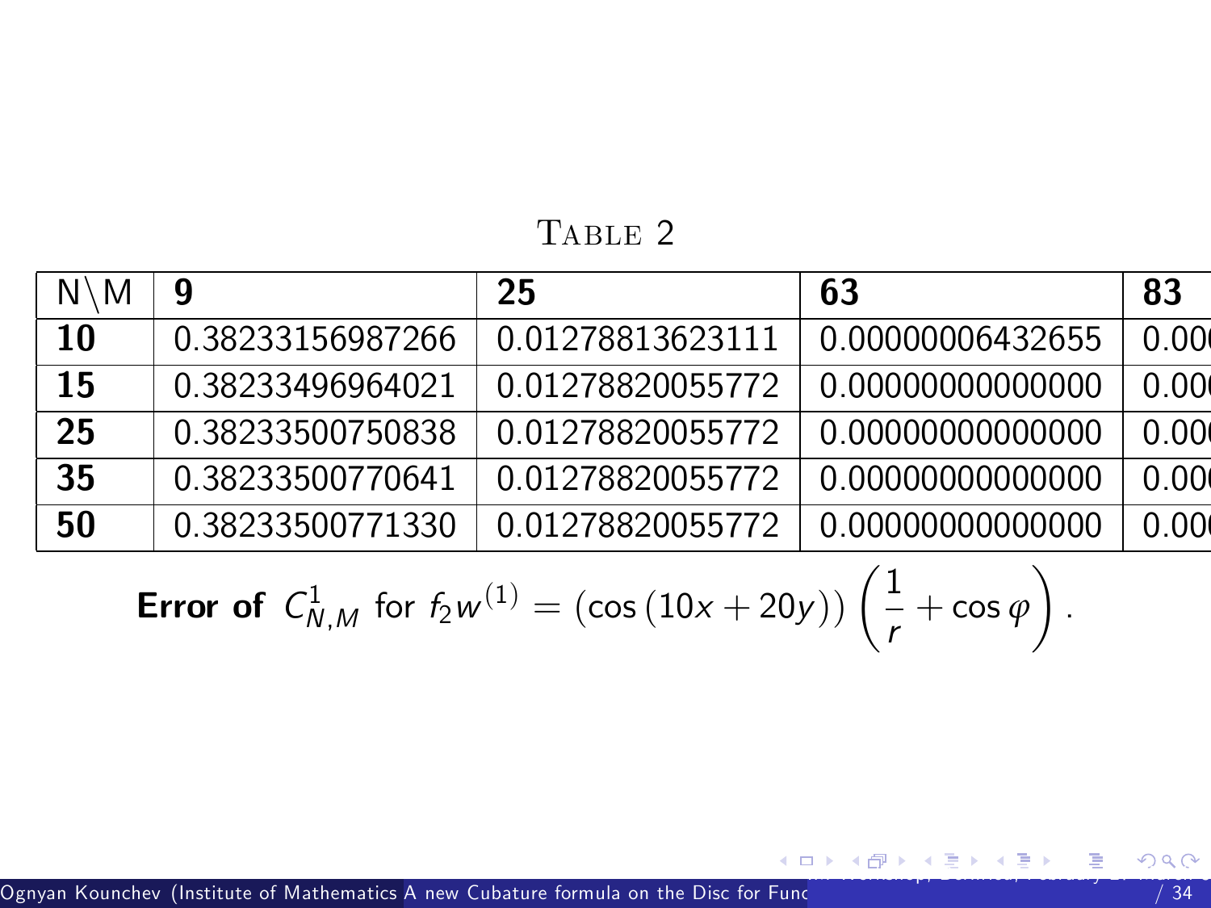Table 2

| N\M | 9 | 25 | 63 | 83 |
|---|---|---|---|---|
| **10** | 0.38233156987266 | 0.01278813623111 | 0.00000006432655 | 0.000 |
| **15** | 0.38233496964021 | 0.01278820055772 | 0.00000000000000 | 0.000 |
| **25** | 0.38233500750838 | 0.01278820055772 | 0.00000000000000 | 0.000 |
| **35** | 0.38233500770641 | 0.01278820055772 | 0.00000000000000 | 0.000 |
| **50** | 0.38233500771330 | 0.01278820055772 | 0.00000000000000 | 0.000 |

**Error of** $C^1_{N,M}$ for $f_2 w^{(1)} = (\cos(10x + 20y)) \left(\frac{1}{r} + \cos\varphi\right).$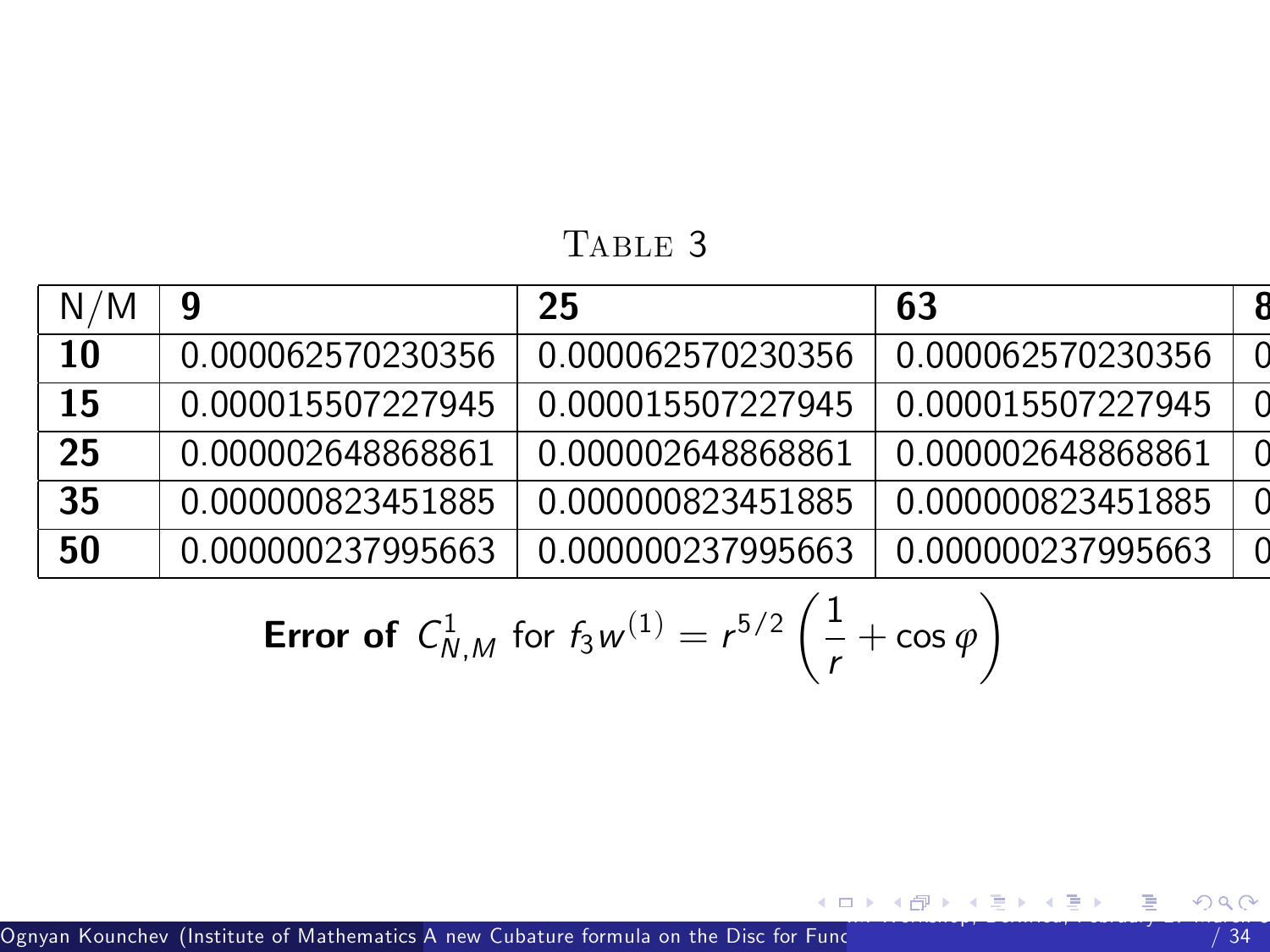TABLE 3

| N/M | **9** | **25** | **63** | **8** |
|---|---|---|---|---|
| **10** | 0.000062570230356 | 0.000062570230356 | 0.000062570230356 | 0 |
| **15** | 0.000015507227945 | 0.000015507227945 | 0.000015507227945 | 0 |
| **25** | 0.000002648868861 | 0.000002648868861 | 0.000002648868861 | 0 |
| **35** | 0.000000823451885 | 0.000000823451885 | 0.000000823451885 | 0 |
| **50** | 0.000000237995663 | 0.000000237995663 | 0.000000237995663 | 0 |

**Error of** $C^1_{N,M}$ for $f_3 w^{(1)} = r^{5/2}\left(\frac{1}{r} + \cos\varphi\right)$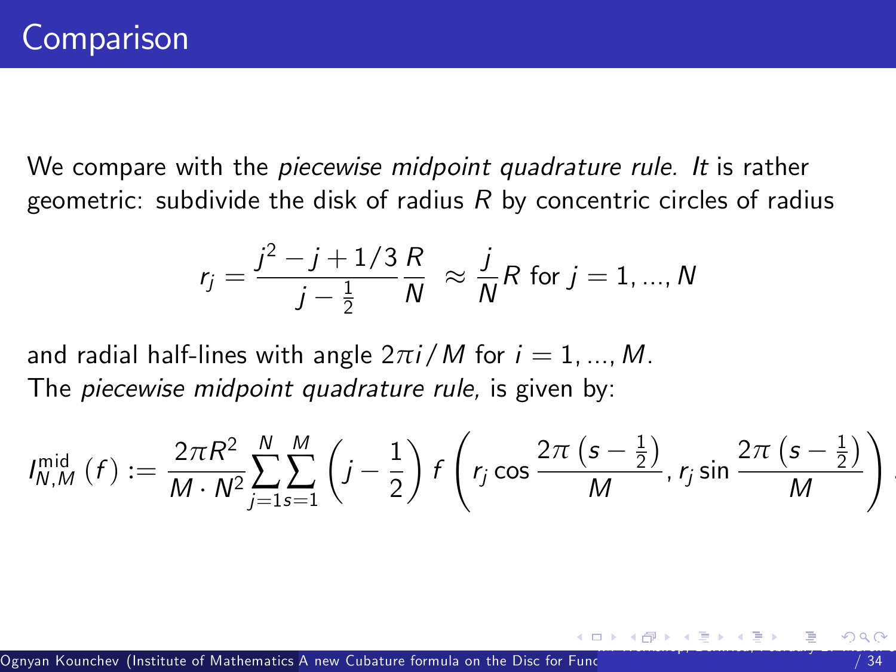# Comparison

We compare with the *piecewise midpoint quadrature rule. It* is rather geometric: subdivide the disk of radius $R$ by concentric circles of radius

$$r_j = \frac{j^2 - j + 1/3}{j - \frac{1}{2}} \frac{R}{N} \approx \frac{j}{N} R \text{ for } j = 1, ..., N$$

and radial half-lines with angle $2\pi i/M$ for $i = 1, ..., M$.
The *piecewise midpoint quadrature rule,* is given by:

$$I_{N,M}^{\text{mid}}(f) := \frac{2\pi R^2}{M \cdot N^2} \sum_{j=1}^{N} \sum_{s=1}^{M} \left(j - \frac{1}{2}\right) f\left(r_j \cos\frac{2\pi\left(s - \frac{1}{2}\right)}{M}, r_j \sin\frac{2\pi\left(s - \frac{1}{2}\right)}{M}\right).$$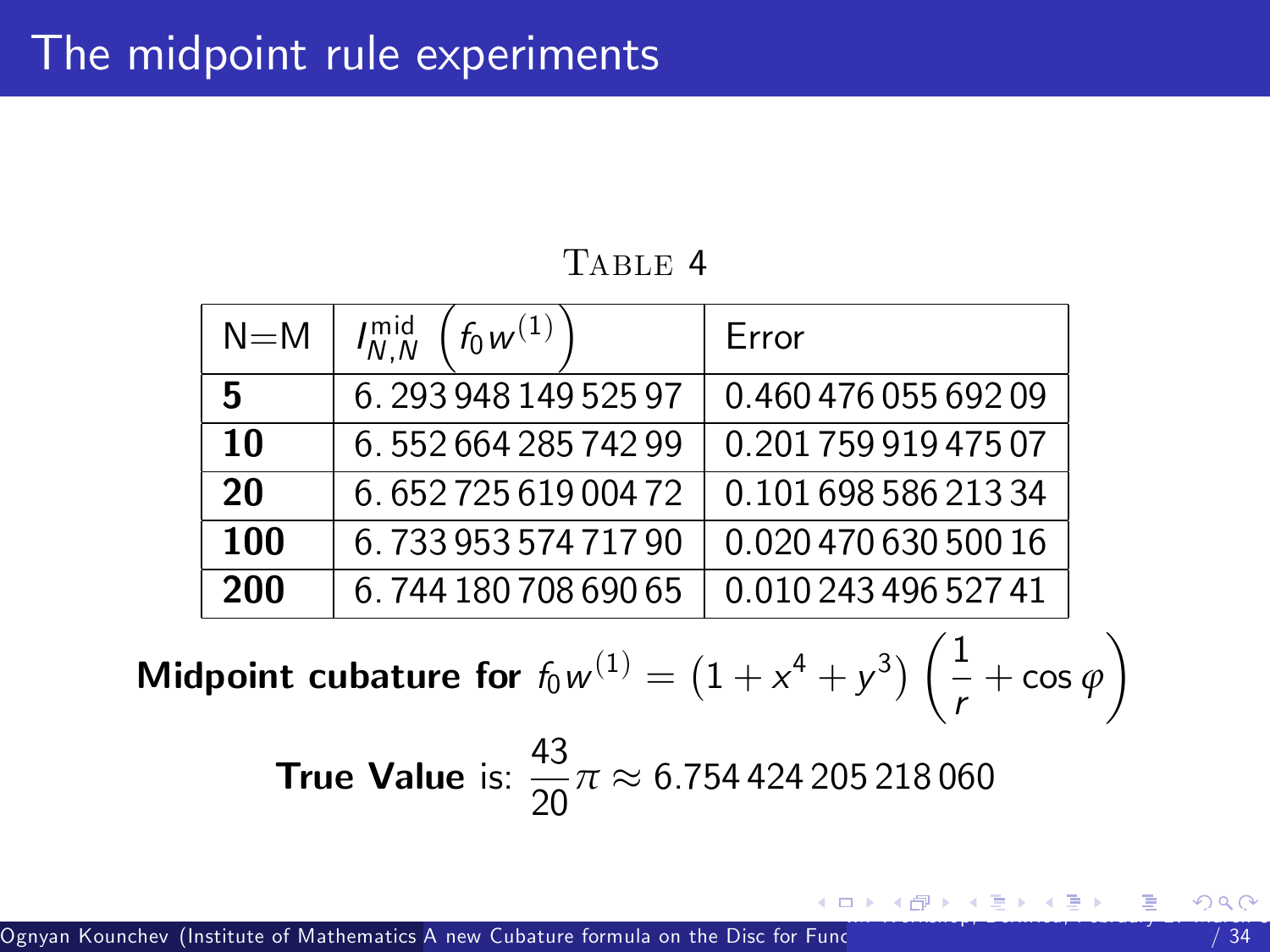# The midpoint rule experiments

TABLE 4

| N=M | $I_{N,N}^{\text{mid}}\left(f_0 w^{(1)}\right)$ | Error |
|---|---|---|
| **5** | 6.293 948 149 525 97 | 0.460 476 055 692 09 |
| **10** | 6.552 664 285 742 99 | 0.201 759 919 475 07 |
| **20** | 6.652 725 619 004 72 | 0.101 698 586 213 34 |
| **100** | 6.733 953 574 717 90 | 0.020 470 630 500 16 |
| **200** | 6.744 180 708 690 65 | 0.010 243 496 527 41 |

**Midpoint cubature for** $f_0 w^{(1)} = \left(1 + x^4 + y^3\right)\left(\frac{1}{r} + \cos\varphi\right)$

**True Value** is: $\frac{43}{20}\pi \approx 6.754\,424\,205\,218\,060$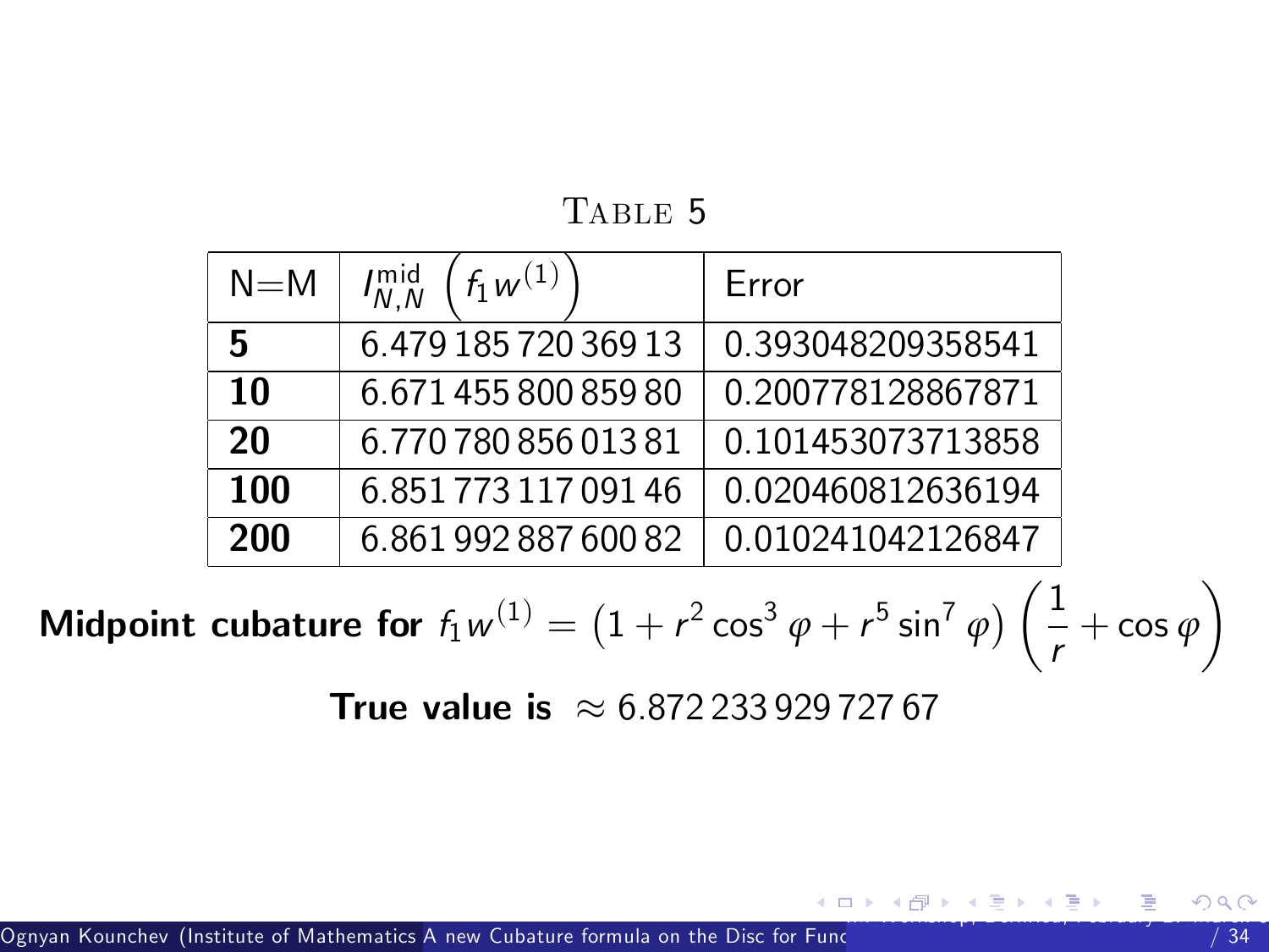TABLE 5

| N=M | $I^{\text{mid}}_{N,N}\left(f_1 w^{(1)}\right)$ | Error |
|---|---|---|
| **5** | 6.479 185 720 369 13 | 0.393048209358541 |
| **10** | 6.671 455 800 859 80 | 0.200778128867871 |
| **20** | 6.770 780 856 013 81 | 0.101453073713858 |
| **100** | 6.851 773 117 091 46 | 0.020460812636194 |
| **200** | 6.861 992 887 600 82 | 0.010241042126847 |

**Midpoint cubature for** $f_1 w^{(1)} = \left(1 + r^2 \cos^3 \varphi + r^5 \sin^7 \varphi\right)\left(\frac{1}{r} + \cos \varphi\right)$

**True value is** $\approx 6.872\,233\,929\,727\,67$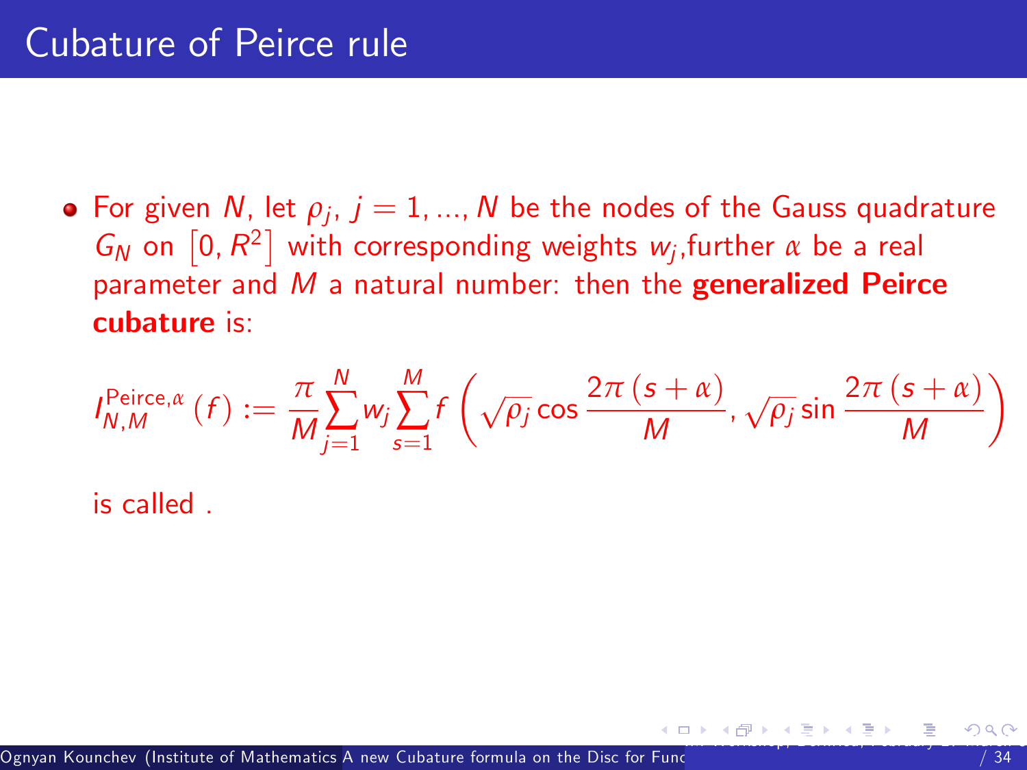# Cubature of Peirce rule

- For given $N$, let $\rho_j$, $j = 1, ..., N$ be the nodes of the Gauss quadrature $G_N$ on $\left[0, R^2\right]$ with corresponding weights $w_j$,further $\alpha$ be a real parameter and $M$ a natural number: then the **generalized Peirce cubature** is:

$$I_{N,M}^{\text{Peirce},\alpha}(f) := \frac{\pi}{M} \sum_{j=1}^{N} w_j \sum_{s=1}^{M} f\left(\sqrt{\rho_j} \cos \frac{2\pi (s+\alpha)}{M}, \sqrt{\rho_j} \sin \frac{2\pi (s+\alpha)}{M}\right)$$

is called .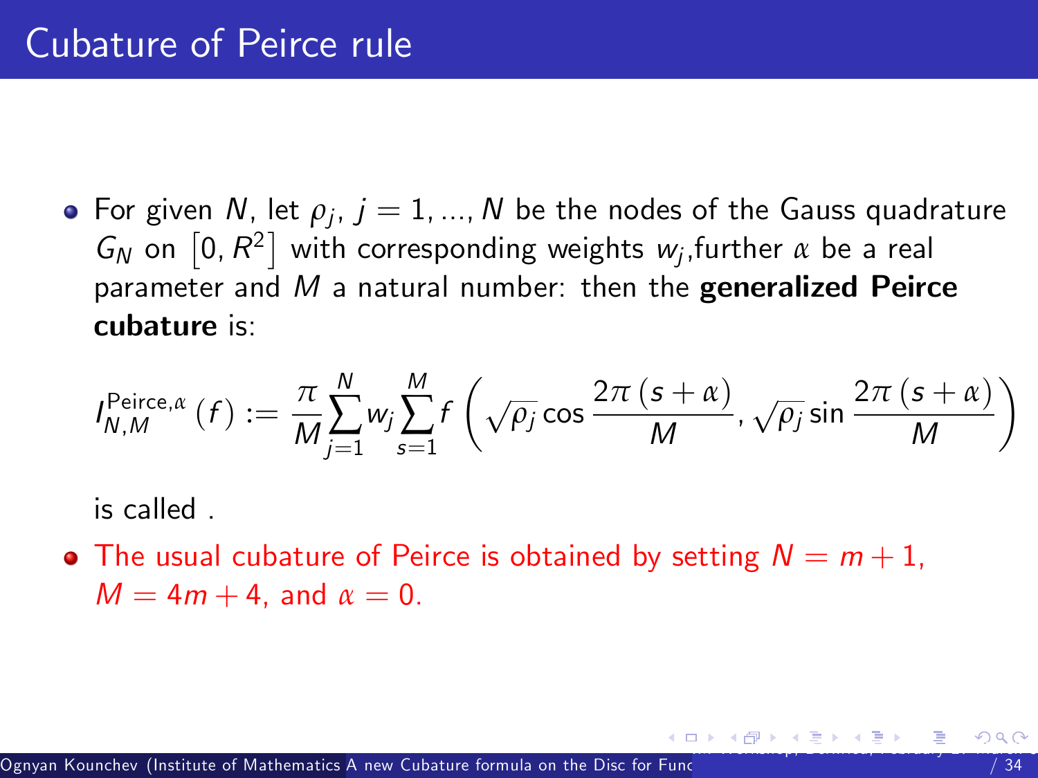# Cubature of Peirce rule

- For given $N$, let $\rho_j$, $j = 1, ..., N$ be the nodes of the Gauss quadrature $G_N$ on $\left[0, R^2\right]$ with corresponding weights $w_j$,further $\alpha$ be a real parameter and $M$ a natural number: then the **generalized Peirce cubature** is:

$$I_{N,M}^{\text{Peirce},\alpha}(f) := \frac{\pi}{M}\sum_{j=1}^{N} w_j \sum_{s=1}^{M} f\left(\sqrt{\rho_j}\cos\frac{2\pi(s+\alpha)}{M}, \sqrt{\rho_j}\sin\frac{2\pi(s+\alpha)}{M}\right)$$

  is called .

- The usual cubature of Peirce is obtained by setting $N = m + 1$, $M = 4m + 4$, and $\alpha = 0$.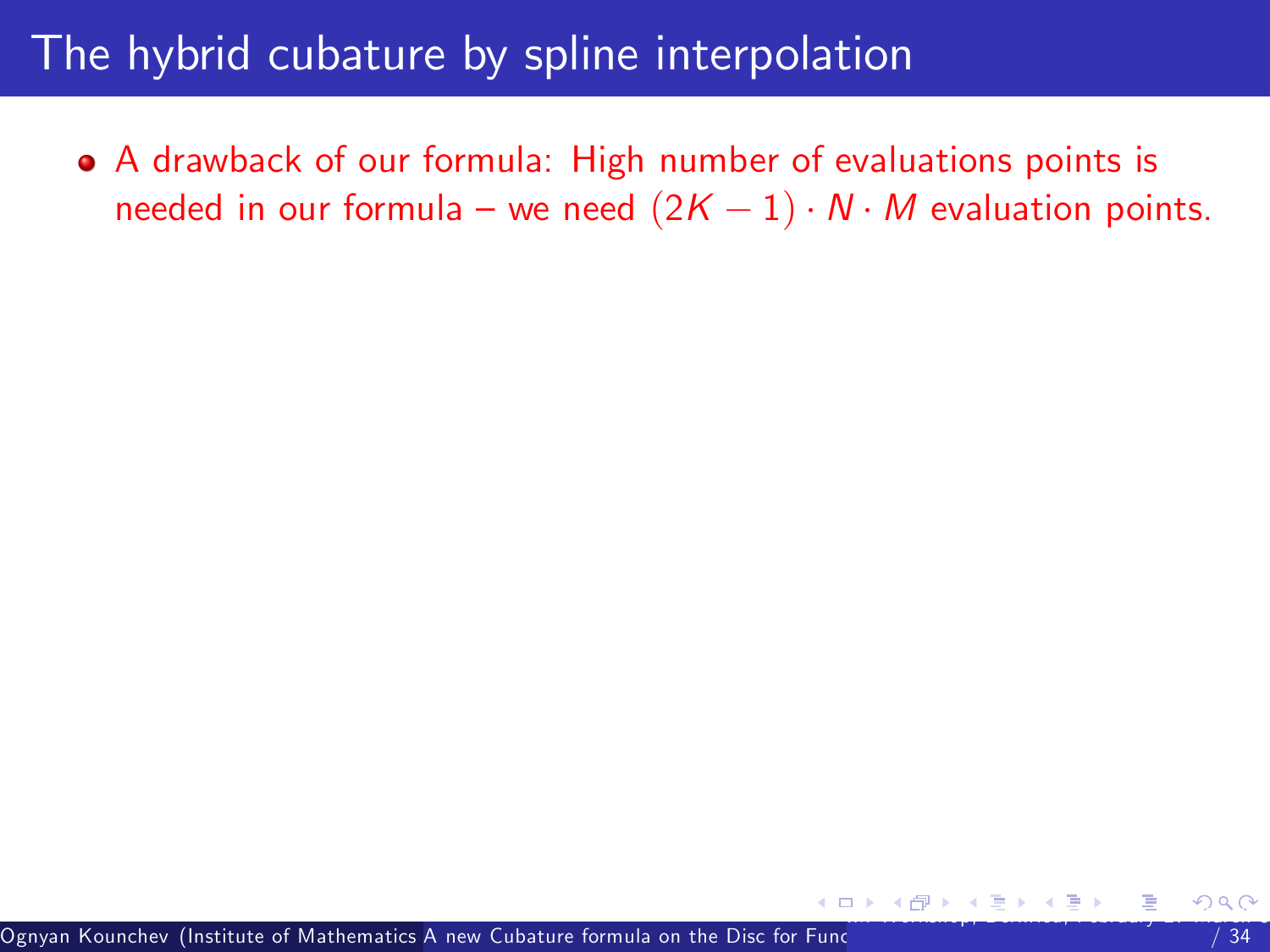# The hybrid cubature by spline interpolation

- A drawback of our formula: High number of evaluations points is needed in our formula – we need $(2K-1) \cdot N \cdot M$ evaluation points.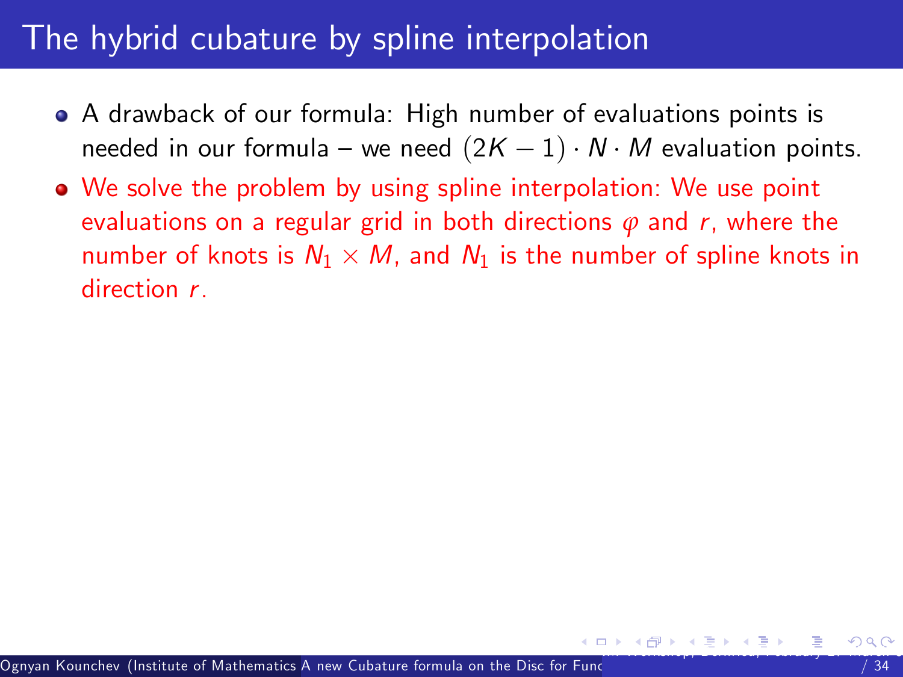# The hybrid cubature by spline interpolation

- A drawback of our formula: High number of evaluations points is needed in our formula – we need $(2K-1) \cdot N \cdot M$ evaluation points.
- We solve the problem by using spline interpolation: We use point evaluations on a regular grid in both directions $\varphi$ and $r$, where the number of knots is $N_1 \times M$, and $N_1$ is the number of spline knots in direction $r$.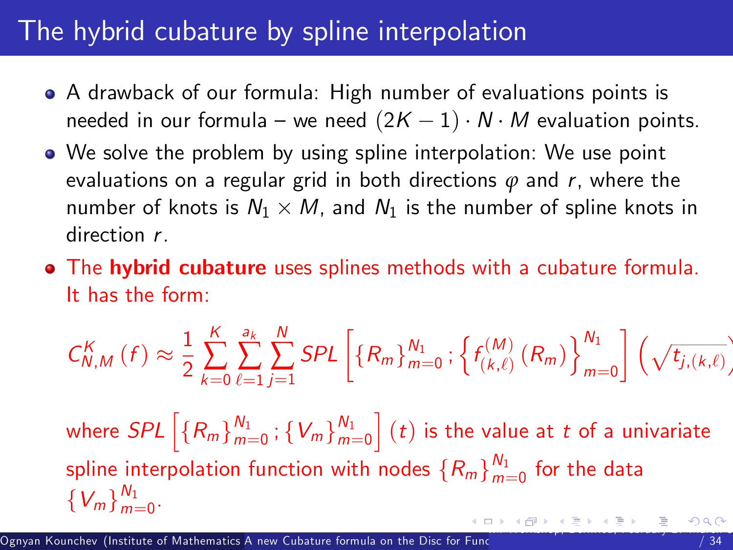# The hybrid cubature by spline interpolation

- A drawback of our formula: High number of evaluations points is needed in our formula – we need $(2K-1)\cdot N\cdot M$ evaluation points.
- We solve the problem by using spline interpolation: We use point evaluations on a regular grid in both directions $\varphi$ and $r$, where the number of knots is $N_1 \times M$, and $N_1$ is the number of spline knots in direction $r$.
- The **hybrid cubature** uses splines methods with a cubature formula. It has the form:

$$C_{N,M}^{K}(f) \approx \frac{1}{2}\sum_{k=0}^{K}\sum_{\ell=1}^{a_k}\sum_{j=1}^{N} SPL\left[\{R_m\}_{m=0}^{N_1};\left\{f_{(k,\ell)}^{(M)}(R_m)\right\}_{m=0}^{N_1}\right]\left(\sqrt{t_{j,(k,\ell)}}\right)$$

where $SPL\left[\{R_m\}_{m=0}^{N_1};\{V_m\}_{m=0}^{N_1}\right](t)$ is the value at $t$ of a univariate spline interpolation function with nodes $\{R_m\}_{m=0}^{N_1}$ for the data $\{V_m\}_{m=0}^{N_1}$.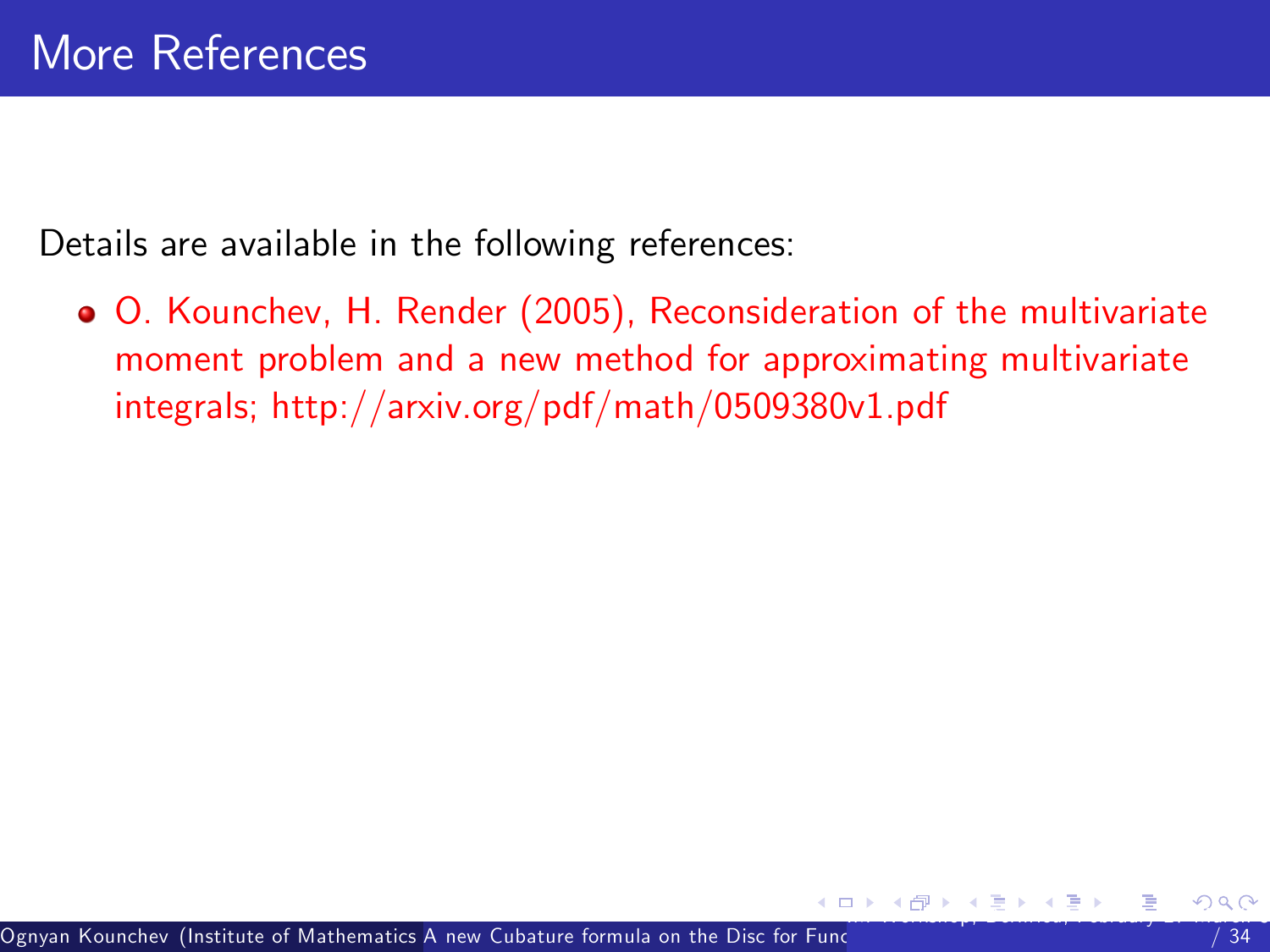# More References

Details are available in the following references:

- O. Kounchev, H. Render (2005), Reconsideration of the multivariate moment problem and a new method for approximating multivariate integrals; http://arxiv.org/pdf/math/0509380v1.pdf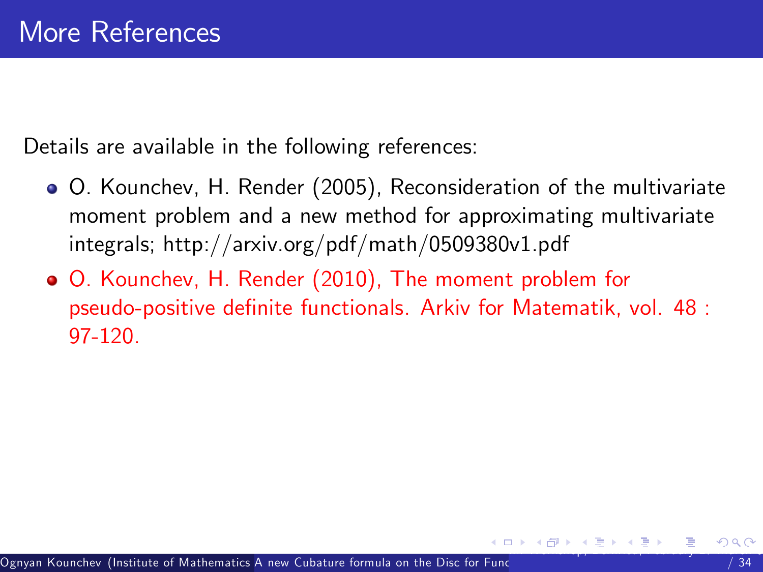# More References

Details are available in the following references:

- O. Kounchev, H. Render (2005), Reconsideration of the multivariate moment problem and a new method for approximating multivariate integrals; http://arxiv.org/pdf/math/0509380v1.pdf
- O. Kounchev, H. Render (2010), The moment problem for pseudo-positive definite functionals. Arkiv for Matematik, vol. 48 : 97-120.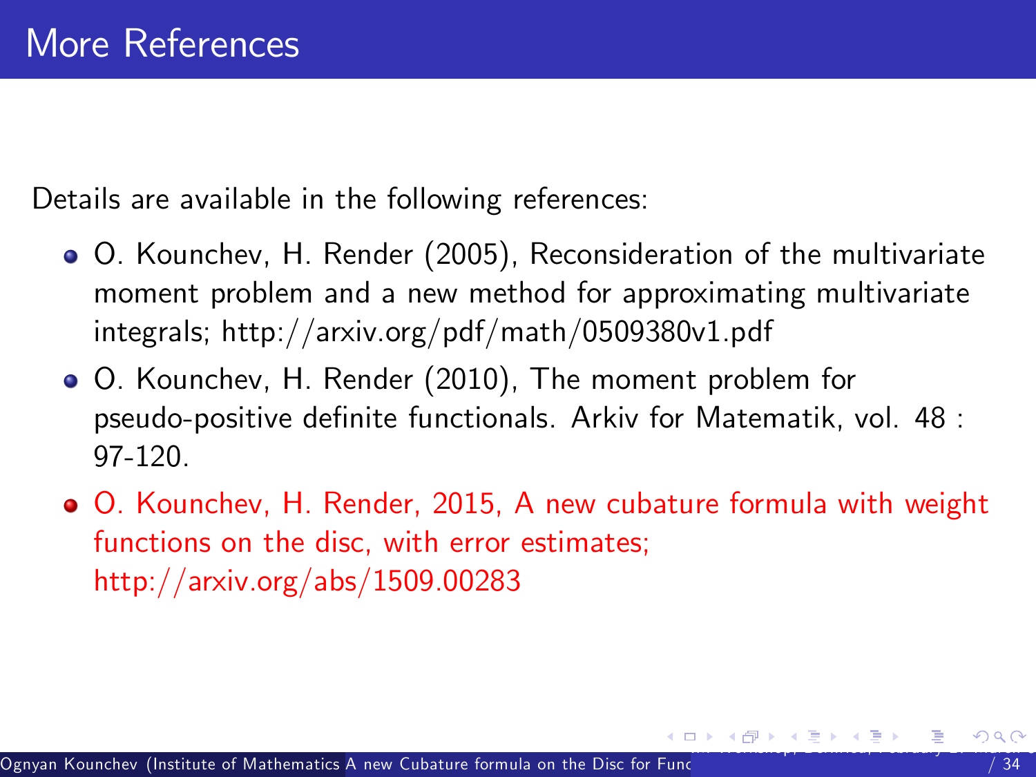# More References

Details are available in the following references:

- O. Kounchev, H. Render (2005), Reconsideration of the multivariate moment problem and a new method for approximating multivariate integrals; http://arxiv.org/pdf/math/0509380v1.pdf
- O. Kounchev, H. Render (2010), The moment problem for pseudo-positive definite functionals. Arkiv for Matematik, vol. 48 : 97-120.
- O. Kounchev, H. Render, 2015, A new cubature formula with weight functions on the disc, with error estimates; http://arxiv.org/abs/1509.00283